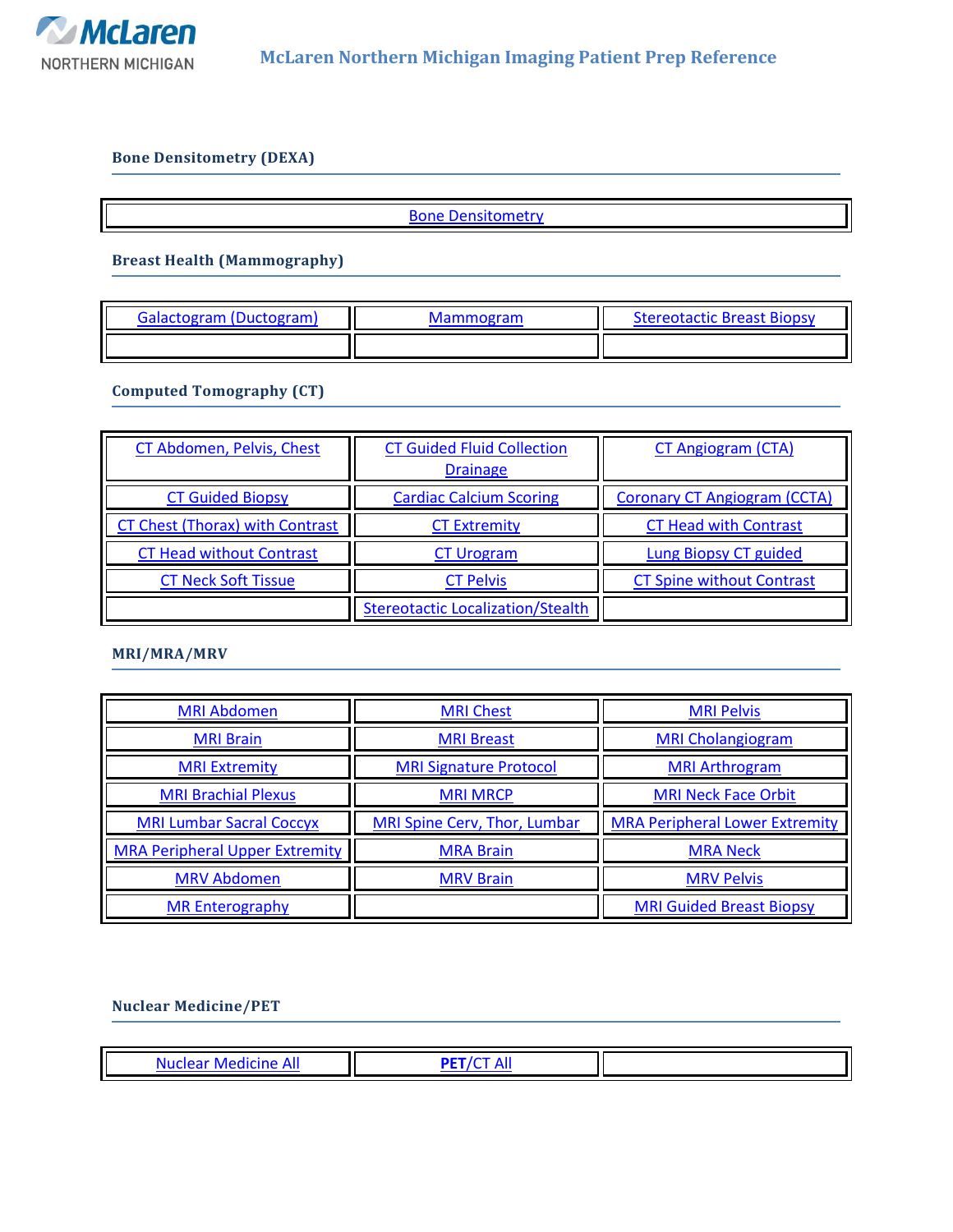McLaren NORTHERN MICHIGAN

# McLaren Northern Michigan Imaging Patient Prep Reference

## Bone Densitometry (DEXA)

| Bone Densitometry |
|---|

## Breast Health (Mammography)

| | | |
|---|---|---|
| Galactogram (Ductogram) | Mammogram | Stereotactic Breast Biopsy |
| | | |

## Computed Tomography (CT)

| | | |
|---|---|---|
| CT Abdomen, Pelvis, Chest | CT Guided Fluid Collection Drainage | CT Angiogram (CTA) |
| CT Guided Biopsy | Cardiac Calcium Scoring | Coronary CT Angiogram (CCTA) |
| CT Chest (Thorax) with Contrast | CT Extremity | CT Head with Contrast |
| CT Head without Contrast | CT Urogram | Lung Biopsy CT guided |
| CT Neck Soft Tissue | CT Pelvis | CT Spine without Contrast |
| | Stereotactic Localization/Stealth | |

## MRI/MRA/MRV

| | | |
|---|---|---|
| MRI Abdomen | MRI Chest | MRI Pelvis |
| MRI Brain | MRI Breast | MRI Cholangiogram |
| MRI Extremity | MRI Signature Protocol | MRI Arthrogram |
| MRI Brachial Plexus | MRI MRCP | MRI Neck Face Orbit |
| MRI Lumbar Sacral Coccyx | MRI Spine Cerv, Thor, Lumbar | MRA Peripheral Lower Extremity |
| MRA Peripheral Upper Extremity | MRA Brain | MRA Neck |
| MRV Abdomen | MRV Brain | MRV Pelvis |
| MR Enterography | | MRI Guided Breast Biopsy |

## Nuclear Medicine/PET

| | | |
|---|---|---|
| Nuclear Medicine All | **PET**/CT All | |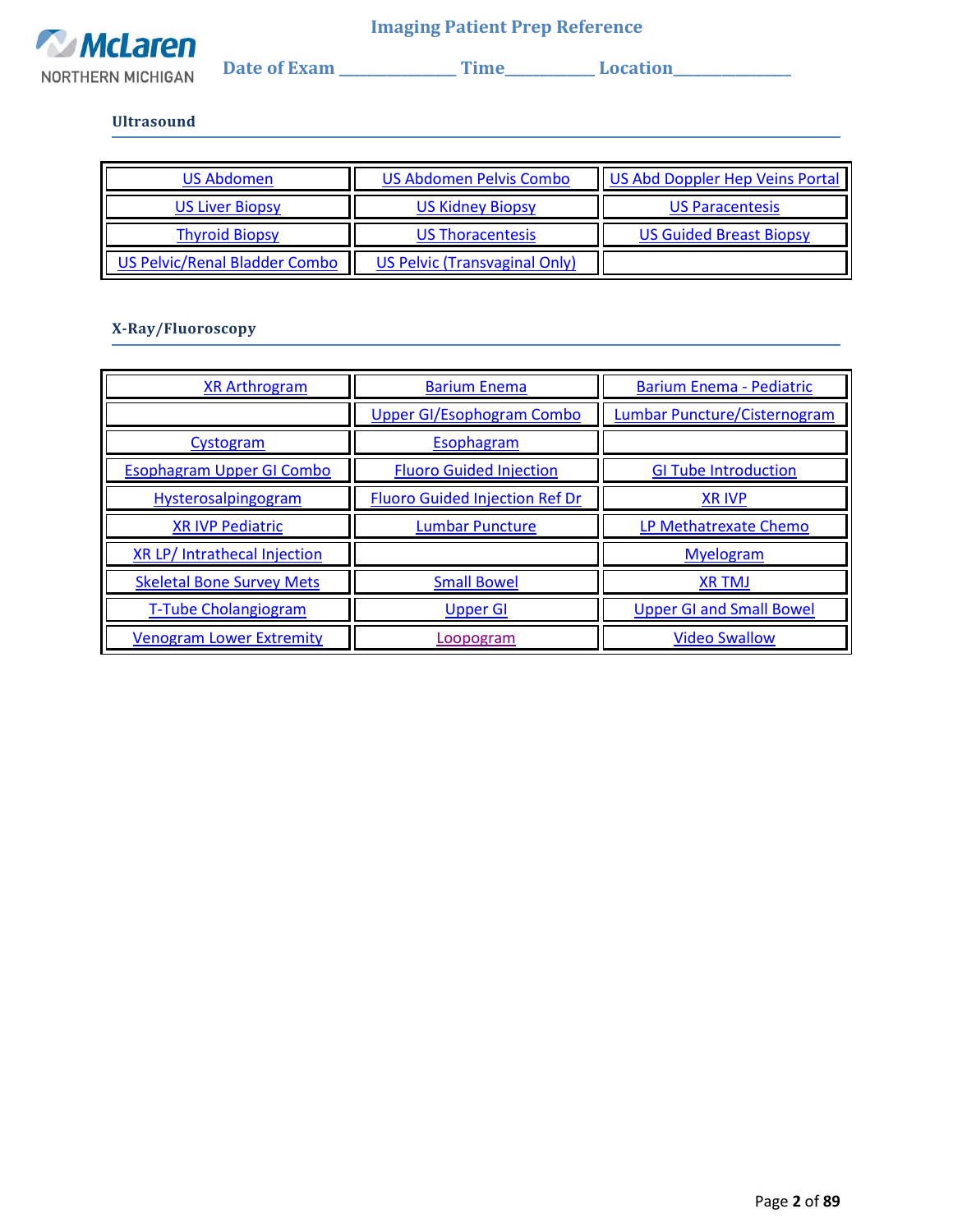McLaren NORTHERN MICHIGAN

# Imaging Patient Prep Reference

**Date of Exam** ______________ **Time**___________ **Location**______________

## Ultrasound

| | | |
|---|---|---|
| US Abdomen | US Abdomen Pelvis Combo | US Abd Doppler Hep Veins Portal |
| US Liver Biopsy | US Kidney Biopsy | US Paracentesis |
| Thyroid Biopsy | US Thoracentesis | US Guided Breast Biopsy |
| US Pelvic/Renal Bladder Combo | US Pelvic (Transvaginal Only) | |

## X-Ray/Fluoroscopy

| | | |
|---|---|---|
| XR Arthrogram | Barium Enema | Barium Enema - Pediatric |
| | Upper GI/Esophogram Combo | Lumbar Puncture/Cisternogram |
| Cystogram | Esophagram | |
| Esophagram Upper GI Combo | Fluoro Guided Injection | GI Tube Introduction |
| Hysterosalpingogram | Fluoro Guided Injection Ref Dr | XR IVP |
| XR IVP Pediatric | Lumbar Puncture | LP Methatrexate Chemo |
| XR LP/ Intrathecal Injection | | Myelogram |
| Skeletal Bone Survey Mets | Small Bowel | XR TMJ |
| T-Tube Cholangiogram | Upper GI | Upper GI and Small Bowel |
| Venogram Lower Extremity | Loopogram | Video Swallow |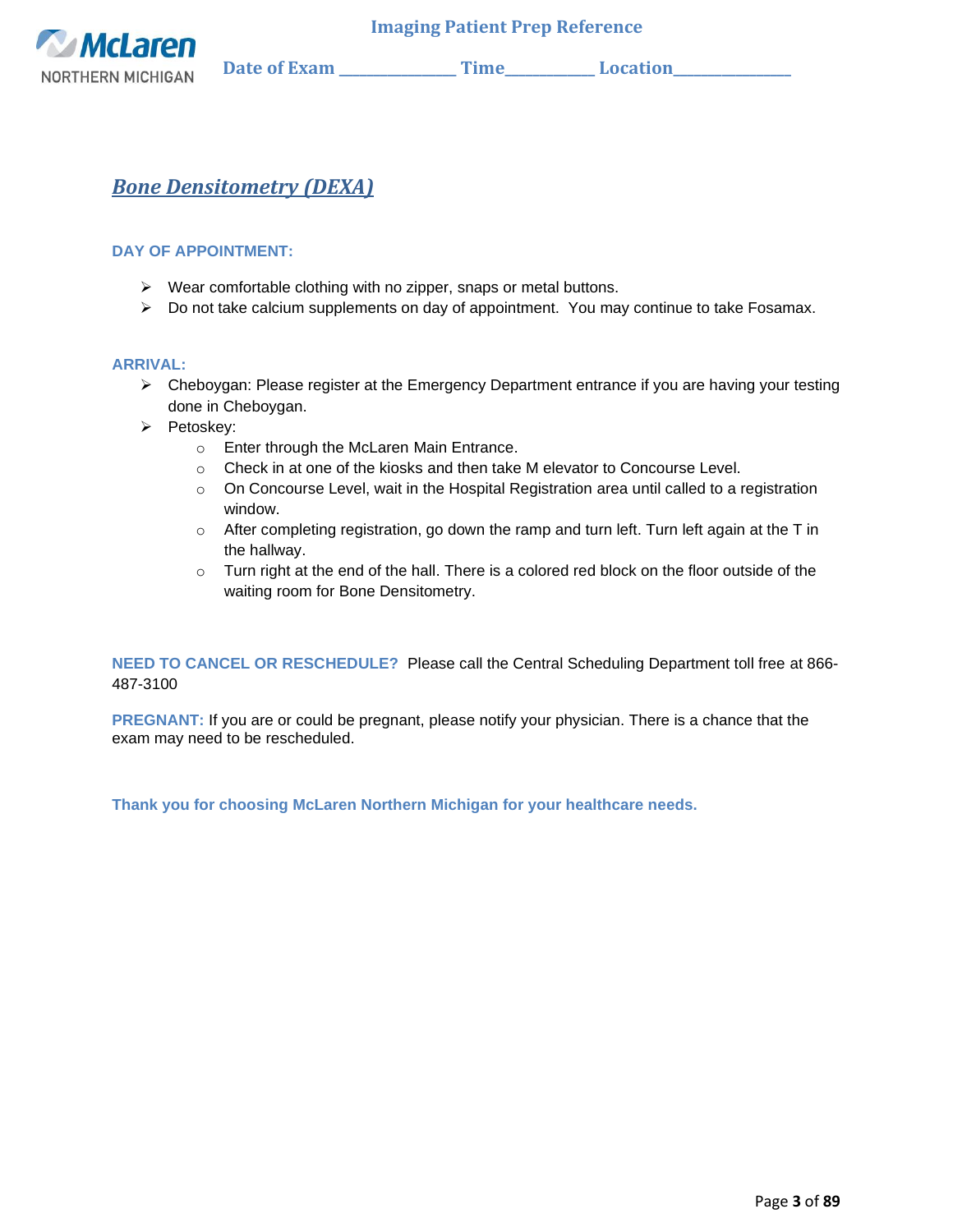McLaren NORTHERN MICHIGAN

**Imaging Patient Prep Reference**

**Date of Exam \_\_\_\_\_\_\_\_\_\_\_\_\_\_\_ Time\_\_\_\_\_\_\_\_\_\_\_ Location\_\_\_\_\_\_\_\_\_\_\_\_\_\_\_**

# ***Bone Densitometry (DEXA)***

**DAY OF APPOINTMENT:**

- Wear comfortable clothing with no zipper, snaps or metal buttons.
- Do not take calcium supplements on day of appointment. You may continue to take Fosamax.

**ARRIVAL:**

- Cheboygan: Please register at the Emergency Department entrance if you are having your testing done in Cheboygan.
- Petoskey:
  - Enter through the McLaren Main Entrance.
  - Check in at one of the kiosks and then take M elevator to Concourse Level.
  - On Concourse Level, wait in the Hospital Registration area until called to a registration window.
  - After completing registration, go down the ramp and turn left. Turn left again at the T in the hallway.
  - Turn right at the end of the hall. There is a colored red block on the floor outside of the waiting room for Bone Densitometry.

**NEED TO CANCEL OR RESCHEDULE?** Please call the Central Scheduling Department toll free at 866-487-3100

**PREGNANT:** If you are or could be pregnant, please notify your physician. There is a chance that the exam may need to be rescheduled.

**Thank you for choosing McLaren Northern Michigan for your healthcare needs.**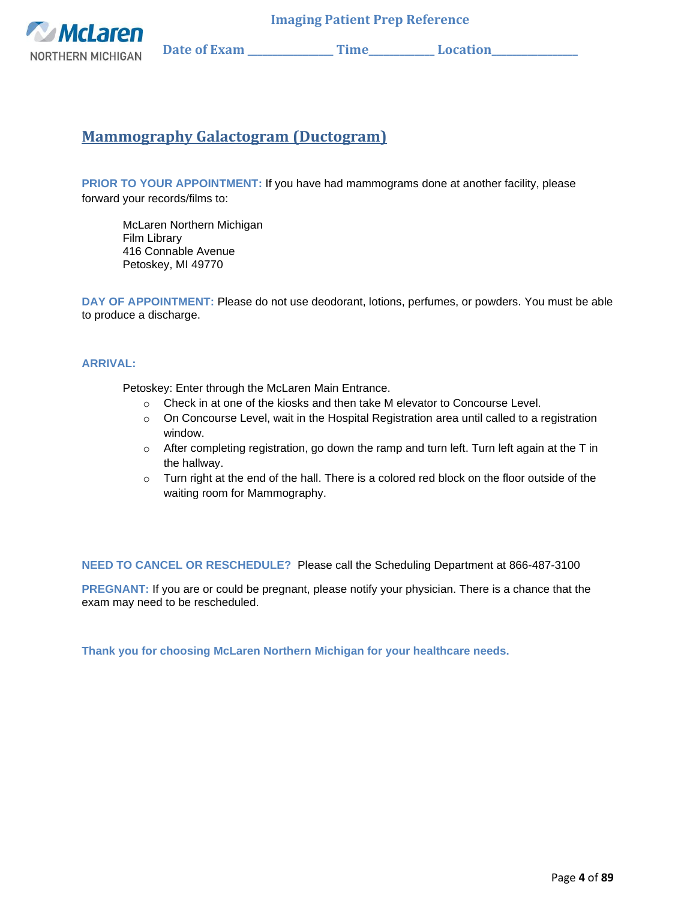## Mammography Galactogram (Ductogram)

**PRIOR TO YOUR APPOINTMENT:** If you have had mammograms done at another facility, please forward your records/films to:

McLaren Northern Michigan
Film Library
416 Connable Avenue
Petoskey, MI 49770

**DAY OF APPOINTMENT:** Please do not use deodorant, lotions, perfumes, or powders. You must be able to produce a discharge.

**ARRIVAL:**

Petoskey: Enter through the McLaren Main Entrance.

- Check in at one of the kiosks and then take M elevator to Concourse Level.
- On Concourse Level, wait in the Hospital Registration area until called to a registration window.
- After completing registration, go down the ramp and turn left. Turn left again at the T in the hallway.
- Turn right at the end of the hall. There is a colored red block on the floor outside of the waiting room for Mammography.

**NEED TO CANCEL OR RESCHEDULE?** Please call the Scheduling Department at 866-487-3100

**PREGNANT:** If you are or could be pregnant, please notify your physician. There is a chance that the exam may need to be rescheduled.

**Thank you for choosing McLaren Northern Michigan for your healthcare needs.**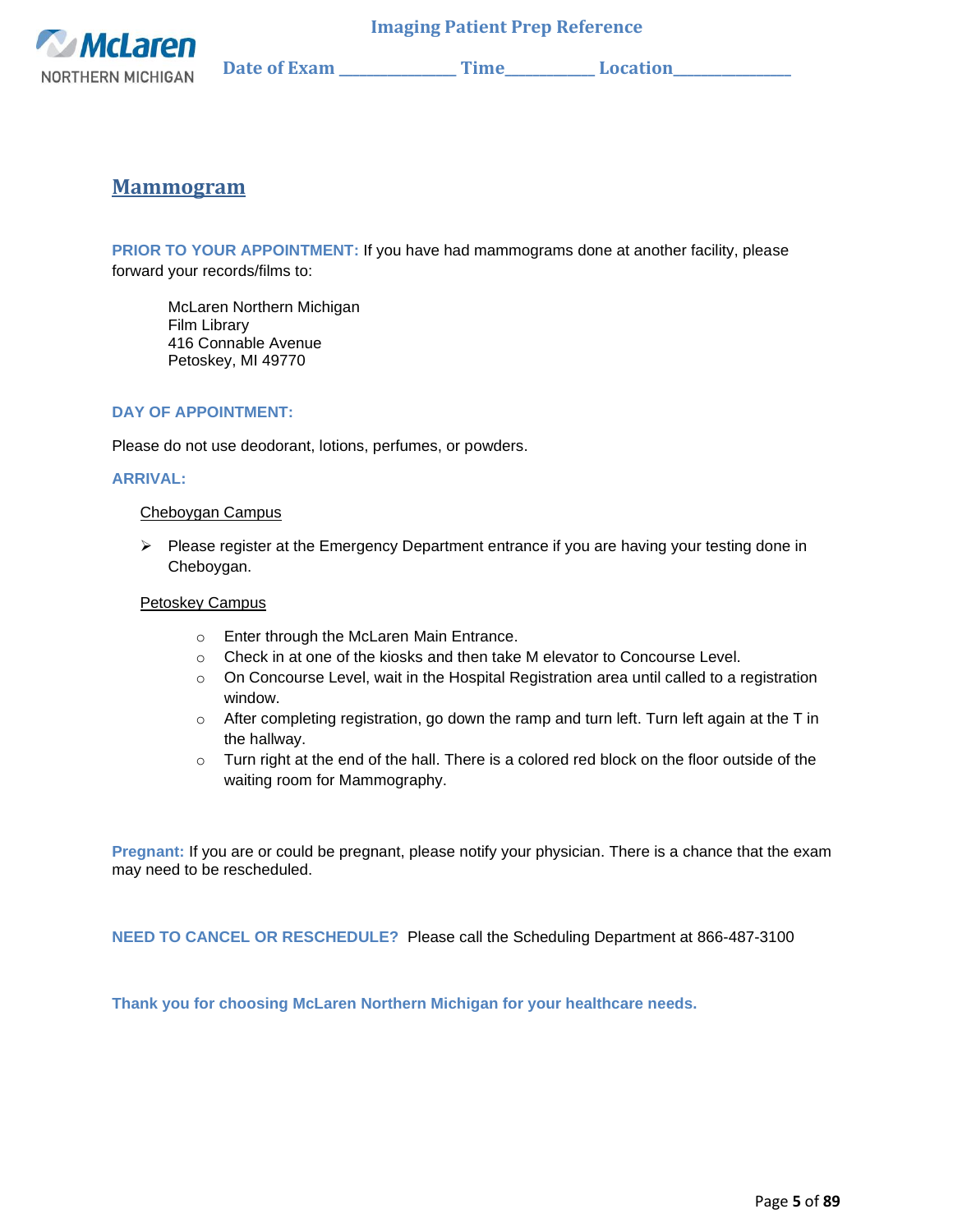# Mammogram

**PRIOR TO YOUR APPOINTMENT:** If you have had mammograms done at another facility, please forward your records/films to:

> McLaren Northern Michigan
> Film Library
> 416 Connable Avenue
> Petoskey, MI 49770

**DAY OF APPOINTMENT:**

Please do not use deodorant, lotions, perfumes, or powders.

**ARRIVAL:**

Cheboygan Campus

- Please register at the Emergency Department entrance if you are having your testing done in Cheboygan.

Petoskey Campus

- Enter through the McLaren Main Entrance.
- Check in at one of the kiosks and then take M elevator to Concourse Level.
- On Concourse Level, wait in the Hospital Registration area until called to a registration window.
- After completing registration, go down the ramp and turn left. Turn left again at the T in the hallway.
- Turn right at the end of the hall. There is a colored red block on the floor outside of the waiting room for Mammography.

**Pregnant:** If you are or could be pregnant, please notify your physician. There is a chance that the exam may need to be rescheduled.

**NEED TO CANCEL OR RESCHEDULE?** Please call the Scheduling Department at 866-487-3100

**Thank you for choosing McLaren Northern Michigan for your healthcare needs.**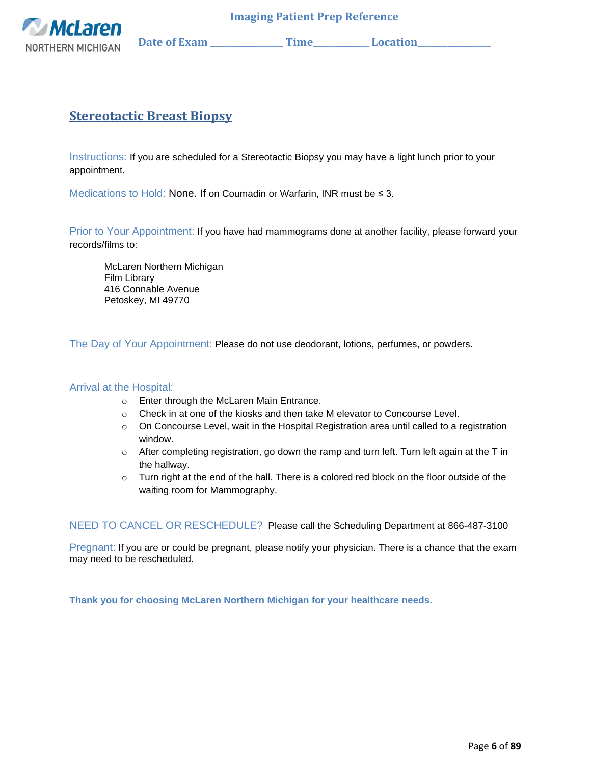**Imaging Patient Prep Reference**

**Date of Exam \_\_\_\_\_\_\_\_\_\_\_\_\_\_\_ Time\_\_\_\_\_\_\_\_\_\_\_ Location\_\_\_\_\_\_\_\_\_\_\_\_\_\_\_**

## Stereotactic Breast Biopsy

Instructions: If you are scheduled for a Stereotactic Biopsy you may have a light lunch prior to your appointment.

Medications to Hold: None. If on Coumadin or Warfarin, INR must be ≤ 3.

Prior to Your Appointment: If you have had mammograms done at another facility, please forward your records/films to:

> McLaren Northern Michigan
> Film Library
> 416 Connable Avenue
> Petoskey, MI 49770

The Day of Your Appointment: Please do not use deodorant, lotions, perfumes, or powders.

Arrival at the Hospital:

- Enter through the McLaren Main Entrance.
- Check in at one of the kiosks and then take M elevator to Concourse Level.
- On Concourse Level, wait in the Hospital Registration area until called to a registration window.
- After completing registration, go down the ramp and turn left. Turn left again at the T in the hallway.
- Turn right at the end of the hall. There is a colored red block on the floor outside of the waiting room for Mammography.

NEED TO CANCEL OR RESCHEDULE? Please call the Scheduling Department at 866-487-3100

Pregnant: If you are or could be pregnant, please notify your physician. There is a chance that the exam may need to be rescheduled.

**Thank you for choosing McLaren Northern Michigan for your healthcare needs.**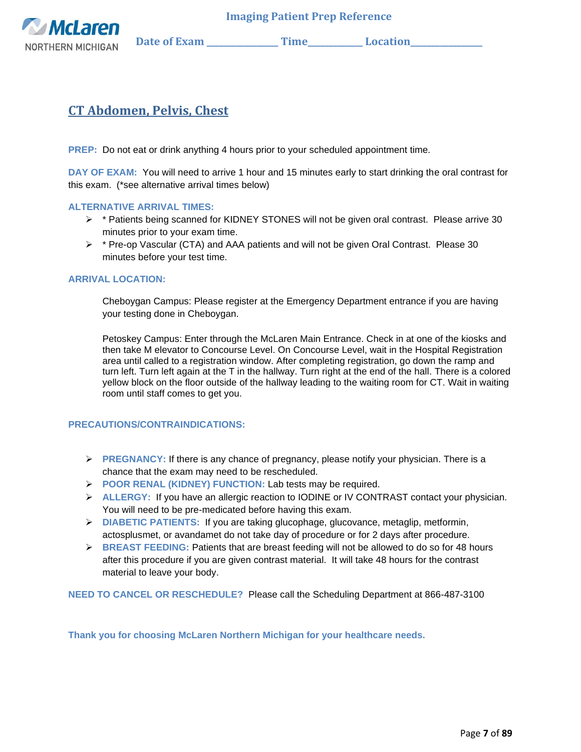Imaging Patient Prep Reference

Date of Exam _______________ Time___________ Location_______________

## CT Abdomen, Pelvis, Chest

**PREP:** Do not eat or drink anything 4 hours prior to your scheduled appointment time.

**DAY OF EXAM:** You will need to arrive 1 hour and 15 minutes early to start drinking the oral contrast for this exam. (*see alternative arrival times below)

**ALTERNATIVE ARRIVAL TIMES:**

- * Patients being scanned for KIDNEY STONES will not be given oral contrast. Please arrive 30 minutes prior to your exam time.
- * Pre-op Vascular (CTA) and AAA patients and will not be given Oral Contrast. Please 30 minutes before your test time.

**ARRIVAL LOCATION:**

Cheboygan Campus: Please register at the Emergency Department entrance if you are having your testing done in Cheboygan.

Petoskey Campus: Enter through the McLaren Main Entrance. Check in at one of the kiosks and then take M elevator to Concourse Level. On Concourse Level, wait in the Hospital Registration area until called to a registration window. After completing registration, go down the ramp and turn left. Turn left again at the T in the hallway. Turn right at the end of the hall. There is a colored yellow block on the floor outside of the hallway leading to the waiting room for CT. Wait in waiting room until staff comes to get you.

**PRECAUTIONS/CONTRAINDICATIONS:**

- **PREGNANCY:** If there is any chance of pregnancy, please notify your physician. There is a chance that the exam may need to be rescheduled.
- **POOR RENAL (KIDNEY) FUNCTION:** Lab tests may be required.
- **ALLERGY:** If you have an allergic reaction to IODINE or IV CONTRAST contact your physician. You will need to be pre-medicated before having this exam.
- **DIABETIC PATIENTS:** If you are taking glucophage, glucovance, metaglip, metformin, actosplusmet, or avandamet do not take day of procedure or for 2 days after procedure.
- **BREAST FEEDING:** Patients that are breast feeding will not be allowed to do so for 48 hours after this procedure if you are given contrast material. It will take 48 hours for the contrast material to leave your body.

**NEED TO CANCEL OR RESCHEDULE?** Please call the Scheduling Department at 866-487-3100

**Thank you for choosing McLaren Northern Michigan for your healthcare needs.**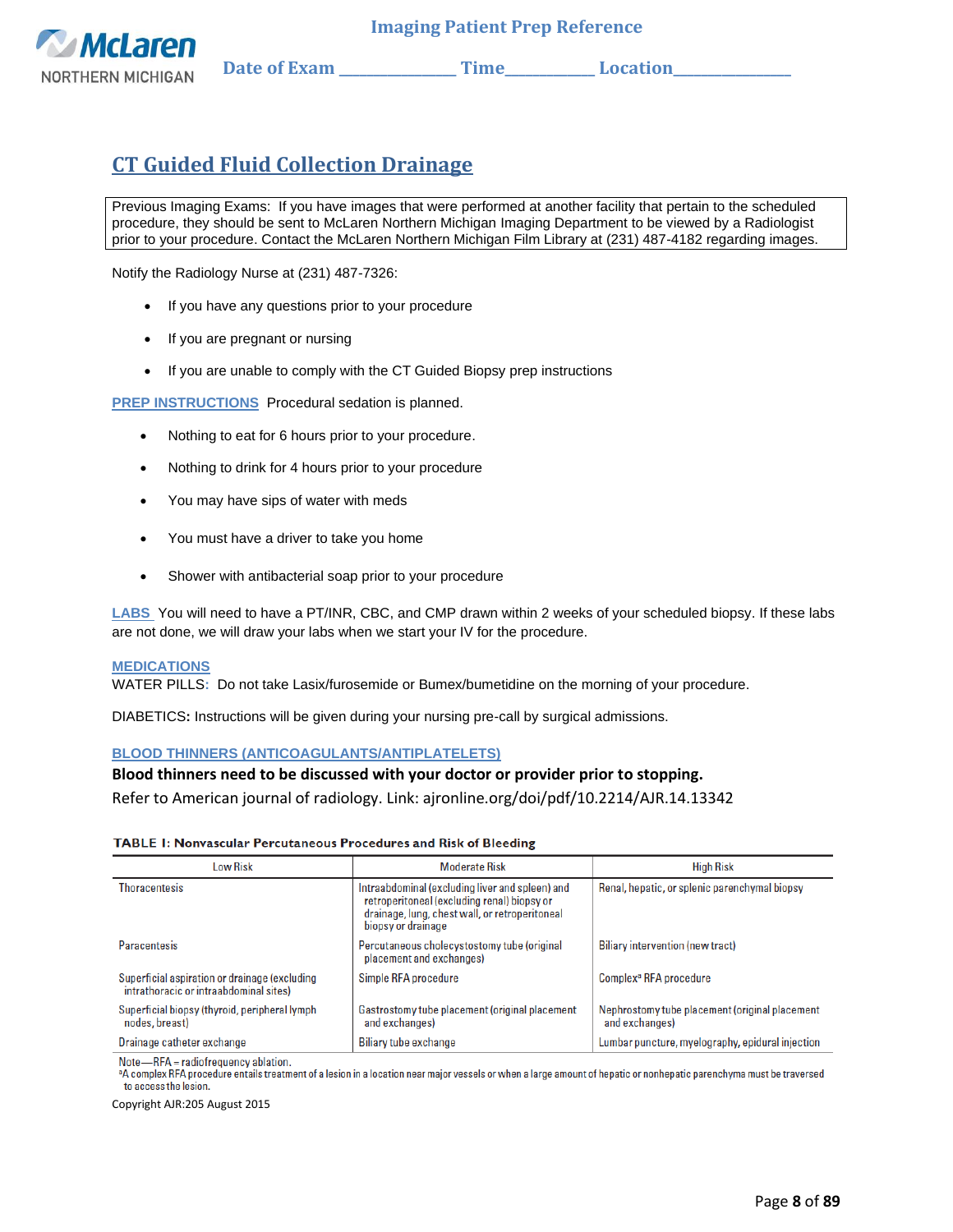McLaren NORTHERN MICHIGAN

**Imaging Patient Prep Reference**

**Date of Exam \_\_\_\_\_\_\_\_\_\_\_\_\_\_ Time\_\_\_\_\_\_\_\_\_\_\_ Location\_\_\_\_\_\_\_\_\_\_\_\_\_\_**

# CT Guided Fluid Collection Drainage

Previous Imaging Exams: If you have images that were performed at another facility that pertain to the scheduled procedure, they should be sent to McLaren Northern Michigan Imaging Department to be viewed by a Radiologist prior to your procedure. Contact the McLaren Northern Michigan Film Library at (231) 487-4182 regarding images.

Notify the Radiology Nurse at (231) 487-7326:

- If you have any questions prior to your procedure
- If you are pregnant or nursing
- If you are unable to comply with the CT Guided Biopsy prep instructions

**PREP INSTRUCTIONS** Procedural sedation is planned.

- Nothing to eat for 6 hours prior to your procedure.
- Nothing to drink for 4 hours prior to your procedure
- You may have sips of water with meds
- You must have a driver to take you home
- Shower with antibacterial soap prior to your procedure

**LABS** You will need to have a PT/INR, CBC, and CMP drawn within 2 weeks of your scheduled biopsy. If these labs are not done, we will draw your labs when we start your IV for the procedure.

**MEDICATIONS**
WATER PILLS: Do not take Lasix/furosemide or Bumex/bumetidine on the morning of your procedure.

DIABETICS: Instructions will be given during your nursing pre-call by surgical admissions.

**BLOOD THINNERS (ANTICOAGULANTS/ANTIPLATELETS)**

**Blood thinners need to be discussed with your doctor or provider prior to stopping.**

Refer to American journal of radiology. Link: ajronline.org/doi/pdf/10.2214/AJR.14.13342

**TABLE 1: Nonvascular Percutaneous Procedures and Risk of Bleeding**

| Low Risk | Moderate Risk | High Risk |
|---|---|---|
| Thoracentesis | Intraabdominal (excluding liver and spleen) and retroperitoneal (excluding renal) biopsy or drainage, lung, chest wall, or retroperitoneal biopsy or drainage | Renal, hepatic, or splenic parenchymal biopsy |
| Paracentesis | Percutaneous cholecystostomy tube (original placement and exchanges) | Biliary intervention (new tract) |
| Superficial aspiration or drainage (excluding intrathoracic or intraabdominal sites) | Simple RFA procedure | Complex[a] RFA procedure |
| Superficial biopsy (thyroid, peripheral lymph nodes, breast) | Gastrostomy tube placement (original placement and exchanges) | Nephrostomy tube placement (original placement and exchanges) |
| Drainage catheter exchange | Biliary tube exchange | Lumbar puncture, myelography, epidural injection |

Note—RFA = radiofrequency ablation.
[a]A complex RFA procedure entails treatment of a lesion in a location near major vessels or when a large amount of hepatic or nonhepatic parenchyma must be traversed to access the lesion.

Copyright AJR:205 August 2015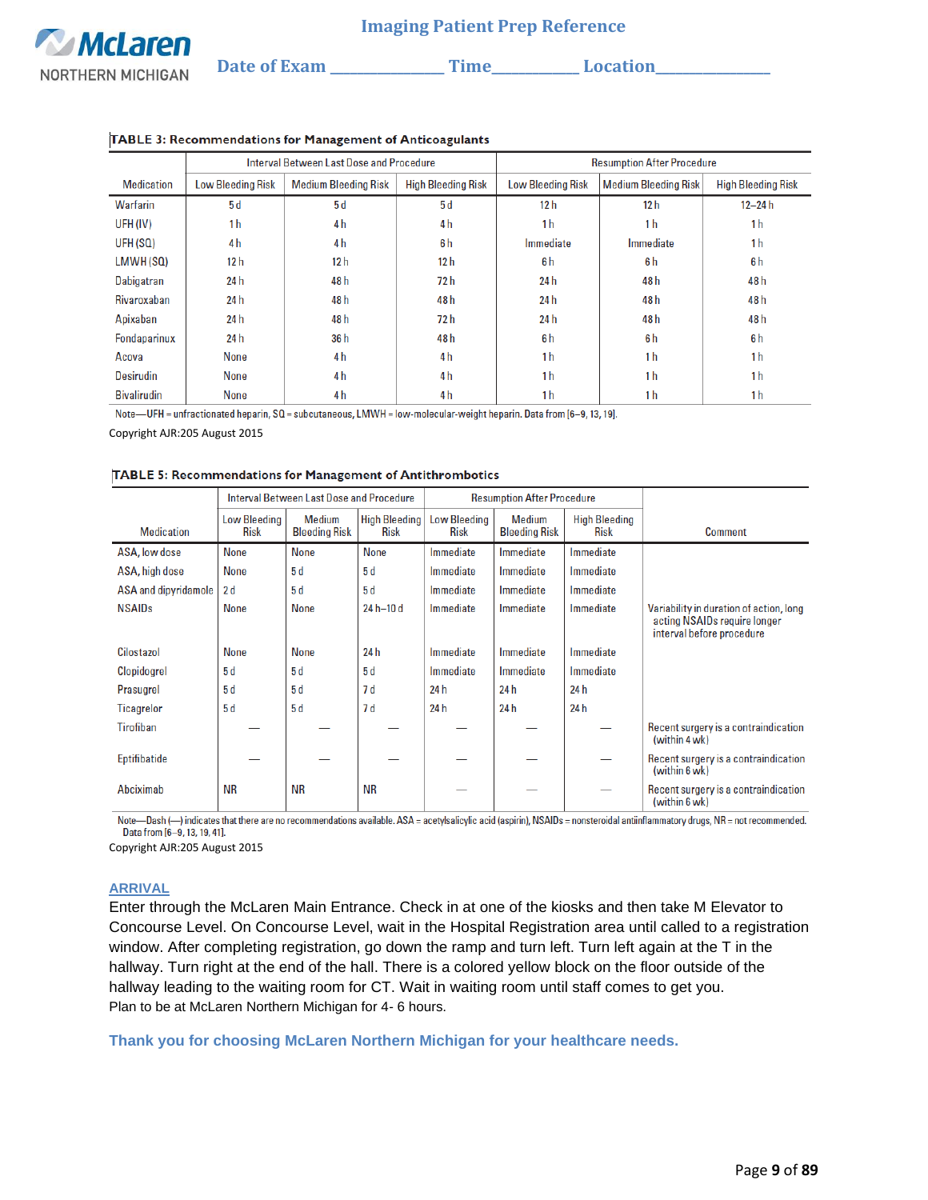# Imaging Patient Prep Reference

McLaren NORTHERN MICHIGAN

Date of Exam _____________ Time__________ Location_____________

**TABLE 3: Recommendations for Management of Anticoagulants**

| Medication | Interval Between Last Dose and Procedure | | | Resumption After Procedure | | |
|---|---|---|---|---|---|---|
| | Low Bleeding Risk | Medium Bleeding Risk | High Bleeding Risk | Low Bleeding Risk | Medium Bleeding Risk | High Bleeding Risk |
| Warfarin | 5 d | 5 d | 5 d | 12 h | 12 h | 12–24 h |
| UFH (IV) | 1 h | 4 h | 4 h | 1 h | 1 h | 1 h |
| UFH (SQ) | 4 h | 4 h | 6 h | Immediate | Immediate | 1 h |
| LMWH (SQ) | 12 h | 12 h | 12 h | 6 h | 6 h | 6 h |
| Dabigatran | 24 h | 48 h | 72 h | 24 h | 48 h | 48 h |
| Rivaroxaban | 24 h | 48 h | 48 h | 24 h | 48 h | 48 h |
| Apixaban | 24 h | 48 h | 72 h | 24 h | 48 h | 48 h |
| Fondaparinux | 24 h | 36 h | 48 h | 6 h | 6 h | 6 h |
| Acova | None | 4 h | 4 h | 1 h | 1 h | 1 h |
| Desirudin | None | 4 h | 4 h | 1 h | 1 h | 1 h |
| Bivalirudin | None | 4 h | 4 h | 1 h | 1 h | 1 h |

Note—UFH = unfractionated heparin, SQ = subcutaneous, LMWH = low-molecular-weight heparin. Data from [6–9, 13, 19].

Copyright AJR:205 August 2015

**TABLE 5: Recommendations for Management of Antithrombotics**

| Medication | Interval Between Last Dose and Procedure | | | Resumption After Procedure | | | Comment |
|---|---|---|---|---|---|---|---|
| | Low Bleeding Risk | Medium Bleeding Risk | High Bleeding Risk | Low Bleeding Risk | Medium Bleeding Risk | High Bleeding Risk | |
| ASA, low dose | None | None | None | Immediate | Immediate | Immediate | |
| ASA, high dose | None | 5 d | 5 d | Immediate | Immediate | Immediate | |
| ASA and dipyridamole | 2 d | 5 d | 5 d | Immediate | Immediate | Immediate | |
| NSAIDs | None | None | 24 h–10 d | Immediate | Immediate | Immediate | Variability in duration of action, long acting NSAIDs require longer interval before procedure |
| Cilostazol | None | None | 24 h | Immediate | Immediate | Immediate | |
| Clopidogrel | 5 d | 5 d | 5 d | Immediate | Immediate | Immediate | |
| Prasugrel | 5 d | 5 d | 7 d | 24 h | 24 h | 24 h | |
| Ticagrelor | 5 d | 5 d | 7 d | 24 h | 24 h | 24 h | |
| Tirofiban | — | — | — | — | — | — | Recent surgery is a contraindication (within 4 wk) |
| Eptifibatide | — | — | — | — | — | — | Recent surgery is a contraindication (within 6 wk) |
| Abciximab | NR | NR | NR | — | — | — | Recent surgery is a contraindication (within 6 wk) |

Note—Dash (—) indicates that there are no recommendations available. ASA = acetylsalicylic acid (aspirin), NSAIDs = nonsteroidal antiinflammatory drugs, NR = not recommended. Data from [6–9, 13, 19, 41].

Copyright AJR:205 August 2015

## ARRIVAL

Enter through the McLaren Main Entrance. Check in at one of the kiosks and then take M Elevator to Concourse Level. On Concourse Level, wait in the Hospital Registration area until called to a registration window. After completing registration, go down the ramp and turn left. Turn left again at the T in the hallway. Turn right at the end of the hall. There is a colored yellow block on the floor outside of the hallway leading to the waiting room for CT. Wait in waiting room until staff comes to get you.

Plan to be at McLaren Northern Michigan for 4- 6 hours.

**Thank you for choosing McLaren Northern Michigan for your healthcare needs.**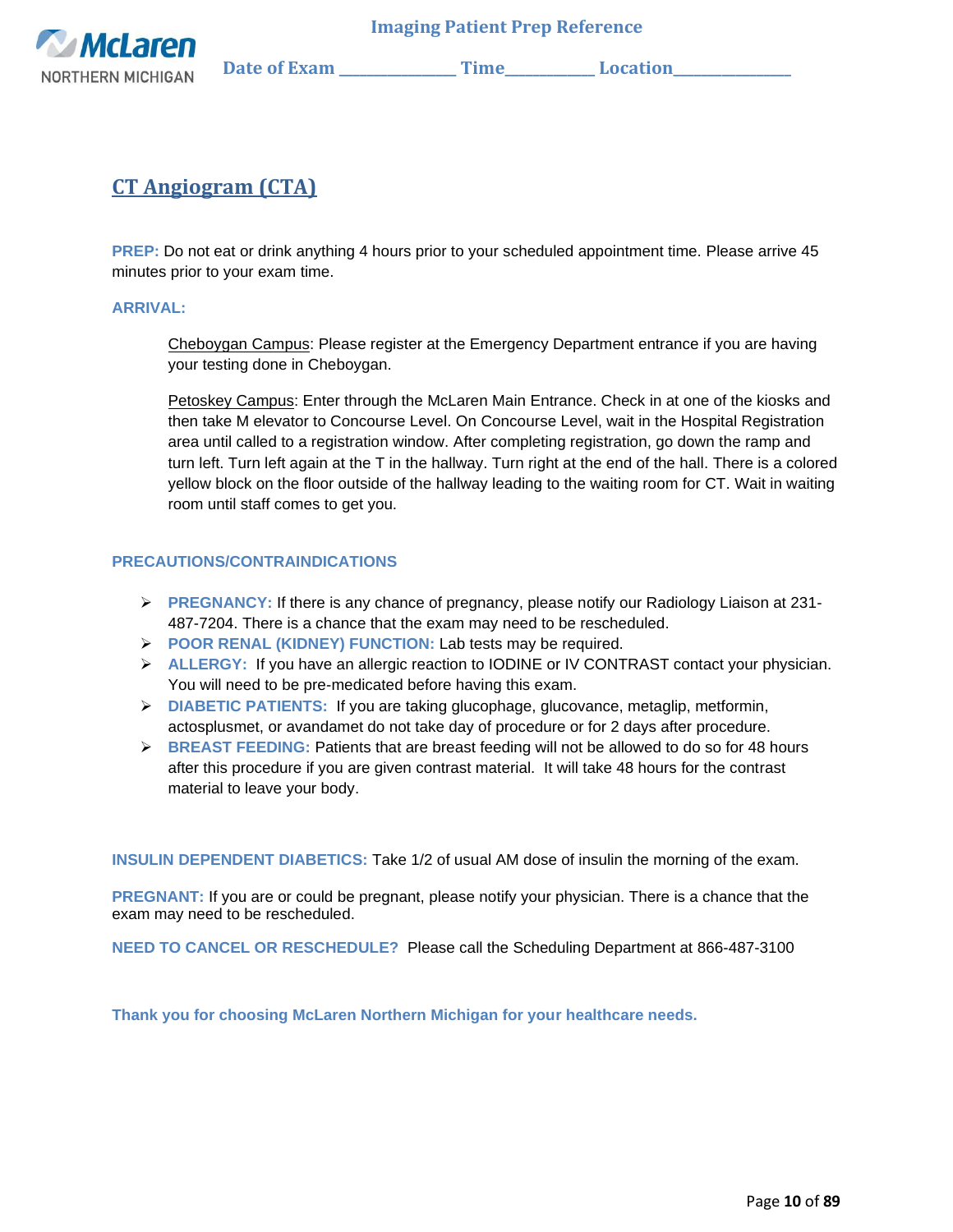Imaging Patient Prep Reference

Date of Exam _____________ Time__________ Location_____________

## CT Angiogram (CTA)

**PREP:** Do not eat or drink anything 4 hours prior to your scheduled appointment time. Please arrive 45 minutes prior to your exam time.

**ARRIVAL:**

> Cheboygan Campus: Please register at the Emergency Department entrance if you are having your testing done in Cheboygan.
>
> Petoskey Campus: Enter through the McLaren Main Entrance. Check in at one of the kiosks and then take M elevator to Concourse Level. On Concourse Level, wait in the Hospital Registration area until called to a registration window. After completing registration, go down the ramp and turn left. Turn left again at the T in the hallway. Turn right at the end of the hall. There is a colored yellow block on the floor outside of the hallway leading to the waiting room for CT. Wait in waiting room until staff comes to get you.

**PRECAUTIONS/CONTRAINDICATIONS**

- **PREGNANCY:** If there is any chance of pregnancy, please notify our Radiology Liaison at 231-487-7204. There is a chance that the exam may need to be rescheduled.
- **POOR RENAL (KIDNEY) FUNCTION:** Lab tests may be required.
- **ALLERGY:** If you have an allergic reaction to IODINE or IV CONTRAST contact your physician. You will need to be pre-medicated before having this exam.
- **DIABETIC PATIENTS:** If you are taking glucophage, glucovance, metaglip, metformin, actosplusmet, or avandamet do not take day of procedure or for 2 days after procedure.
- **BREAST FEEDING:** Patients that are breast feeding will not be allowed to do so for 48 hours after this procedure if you are given contrast material. It will take 48 hours for the contrast material to leave your body.

**INSULIN DEPENDENT DIABETICS:** Take 1/2 of usual AM dose of insulin the morning of the exam.

**PREGNANT:** If you are or could be pregnant, please notify your physician. There is a chance that the exam may need to be rescheduled.

**NEED TO CANCEL OR RESCHEDULE?** Please call the Scheduling Department at 866-487-3100

**Thank you for choosing McLaren Northern Michigan for your healthcare needs.**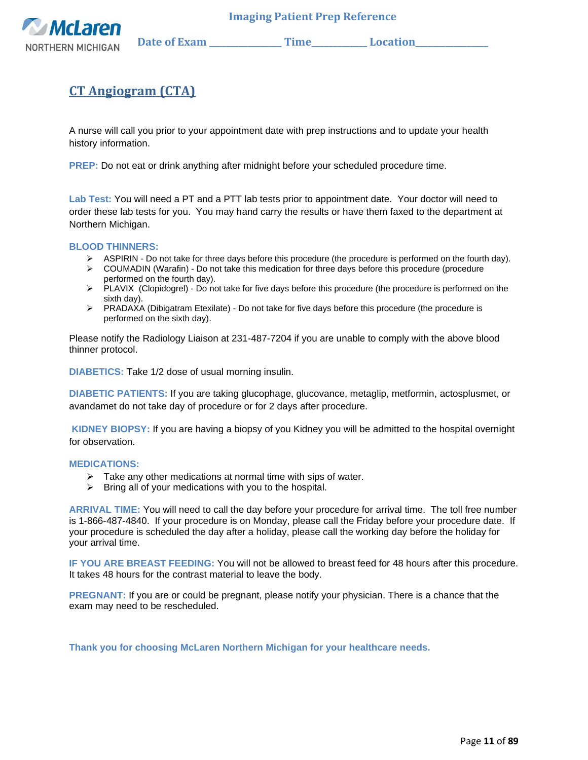**Imaging Patient Prep Reference**

McLaren NORTHERN MICHIGAN

**Date of Exam \_\_\_\_\_\_\_\_\_\_\_\_\_\_\_ Time\_\_\_\_\_\_\_\_\_\_\_ Location\_\_\_\_\_\_\_\_\_\_\_\_\_\_\_**

# CT Angiogram (CTA)

A nurse will call you prior to your appointment date with prep instructions and to update your health history information.

**PREP:** Do not eat or drink anything after midnight before your scheduled procedure time.

**Lab Test:** You will need a PT and a PTT lab tests prior to appointment date. Your doctor will need to order these lab tests for you. You may hand carry the results or have them faxed to the department at Northern Michigan.

**BLOOD THINNERS:**

- ASPIRIN - Do not take for three days before this procedure (the procedure is performed on the fourth day).
- COUMADIN (Warafin) - Do not take this medication for three days before this procedure (procedure performed on the fourth day).
- PLAVIX (Clopidogrel) - Do not take for five days before this procedure (the procedure is performed on the sixth day).
- PRADAXA (Dibigatram Etexilate) - Do not take for five days before this procedure (the procedure is performed on the sixth day).

Please notify the Radiology Liaison at 231-487-7204 if you are unable to comply with the above blood thinner protocol.

**DIABETICS:** Take 1/2 dose of usual morning insulin.

**DIABETIC PATIENTS:** If you are taking glucophage, glucovance, metaglip, metformin, actosplusmet, or avandamet do not take day of procedure or for 2 days after procedure.

**KIDNEY BIOPSY:** If you are having a biopsy of you Kidney you will be admitted to the hospital overnight for observation.

**MEDICATIONS:**

- Take any other medications at normal time with sips of water.
- Bring all of your medications with you to the hospital.

**ARRIVAL TIME:** You will need to call the day before your procedure for arrival time. The toll free number is 1-866-487-4840. If your procedure is on Monday, please call the Friday before your procedure date. If your procedure is scheduled the day after a holiday, please call the working day before the holiday for your arrival time.

**IF YOU ARE BREAST FEEDING:** You will not be allowed to breast feed for 48 hours after this procedure. It takes 48 hours for the contrast material to leave the body.

**PREGNANT:** If you are or could be pregnant, please notify your physician. There is a chance that the exam may need to be rescheduled.

**Thank you for choosing McLaren Northern Michigan for your healthcare needs.**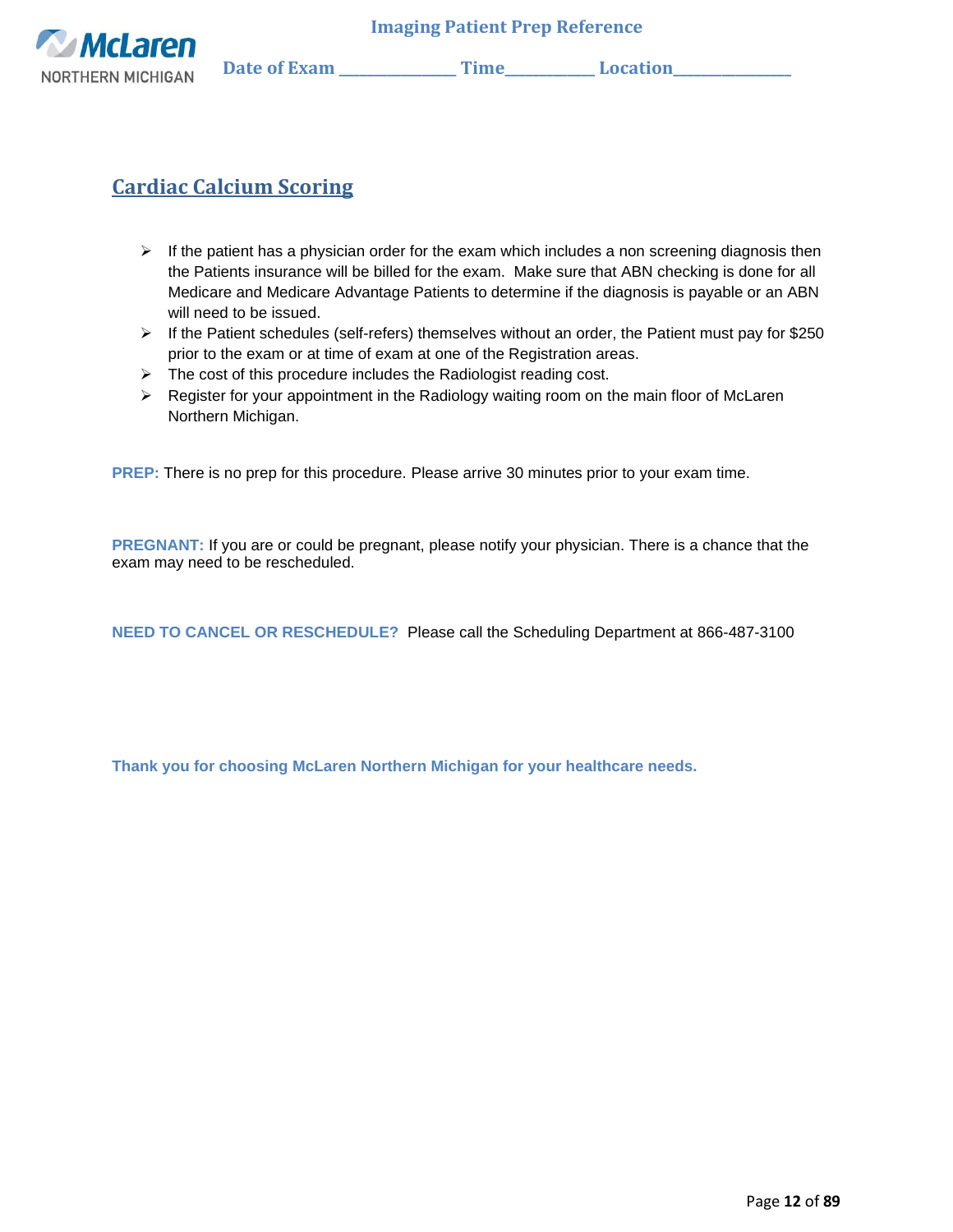## Cardiac Calcium Scoring

- If the patient has a physician order for the exam which includes a non screening diagnosis then the Patients insurance will be billed for the exam. Make sure that ABN checking is done for all Medicare and Medicare Advantage Patients to determine if the diagnosis is payable or an ABN will need to be issued.
- If the Patient schedules (self-refers) themselves without an order, the Patient must pay for $250 prior to the exam or at time of exam at one of the Registration areas.
- The cost of this procedure includes the Radiologist reading cost.
- Register for your appointment in the Radiology waiting room on the main floor of McLaren Northern Michigan.

**PREP:** There is no prep for this procedure. Please arrive 30 minutes prior to your exam time.

**PREGNANT:** If you are or could be pregnant, please notify your physician. There is a chance that the exam may need to be rescheduled.

**NEED TO CANCEL OR RESCHEDULE?** Please call the Scheduling Department at 866-487-3100

**Thank you for choosing McLaren Northern Michigan for your healthcare needs.**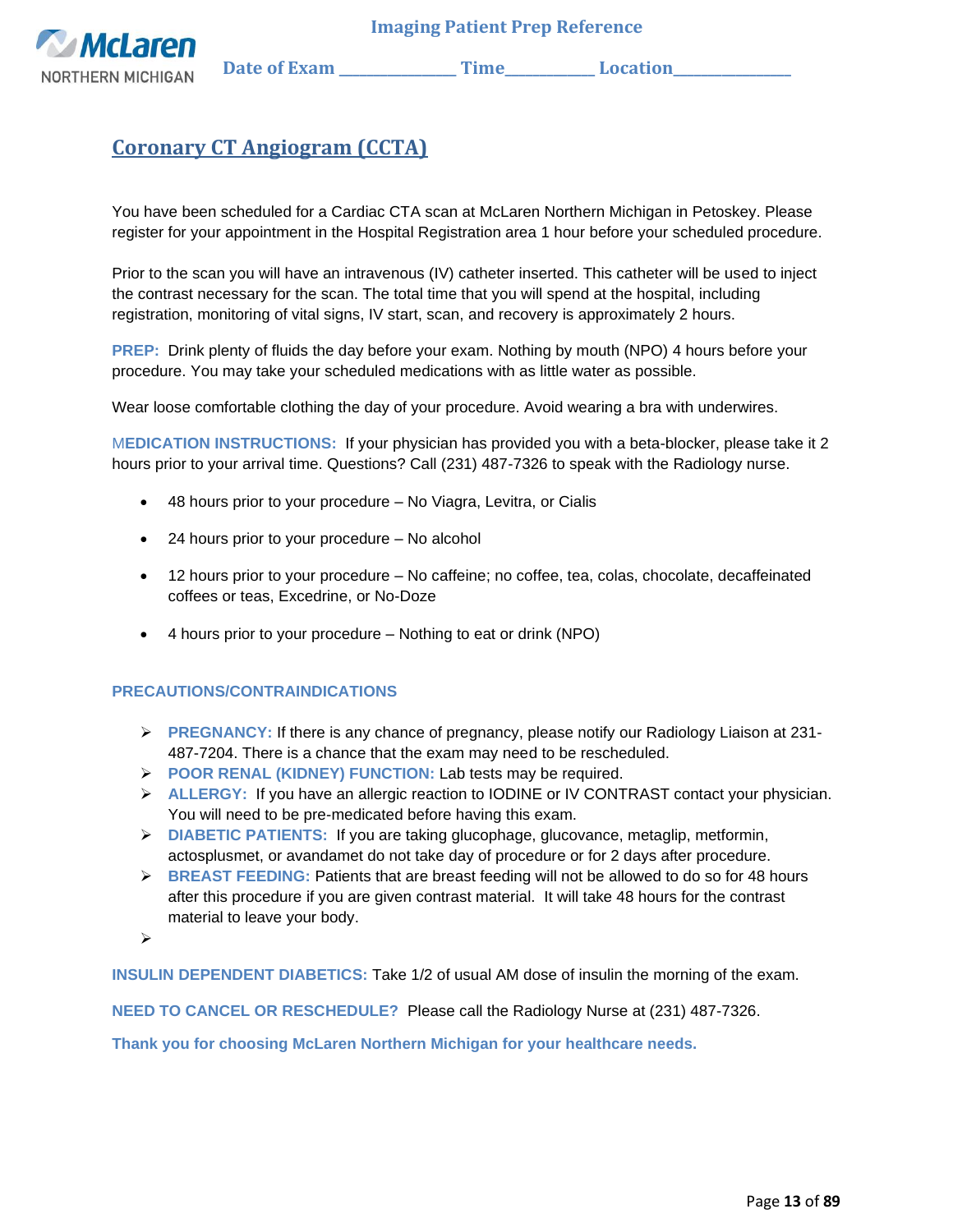Imaging Patient Prep Reference

Date of Exam ______________ Time___________ Location______________

# Coronary CT Angiogram (CCTA)

You have been scheduled for a Cardiac CTA scan at McLaren Northern Michigan in Petoskey. Please register for your appointment in the Hospital Registration area 1 hour before your scheduled procedure.

Prior to the scan you will have an intravenous (IV) catheter inserted. This catheter will be used to inject the contrast necessary for the scan. The total time that you will spend at the hospital, including registration, monitoring of vital signs, IV start, scan, and recovery is approximately 2 hours.

**PREP:** Drink plenty of fluids the day before your exam. Nothing by mouth (NPO) 4 hours before your procedure. You may take your scheduled medications with as little water as possible.

Wear loose comfortable clothing the day of your procedure. Avoid wearing a bra with underwires.

**MEDICATION INSTRUCTIONS:** If your physician has provided you with a beta-blocker, please take it 2 hours prior to your arrival time. Questions? Call (231) 487-7326 to speak with the Radiology nurse.

- 48 hours prior to your procedure – No Viagra, Levitra, or Cialis
- 24 hours prior to your procedure – No alcohol
- 12 hours prior to your procedure – No caffeine; no coffee, tea, colas, chocolate, decaffeinated coffees or teas, Excedrine, or No-Doze
- 4 hours prior to your procedure – Nothing to eat or drink (NPO)

**PRECAUTIONS/CONTRAINDICATIONS**

- **PREGNANCY:** If there is any chance of pregnancy, please notify our Radiology Liaison at 231-487-7204. There is a chance that the exam may need to be rescheduled.
- **POOR RENAL (KIDNEY) FUNCTION:** Lab tests may be required.
- **ALLERGY:** If you have an allergic reaction to IODINE or IV CONTRAST contact your physician. You will need to be pre-medicated before having this exam.
- **DIABETIC PATIENTS:** If you are taking glucophage, glucovance, metaglip, metformin, actosplusmet, or avandamet do not take day of procedure or for 2 days after procedure.
- **BREAST FEEDING:** Patients that are breast feeding will not be allowed to do so for 48 hours after this procedure if you are given contrast material. It will take 48 hours for the contrast material to leave your body.

**INSULIN DEPENDENT DIABETICS:** Take 1/2 of usual AM dose of insulin the morning of the exam.

**NEED TO CANCEL OR RESCHEDULE?** Please call the Radiology Nurse at (231) 487-7326.

**Thank you for choosing McLaren Northern Michigan for your healthcare needs.**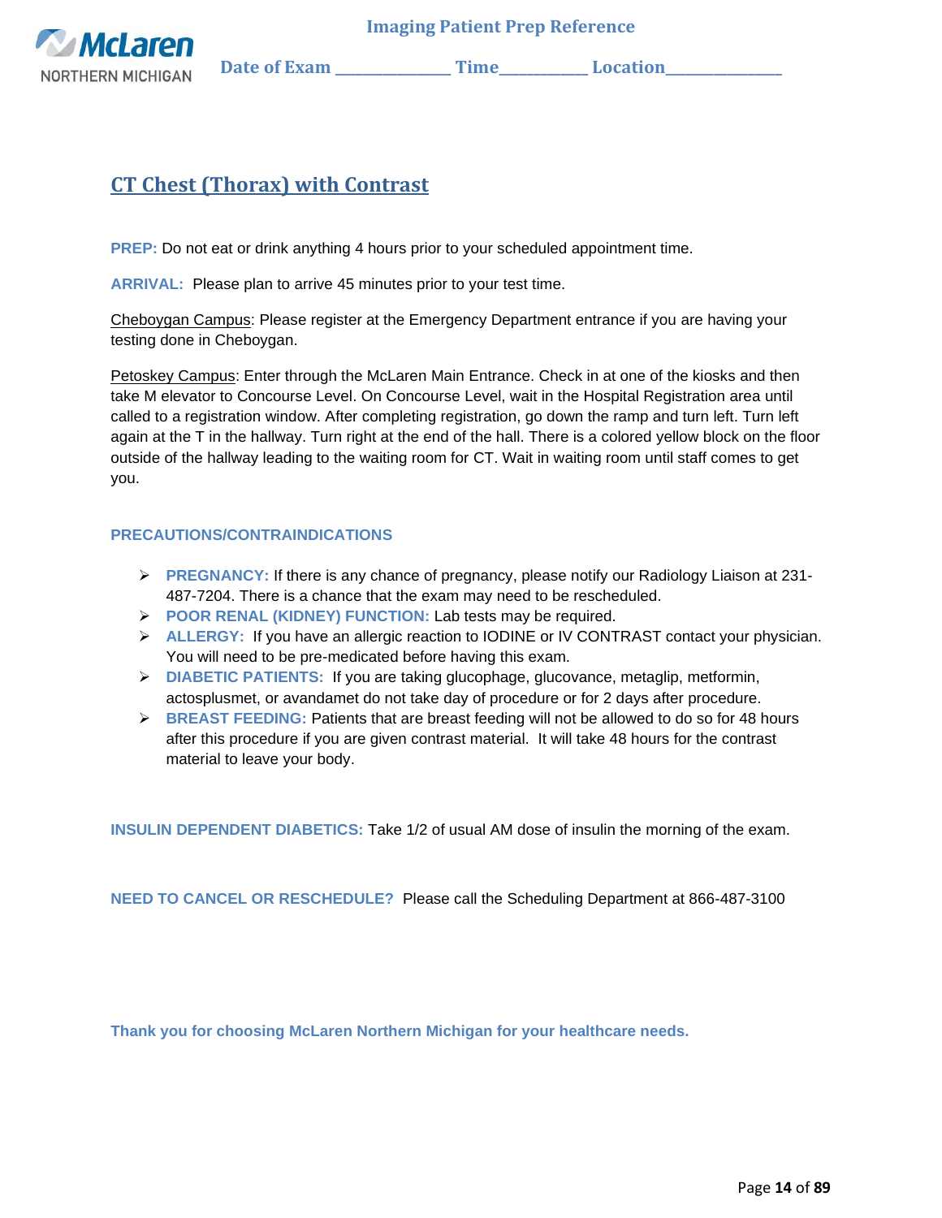Imaging Patient Prep Reference

**Date of Exam** _______________ **Time**___________ **Location**_______________

## CT Chest (Thorax) with Contrast

**PREP:** Do not eat or drink anything 4 hours prior to your scheduled appointment time.

**ARRIVAL:** Please plan to arrive 45 minutes prior to your test time.

Cheboygan Campus: Please register at the Emergency Department entrance if you are having your testing done in Cheboygan.

Petoskey Campus: Enter through the McLaren Main Entrance. Check in at one of the kiosks and then take M elevator to Concourse Level. On Concourse Level, wait in the Hospital Registration area until called to a registration window. After completing registration, go down the ramp and turn left. Turn left again at the T in the hallway. Turn right at the end of the hall. There is a colored yellow block on the floor outside of the hallway leading to the waiting room for CT. Wait in waiting room until staff comes to get you.

**PRECAUTIONS/CONTRAINDICATIONS**

- **PREGNANCY:** If there is any chance of pregnancy, please notify our Radiology Liaison at 231-487-7204. There is a chance that the exam may need to be rescheduled.
- **POOR RENAL (KIDNEY) FUNCTION:** Lab tests may be required.
- **ALLERGY:** If you have an allergic reaction to IODINE or IV CONTRAST contact your physician. You will need to be pre-medicated before having this exam.
- **DIABETIC PATIENTS:** If you are taking glucophage, glucovance, metaglip, metformin, actosplusmet, or avandamet do not take day of procedure or for 2 days after procedure.
- **BREAST FEEDING:** Patients that are breast feeding will not be allowed to do so for 48 hours after this procedure if you are given contrast material. It will take 48 hours for the contrast material to leave your body.

**INSULIN DEPENDENT DIABETICS:** Take 1/2 of usual AM dose of insulin the morning of the exam.

**NEED TO CANCEL OR RESCHEDULE?** Please call the Scheduling Department at 866-487-3100

**Thank you for choosing McLaren Northern Michigan for your healthcare needs.**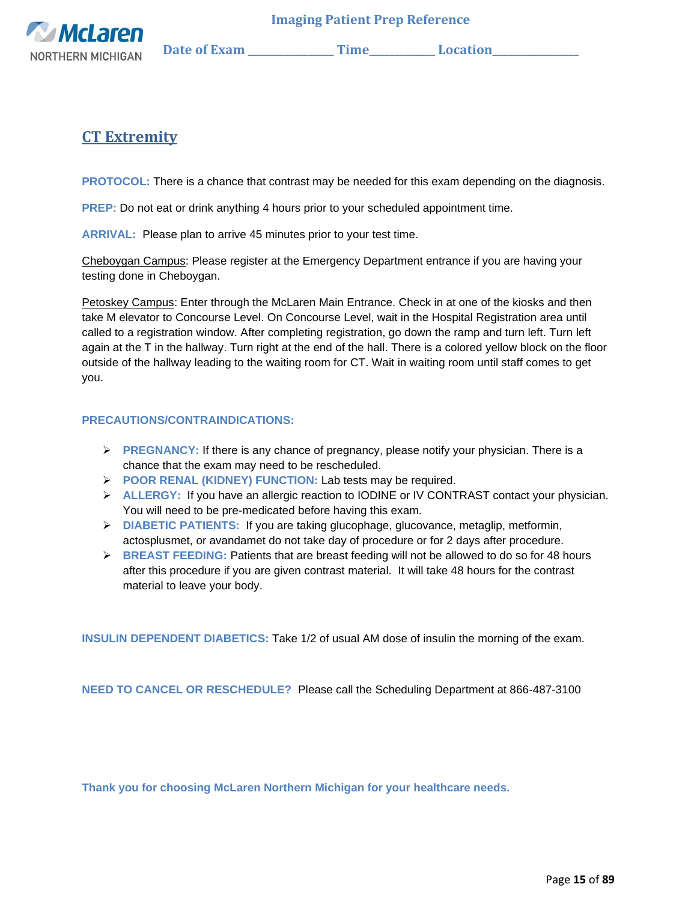McLaren NORTHERN MICHIGAN

**Imaging Patient Prep Reference**

**Date of Exam \_\_\_\_\_\_\_\_\_\_\_\_\_\_\_ Time\_\_\_\_\_\_\_\_\_\_\_ Location\_\_\_\_\_\_\_\_\_\_\_\_\_\_\_**

## CT Extremity

**PROTOCOL:** There is a chance that contrast may be needed for this exam depending on the diagnosis.

**PREP:** Do not eat or drink anything 4 hours prior to your scheduled appointment time.

**ARRIVAL:** Please plan to arrive 45 minutes prior to your test time.

Cheboygan Campus: Please register at the Emergency Department entrance if you are having your testing done in Cheboygan.

Petoskey Campus: Enter through the McLaren Main Entrance. Check in at one of the kiosks and then take M elevator to Concourse Level. On Concourse Level, wait in the Hospital Registration area until called to a registration window. After completing registration, go down the ramp and turn left. Turn left again at the T in the hallway. Turn right at the end of the hall. There is a colored yellow block on the floor outside of the hallway leading to the waiting room for CT. Wait in waiting room until staff comes to get you.

**PRECAUTIONS/CONTRAINDICATIONS:**

- **PREGNANCY:** If there is any chance of pregnancy, please notify your physician. There is a chance that the exam may need to be rescheduled.
- **POOR RENAL (KIDNEY) FUNCTION:** Lab tests may be required.
- **ALLERGY:** If you have an allergic reaction to IODINE or IV CONTRAST contact your physician. You will need to be pre-medicated before having this exam.
- **DIABETIC PATIENTS:** If you are taking glucophage, glucovance, metaglip, metformin, actosplusmet, or avandamet do not take day of procedure or for 2 days after procedure.
- **BREAST FEEDING:** Patients that are breast feeding will not be allowed to do so for 48 hours after this procedure if you are given contrast material. It will take 48 hours for the contrast material to leave your body.

**INSULIN DEPENDENT DIABETICS:** Take 1/2 of usual AM dose of insulin the morning of the exam.

**NEED TO CANCEL OR RESCHEDULE?** Please call the Scheduling Department at 866-487-3100

**Thank you for choosing McLaren Northern Michigan for your healthcare needs.**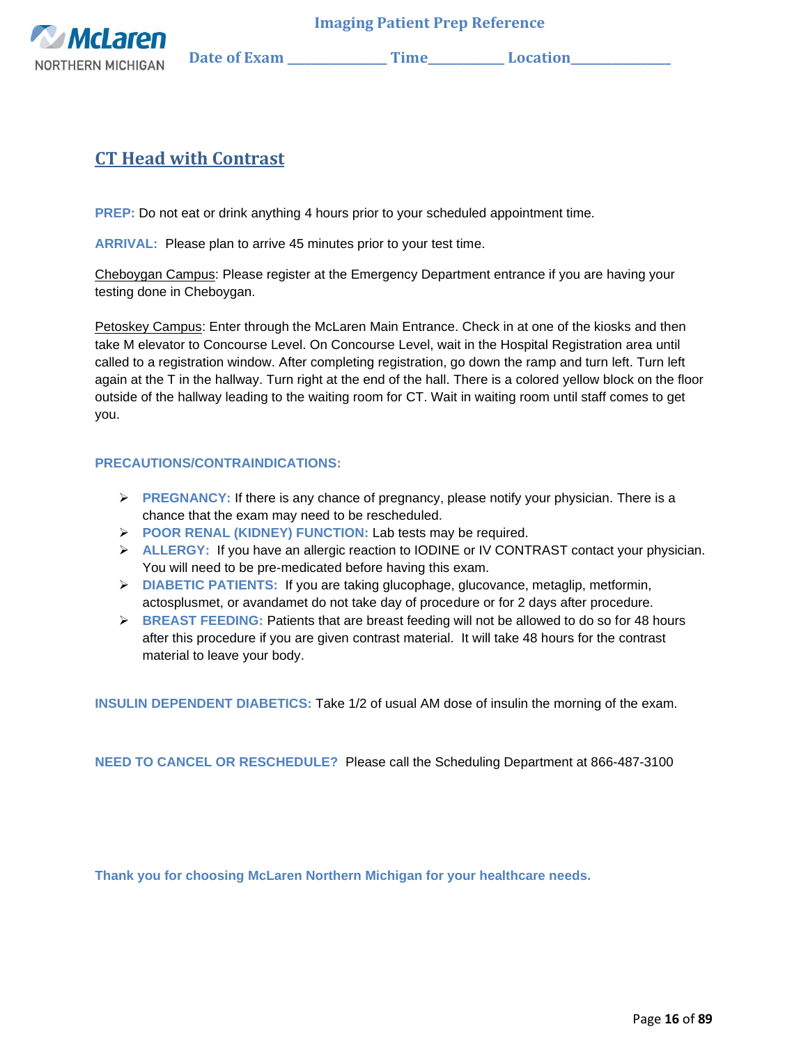# CT Head with Contrast

**PREP:** Do not eat or drink anything 4 hours prior to your scheduled appointment time.

**ARRIVAL:** Please plan to arrive 45 minutes prior to your test time.

Cheboygan Campus: Please register at the Emergency Department entrance if you are having your testing done in Cheboygan.

Petoskey Campus: Enter through the McLaren Main Entrance. Check in at one of the kiosks and then take M elevator to Concourse Level. On Concourse Level, wait in the Hospital Registration area until called to a registration window. After completing registration, go down the ramp and turn left. Turn left again at the T in the hallway. Turn right at the end of the hall. There is a colored yellow block on the floor outside of the hallway leading to the waiting room for CT. Wait in waiting room until staff comes to get you.

**PRECAUTIONS/CONTRAINDICATIONS:**

- **PREGNANCY:** If there is any chance of pregnancy, please notify your physician. There is a chance that the exam may need to be rescheduled.
- **POOR RENAL (KIDNEY) FUNCTION:** Lab tests may be required.
- **ALLERGY:** If you have an allergic reaction to IODINE or IV CONTRAST contact your physician. You will need to be pre-medicated before having this exam.
- **DIABETIC PATIENTS:** If you are taking glucophage, glucovance, metaglip, metformin, actosplusmet, or avandamet do not take day of procedure or for 2 days after procedure.
- **BREAST FEEDING:** Patients that are breast feeding will not be allowed to do so for 48 hours after this procedure if you are given contrast material. It will take 48 hours for the contrast material to leave your body.

**INSULIN DEPENDENT DIABETICS:** Take 1/2 of usual AM dose of insulin the morning of the exam.

**NEED TO CANCEL OR RESCHEDULE?** Please call the Scheduling Department at 866-487-3100

**Thank you for choosing McLaren Northern Michigan for your healthcare needs.**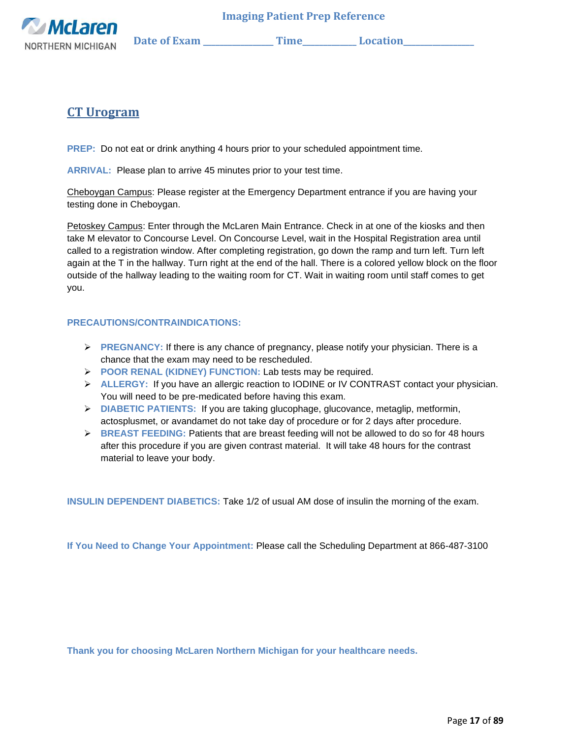Imaging Patient Prep Reference

Date of Exam ______________ Time__________ Location______________

## CT Urogram

**PREP:** Do not eat or drink anything 4 hours prior to your scheduled appointment time.

**ARRIVAL:** Please plan to arrive 45 minutes prior to your test time.

Cheboygan Campus: Please register at the Emergency Department entrance if you are having your testing done in Cheboygan.

Petoskey Campus: Enter through the McLaren Main Entrance. Check in at one of the kiosks and then take M elevator to Concourse Level. On Concourse Level, wait in the Hospital Registration area until called to a registration window. After completing registration, go down the ramp and turn left. Turn left again at the T in the hallway. Turn right at the end of the hall. There is a colored yellow block on the floor outside of the hallway leading to the waiting room for CT. Wait in waiting room until staff comes to get you.

**PRECAUTIONS/CONTRAINDICATIONS:**

- **PREGNANCY:** If there is any chance of pregnancy, please notify your physician. There is a chance that the exam may need to be rescheduled.
- **POOR RENAL (KIDNEY) FUNCTION:** Lab tests may be required.
- **ALLERGY:** If you have an allergic reaction to IODINE or IV CONTRAST contact your physician. You will need to be pre-medicated before having this exam.
- **DIABETIC PATIENTS:** If you are taking glucophage, glucovance, metaglip, metformin, actosplusmet, or avandamet do not take day of procedure or for 2 days after procedure.
- **BREAST FEEDING:** Patients that are breast feeding will not be allowed to do so for 48 hours after this procedure if you are given contrast material. It will take 48 hours for the contrast material to leave your body.

**INSULIN DEPENDENT DIABETICS:** Take 1/2 of usual AM dose of insulin the morning of the exam.

**If You Need to Change Your Appointment:** Please call the Scheduling Department at 866-487-3100

**Thank you for choosing McLaren Northern Michigan for your healthcare needs.**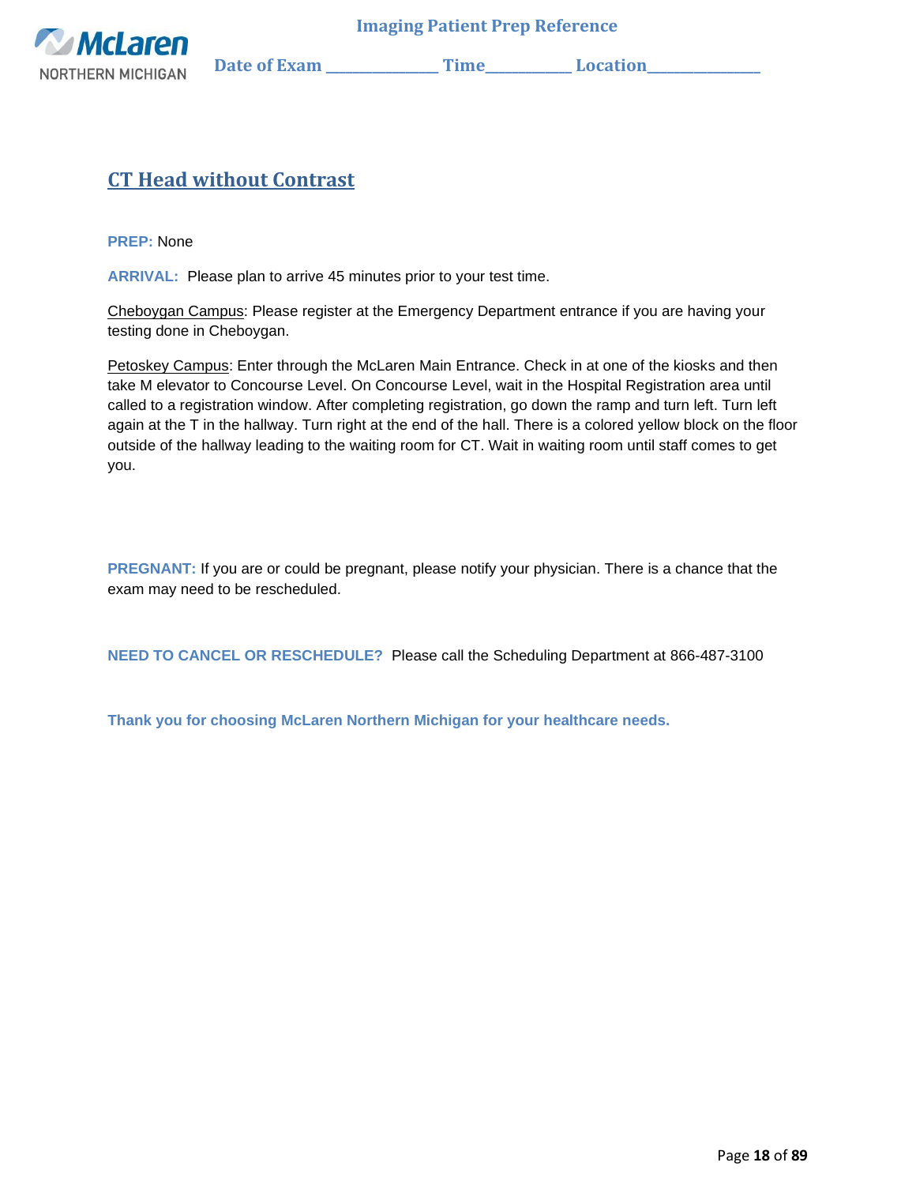## CT Head without Contrast

**PREP:** None

**ARRIVAL:** Please plan to arrive 45 minutes prior to your test time.

Cheboygan Campus: Please register at the Emergency Department entrance if you are having your testing done in Cheboygan.

Petoskey Campus: Enter through the McLaren Main Entrance. Check in at one of the kiosks and then take M elevator to Concourse Level. On Concourse Level, wait in the Hospital Registration area until called to a registration window. After completing registration, go down the ramp and turn left. Turn left again at the T in the hallway. Turn right at the end of the hall. There is a colored yellow block on the floor outside of the hallway leading to the waiting room for CT. Wait in waiting room until staff comes to get you.

**PREGNANT:** If you are or could be pregnant, please notify your physician. There is a chance that the exam may need to be rescheduled.

**NEED TO CANCEL OR RESCHEDULE?** Please call the Scheduling Department at 866-487-3100

**Thank you for choosing McLaren Northern Michigan for your healthcare needs.**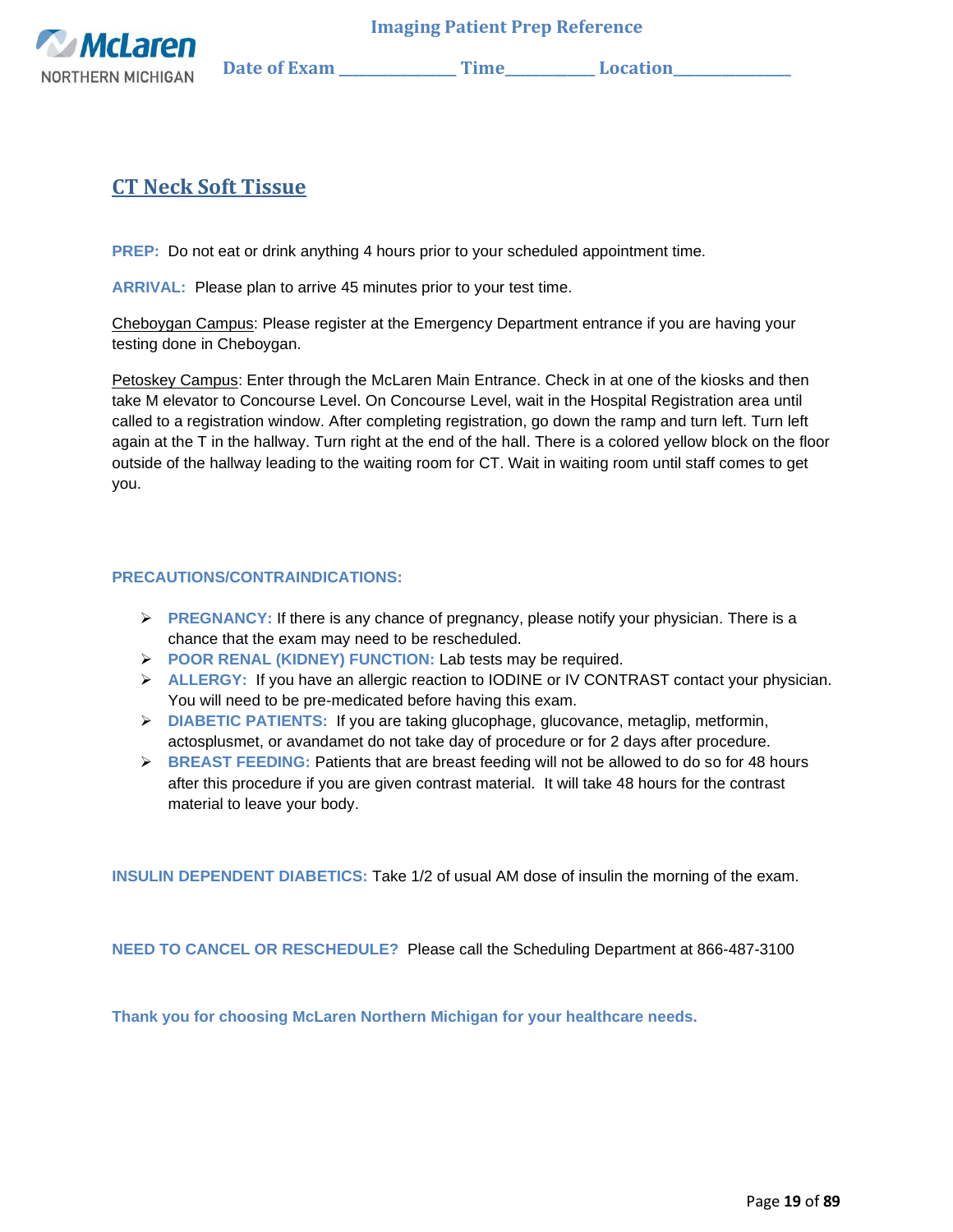**Imaging Patient Prep Reference**

**Date of Exam _______________ Time____________ Location_______________**

## CT Neck Soft Tissue

**PREP:** Do not eat or drink anything 4 hours prior to your scheduled appointment time.

**ARRIVAL:** Please plan to arrive 45 minutes prior to your test time.

Cheboygan Campus: Please register at the Emergency Department entrance if you are having your testing done in Cheboygan.

Petoskey Campus: Enter through the McLaren Main Entrance. Check in at one of the kiosks and then take M elevator to Concourse Level. On Concourse Level, wait in the Hospital Registration area until called to a registration window. After completing registration, go down the ramp and turn left. Turn left again at the T in the hallway. Turn right at the end of the hall. There is a colored yellow block on the floor outside of the hallway leading to the waiting room for CT. Wait in waiting room until staff comes to get you.

**PRECAUTIONS/CONTRAINDICATIONS:**

- **PREGNANCY:** If there is any chance of pregnancy, please notify your physician. There is a chance that the exam may need to be rescheduled.
- **POOR RENAL (KIDNEY) FUNCTION:** Lab tests may be required.
- **ALLERGY:** If you have an allergic reaction to IODINE or IV CONTRAST contact your physician. You will need to be pre-medicated before having this exam.
- **DIABETIC PATIENTS:** If you are taking glucophage, glucovance, metaglip, metformin, actosplusmet, or avandamet do not take day of procedure or for 2 days after procedure.
- **BREAST FEEDING:** Patients that are breast feeding will not be allowed to do so for 48 hours after this procedure if you are given contrast material. It will take 48 hours for the contrast material to leave your body.

**INSULIN DEPENDENT DIABETICS:** Take 1/2 of usual AM dose of insulin the morning of the exam.

**NEED TO CANCEL OR RESCHEDULE?** Please call the Scheduling Department at 866-487-3100

**Thank you for choosing McLaren Northern Michigan for your healthcare needs.**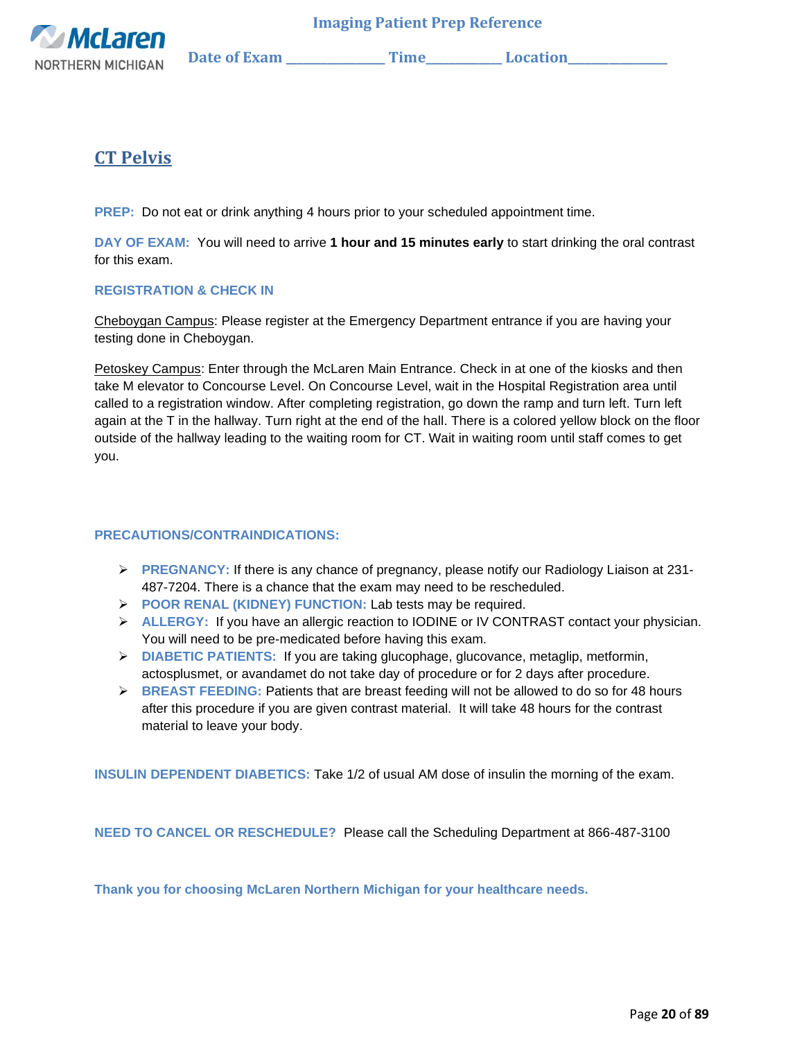Imaging Patient Prep Reference

Date of Exam ______________ Time__________ Location______________

# CT Pelvis

**PREP:** Do not eat or drink anything 4 hours prior to your scheduled appointment time.

**DAY OF EXAM:** You will need to arrive **1 hour and 15 minutes early** to start drinking the oral contrast for this exam.

**REGISTRATION & CHECK IN**

Cheboygan Campus: Please register at the Emergency Department entrance if you are having your testing done in Cheboygan.

Petoskey Campus: Enter through the McLaren Main Entrance. Check in at one of the kiosks and then take M elevator to Concourse Level. On Concourse Level, wait in the Hospital Registration area until called to a registration window. After completing registration, go down the ramp and turn left. Turn left again at the T in the hallway. Turn right at the end of the hall. There is a colored yellow block on the floor outside of the hallway leading to the waiting room for CT. Wait in waiting room until staff comes to get you.

**PRECAUTIONS/CONTRAINDICATIONS:**

- **PREGNANCY:** If there is any chance of pregnancy, please notify our Radiology Liaison at 231-487-7204. There is a chance that the exam may need to be rescheduled.
- **POOR RENAL (KIDNEY) FUNCTION:** Lab tests may be required.
- **ALLERGY:** If you have an allergic reaction to IODINE or IV CONTRAST contact your physician. You will need to be pre-medicated before having this exam.
- **DIABETIC PATIENTS:** If you are taking glucophage, glucovance, metaglip, metformin, actosplusmet, or avandamet do not take day of procedure or for 2 days after procedure.
- **BREAST FEEDING:** Patients that are breast feeding will not be allowed to do so for 48 hours after this procedure if you are given contrast material. It will take 48 hours for the contrast material to leave your body.

**INSULIN DEPENDENT DIABETICS:** Take 1/2 of usual AM dose of insulin the morning of the exam.

**NEED TO CANCEL OR RESCHEDULE?** Please call the Scheduling Department at 866-487-3100

**Thank you for choosing McLaren Northern Michigan for your healthcare needs.**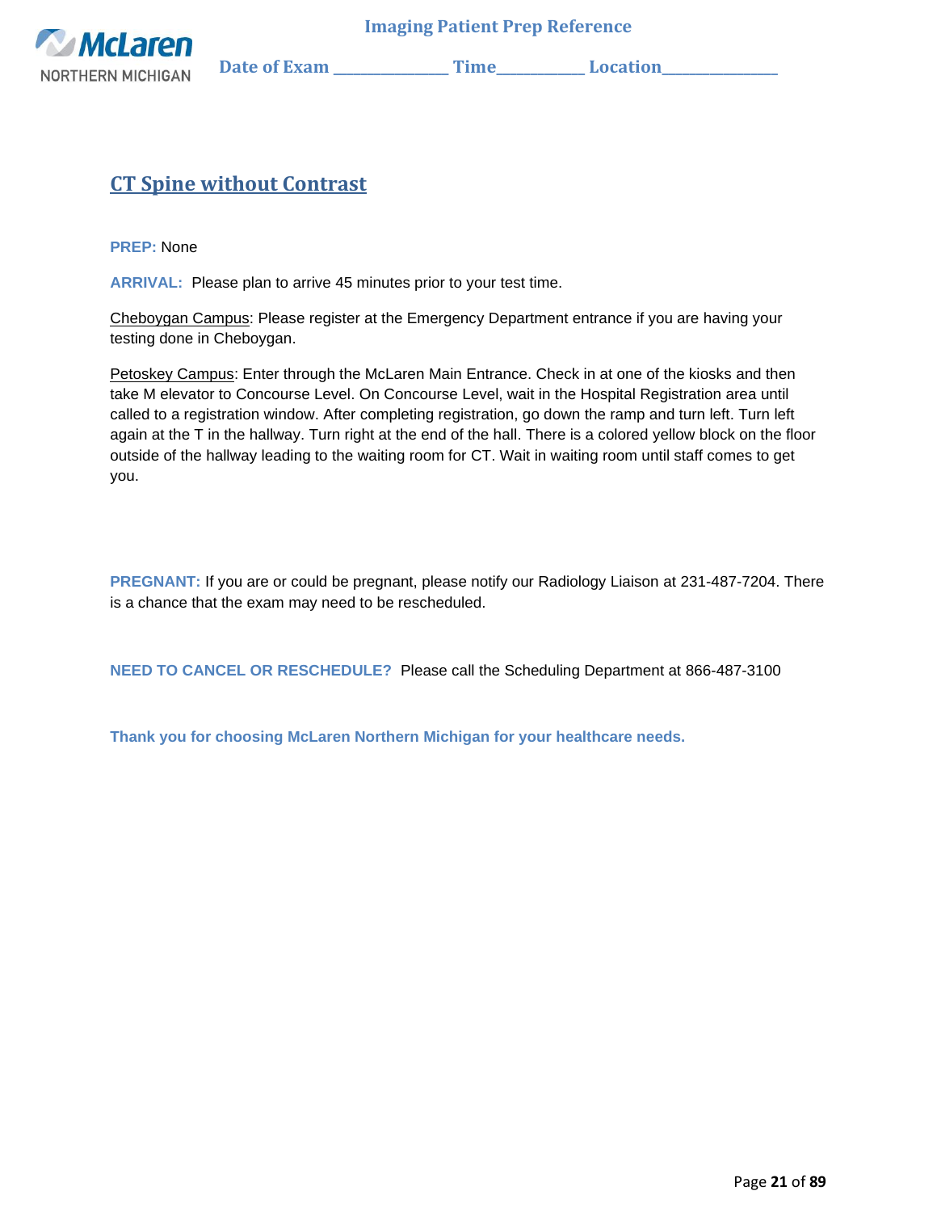## CT Spine without Contrast

**PREP:** None

**ARRIVAL:** Please plan to arrive 45 minutes prior to your test time.

Cheboygan Campus: Please register at the Emergency Department entrance if you are having your testing done in Cheboygan.

Petoskey Campus: Enter through the McLaren Main Entrance. Check in at one of the kiosks and then take M elevator to Concourse Level. On Concourse Level, wait in the Hospital Registration area until called to a registration window. After completing registration, go down the ramp and turn left. Turn left again at the T in the hallway. Turn right at the end of the hall. There is a colored yellow block on the floor outside of the hallway leading to the waiting room for CT. Wait in waiting room until staff comes to get you.

**PREGNANT:** If you are or could be pregnant, please notify our Radiology Liaison at 231-487-7204. There is a chance that the exam may need to be rescheduled.

**NEED TO CANCEL OR RESCHEDULE?** Please call the Scheduling Department at 866-487-3100

**Thank you for choosing McLaren Northern Michigan for your healthcare needs.**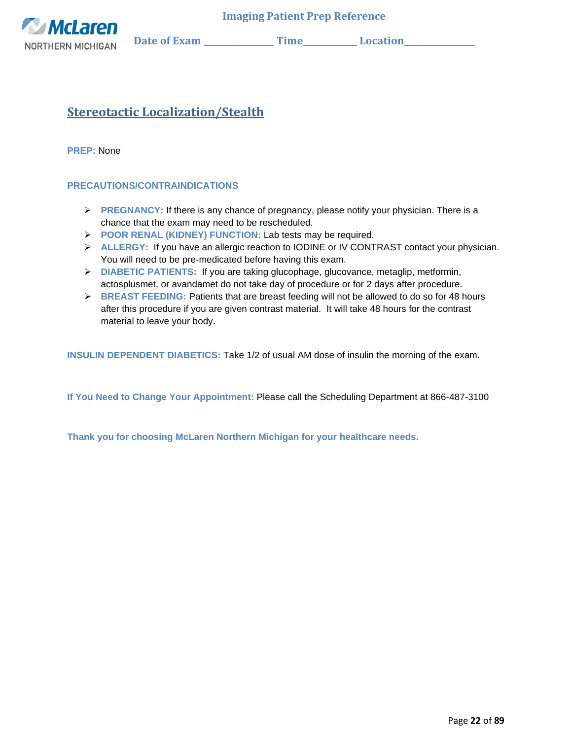## Stereotactic Localization/Stealth

**PREP:** None

**PRECAUTIONS/CONTRAINDICATIONS**

- **PREGNANCY:** If there is any chance of pregnancy, please notify your physician. There is a chance that the exam may need to be rescheduled.
- **POOR RENAL (KIDNEY) FUNCTION:** Lab tests may be required.
- **ALLERGY:** If you have an allergic reaction to IODINE or IV CONTRAST contact your physician. You will need to be pre-medicated before having this exam.
- **DIABETIC PATIENTS:** If you are taking glucophage, glucovance, metaglip, metformin, actosplusmet, or avandamet do not take day of procedure or for 2 days after procedure.
- **BREAST FEEDING:** Patients that are breast feeding will not be allowed to do so for 48 hours after this procedure if you are given contrast material. It will take 48 hours for the contrast material to leave your body.

**INSULIN DEPENDENT DIABETICS:** Take 1/2 of usual AM dose of insulin the morning of the exam.

**If You Need to Change Your Appointment:** Please call the Scheduling Department at 866-487-3100

**Thank you for choosing McLaren Northern Michigan for your healthcare needs.**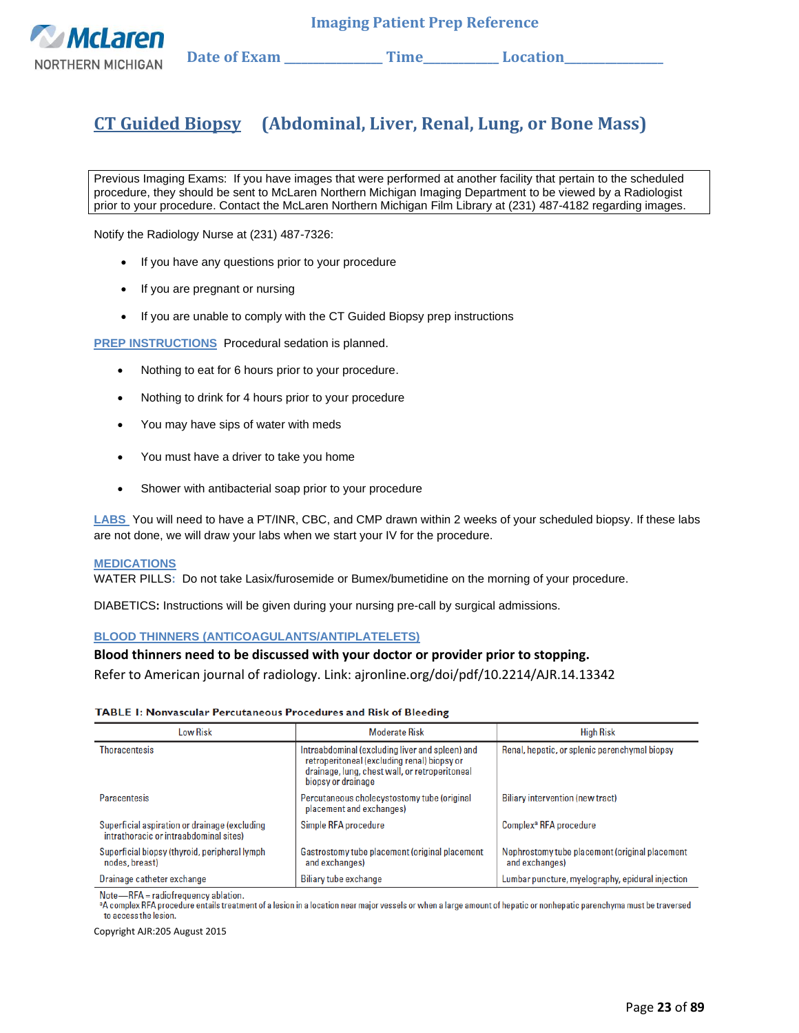**Imaging Patient Prep Reference**

**Date of Exam ______________ Time__________ Location______________**

# CT Guided Biopsy (Abdominal, Liver, Renal, Lung, or Bone Mass)

Previous Imaging Exams: If you have images that were performed at another facility that pertain to the scheduled procedure, they should be sent to McLaren Northern Michigan Imaging Department to be viewed by a Radiologist prior to your procedure. Contact the McLaren Northern Michigan Film Library at (231) 487-4182 regarding images.

Notify the Radiology Nurse at (231) 487-7326:

- If you have any questions prior to your procedure
- If you are pregnant or nursing
- If you are unable to comply with the CT Guided Biopsy prep instructions

**PREP INSTRUCTIONS** Procedural sedation is planned.

- Nothing to eat for 6 hours prior to your procedure.
- Nothing to drink for 4 hours prior to your procedure
- You may have sips of water with meds
- You must have a driver to take you home
- Shower with antibacterial soap prior to your procedure

**LABS** You will need to have a PT/INR, CBC, and CMP drawn within 2 weeks of your scheduled biopsy. If these labs are not done, we will draw your labs when we start your IV for the procedure.

**MEDICATIONS**

WATER PILLS: Do not take Lasix/furosemide or Bumex/bumetidine on the morning of your procedure.

DIABETICS**:** Instructions will be given during your nursing pre-call by surgical admissions.

**BLOOD THINNERS (ANTICOAGULANTS/ANTIPLATELETS)**

**Blood thinners need to be discussed with your doctor or provider prior to stopping.**

Refer to American journal of radiology. Link: ajronline.org/doi/pdf/10.2214/AJR.14.13342

**TABLE 1: Nonvascular Percutaneous Procedures and Risk of Bleeding**

| Low Risk | Moderate Risk | High Risk |
|---|---|---|
| Thoracentesis | Intraabdominal (excluding liver and spleen) and retroperitoneal (excluding renal) biopsy or drainage, lung, chest wall, or retroperitoneal biopsy or drainage | Renal, hepatic, or splenic parenchymal biopsy |
| Paracentesis | Percutaneous cholecystostomy tube (original placement and exchanges) | Biliary intervention (new tract) |
| Superficial aspiration or drainage (excluding intrathoracic or intraabdominal sites) | Simple RFA procedure | Complex[a] RFA procedure |
| Superficial biopsy (thyroid, peripheral lymph nodes, breast) | Gastrostomy tube placement (original placement and exchanges) | Nephrostomy tube placement (original placement and exchanges) |
| Drainage catheter exchange | Biliary tube exchange | Lumbar puncture, myelography, epidural injection |

Note—RFA = radiofrequency ablation.
[a]A complex RFA procedure entails treatment of a lesion in a location near major vessels or when a large amount of hepatic or nonhepatic parenchyma must be traversed to access the lesion.

Copyright AJR:205 August 2015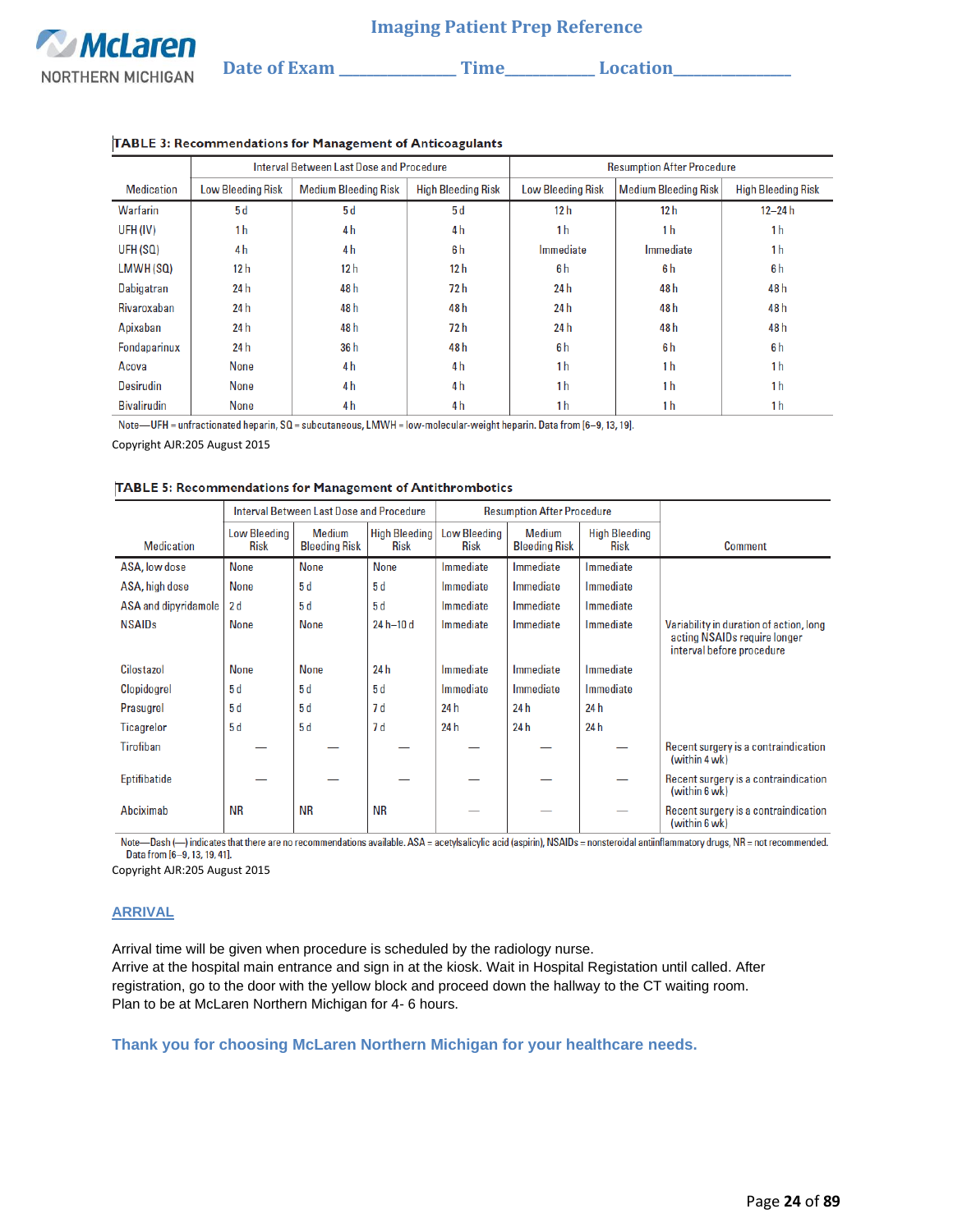# Imaging Patient Prep Reference

Date of Exam _______________ Time___________ Location_______________

**TABLE 3: Recommendations for Management of Anticoagulants**

| | Interval Between Last Dose and Procedure | | | Resumption After Procedure | | |
|---|---|---|---|---|---|---|
| Medication | Low Bleeding Risk | Medium Bleeding Risk | High Bleeding Risk | Low Bleeding Risk | Medium Bleeding Risk | High Bleeding Risk |
| Warfarin | 5 d | 5 d | 5 d | 12 h | 12 h | 12–24 h |
| UFH (IV) | 1 h | 4 h | 4 h | 1 h | 1 h | 1 h |
| UFH (SQ) | 4 h | 4 h | 6 h | Immediate | Immediate | 1 h |
| LMWH (SQ) | 12 h | 12 h | 12 h | 6 h | 6 h | 6 h |
| Dabigatran | 24 h | 48 h | 72 h | 24 h | 48 h | 48 h |
| Rivaroxaban | 24 h | 48 h | 48 h | 24 h | 48 h | 48 h |
| Apixaban | 24 h | 48 h | 72 h | 24 h | 48 h | 48 h |
| Fondaparinux | 24 h | 36 h | 48 h | 6 h | 6 h | 6 h |
| Acova | None | 4 h | 4 h | 1 h | 1 h | 1 h |
| Desirudin | None | 4 h | 4 h | 1 h | 1 h | 1 h |
| Bivalirudin | None | 4 h | 4 h | 1 h | 1 h | 1 h |

Note—UFH = unfractionated heparin, SQ = subcutaneous, LMWH = low-molecular-weight heparin. Data from [6–9, 13, 19].

Copyright AJR:205 August 2015

**TABLE 5: Recommendations for Management of Antithrombotics**

| | Interval Between Last Dose and Procedure | | | Resumption After Procedure | | | |
|---|---|---|---|---|---|---|---|
| Medication | Low Bleeding Risk | Medium Bleeding Risk | High Bleeding Risk | Low Bleeding Risk | Medium Bleeding Risk | High Bleeding Risk | Comment |
| ASA, low dose | None | None | None | Immediate | Immediate | Immediate | |
| ASA, high dose | None | 5 d | 5 d | Immediate | Immediate | Immediate | |
| ASA and dipyridamole | 2 d | 5 d | 5 d | Immediate | Immediate | Immediate | |
| NSAIDs | None | None | 24 h–10 d | Immediate | Immediate | Immediate | Variability in duration of action, long acting NSAIDs require longer interval before procedure |
| Cilostazol | None | None | 24 h | Immediate | Immediate | Immediate | |
| Clopidogrel | 5 d | 5 d | 5 d | Immediate | Immediate | Immediate | |
| Prasugrel | 5 d | 5 d | 7 d | 24 h | 24 h | 24 h | |
| Ticagrelor | 5 d | 5 d | 7 d | 24 h | 24 h | 24 h | |
| Tirofiban | — | — | — | — | — | — | Recent surgery is a contraindication (within 4 wk) |
| Eptifibatide | — | — | — | — | — | — | Recent surgery is a contraindication (within 6 wk) |
| Abciximab | NR | NR | NR | — | — | — | Recent surgery is a contraindication (within 6 wk) |

Note—Dash (—) indicates that there are no recommendations available. ASA = acetylsalicylic acid (aspirin), NSAIDs = nonsteroidal antiinflammatory drugs, NR = not recommended. Data from [6–9, 13, 19, 41].

Copyright AJR:205 August 2015

## ARRIVAL

Arrival time will be given when procedure is scheduled by the radiology nurse.
Arrive at the hospital main entrance and sign in at the kiosk. Wait in Hospital Registation until called. After registration, go to the door with the yellow block and proceed down the hallway to the CT waiting room.
Plan to be at McLaren Northern Michigan for 4- 6 hours.

**Thank you for choosing McLaren Northern Michigan for your healthcare needs.**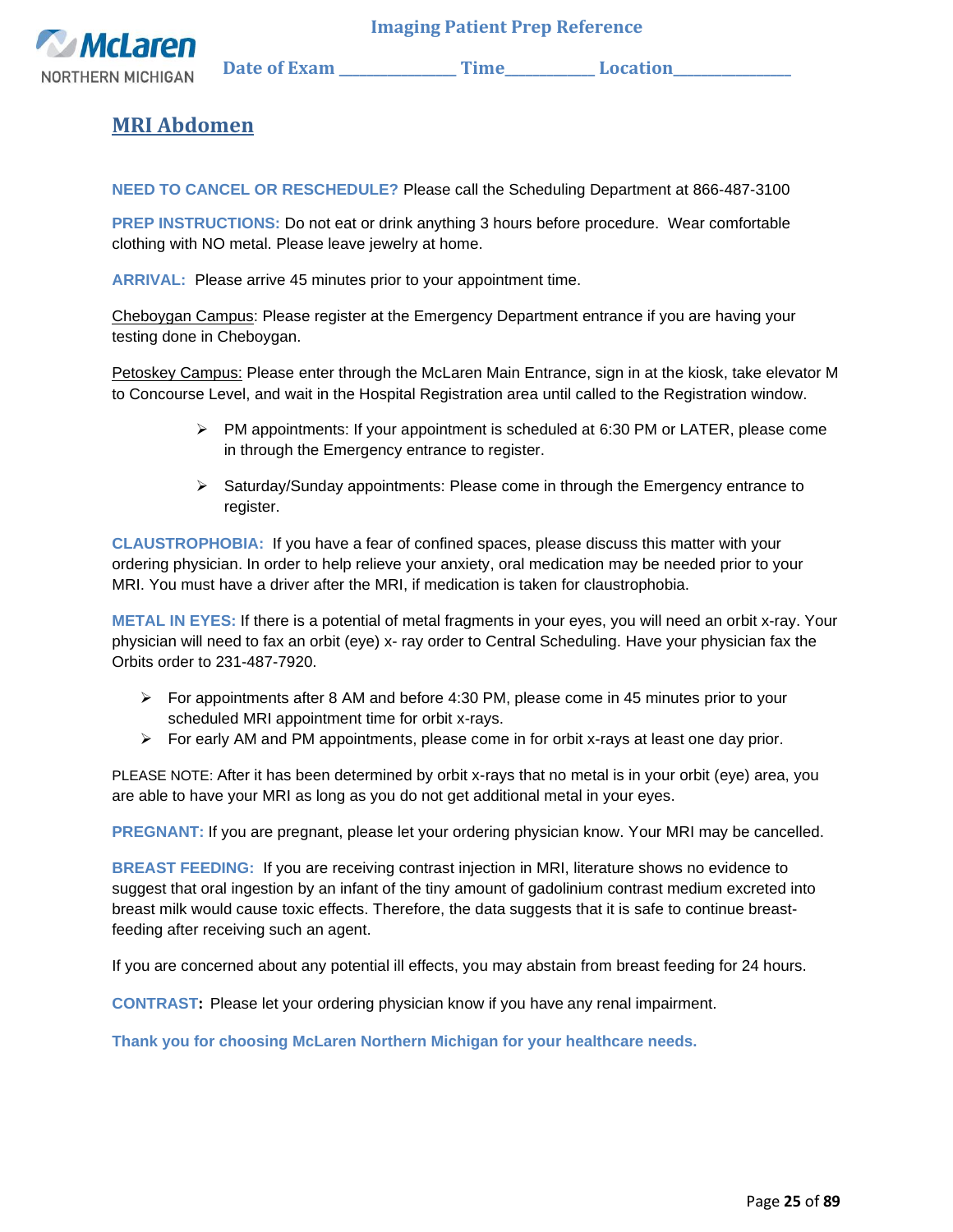Imaging Patient Prep Reference

Date of Exam _______________ Time___________ Location_______________

# MRI Abdomen

**NEED TO CANCEL OR RESCHEDULE?** Please call the Scheduling Department at 866-487-3100

**PREP INSTRUCTIONS:** Do not eat or drink anything 3 hours before procedure. Wear comfortable clothing with NO metal. Please leave jewelry at home.

**ARRIVAL:** Please arrive 45 minutes prior to your appointment time.

Cheboygan Campus: Please register at the Emergency Department entrance if you are having your testing done in Cheboygan.

Petoskey Campus: Please enter through the McLaren Main Entrance, sign in at the kiosk, take elevator M to Concourse Level, and wait in the Hospital Registration area until called to the Registration window.

- PM appointments: If your appointment is scheduled at 6:30 PM or LATER, please come in through the Emergency entrance to register.
- Saturday/Sunday appointments: Please come in through the Emergency entrance to register.

**CLAUSTROPHOBIA:** If you have a fear of confined spaces, please discuss this matter with your ordering physician. In order to help relieve your anxiety, oral medication may be needed prior to your MRI. You must have a driver after the MRI, if medication is taken for claustrophobia.

**METAL IN EYES:** If there is a potential of metal fragments in your eyes, you will need an orbit x-ray. Your physician will need to fax an orbit (eye) x- ray order to Central Scheduling. Have your physician fax the Orbits order to 231-487-7920.

- For appointments after 8 AM and before 4:30 PM, please come in 45 minutes prior to your scheduled MRI appointment time for orbit x-rays.
- For early AM and PM appointments, please come in for orbit x-rays at least one day prior.

PLEASE NOTE: After it has been determined by orbit x-rays that no metal is in your orbit (eye) area, you are able to have your MRI as long as you do not get additional metal in your eyes.

**PREGNANT:** If you are pregnant, please let your ordering physician know. Your MRI may be cancelled.

**BREAST FEEDING:** If you are receiving contrast injection in MRI, literature shows no evidence to suggest that oral ingestion by an infant of the tiny amount of gadolinium contrast medium excreted into breast milk would cause toxic effects. Therefore, the data suggests that it is safe to continue breast-feeding after receiving such an agent.

If you are concerned about any potential ill effects, you may abstain from breast feeding for 24 hours.

**CONTRAST:** Please let your ordering physician know if you have any renal impairment.

**Thank you for choosing McLaren Northern Michigan for your healthcare needs.**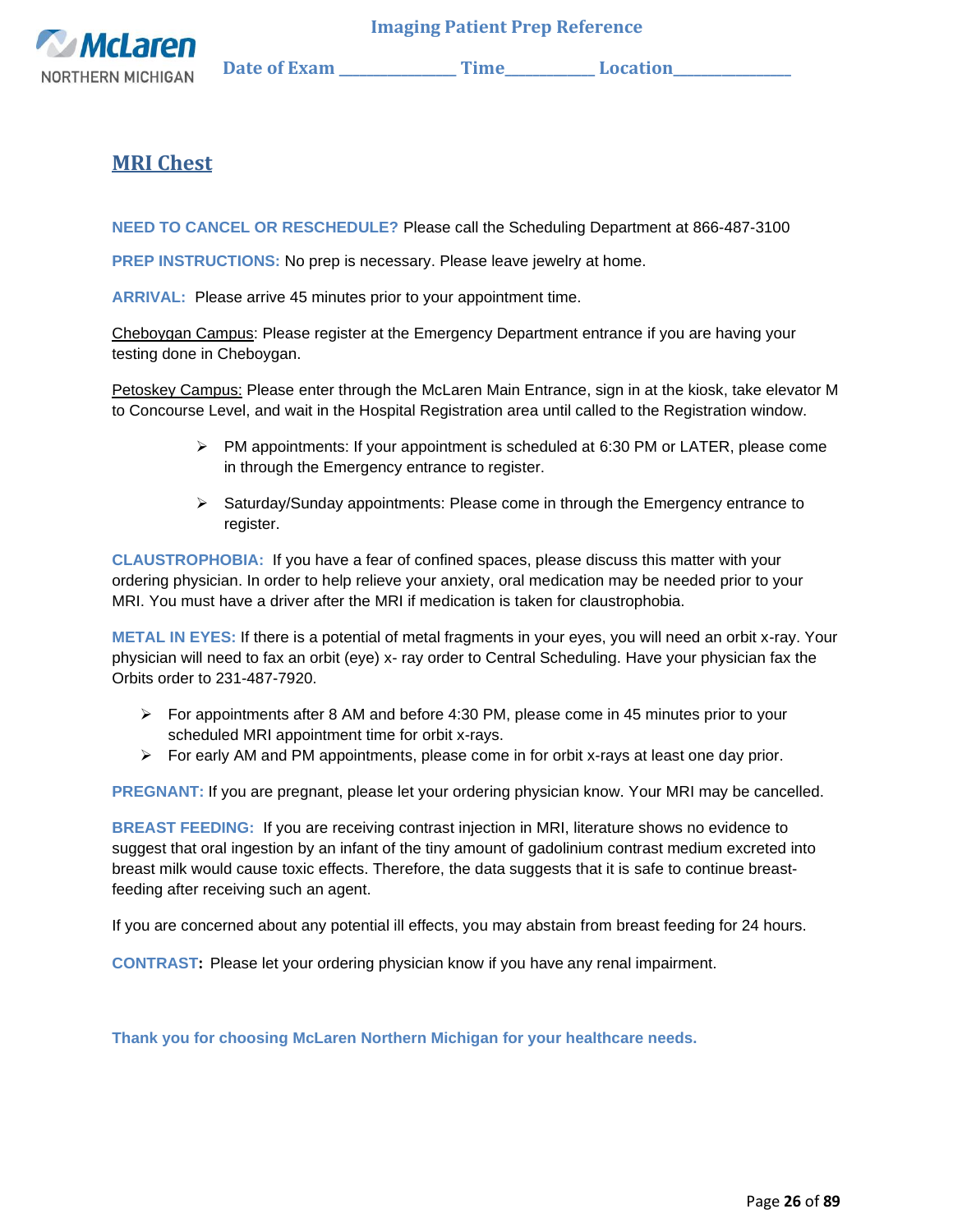Imaging Patient Prep Reference

Date of Exam _______________ Time___________ Location_______________

## MRI Chest

**NEED TO CANCEL OR RESCHEDULE?** Please call the Scheduling Department at 866-487-3100

**PREP INSTRUCTIONS:** No prep is necessary. Please leave jewelry at home.

**ARRIVAL:** Please arrive 45 minutes prior to your appointment time.

Cheboygan Campus: Please register at the Emergency Department entrance if you are having your testing done in Cheboygan.

Petoskey Campus: Please enter through the McLaren Main Entrance, sign in at the kiosk, take elevator M to Concourse Level, and wait in the Hospital Registration area until called to the Registration window.

- PM appointments: If your appointment is scheduled at 6:30 PM or LATER, please come in through the Emergency entrance to register.
- Saturday/Sunday appointments: Please come in through the Emergency entrance to register.

**CLAUSTROPHOBIA:** If you have a fear of confined spaces, please discuss this matter with your ordering physician. In order to help relieve your anxiety, oral medication may be needed prior to your MRI. You must have a driver after the MRI if medication is taken for claustrophobia.

**METAL IN EYES:** If there is a potential of metal fragments in your eyes, you will need an orbit x-ray. Your physician will need to fax an orbit (eye) x- ray order to Central Scheduling. Have your physician fax the Orbits order to 231-487-7920.

- For appointments after 8 AM and before 4:30 PM, please come in 45 minutes prior to your scheduled MRI appointment time for orbit x-rays.
- For early AM and PM appointments, please come in for orbit x-rays at least one day prior.

**PREGNANT:** If you are pregnant, please let your ordering physician know. Your MRI may be cancelled.

**BREAST FEEDING:** If you are receiving contrast injection in MRI, literature shows no evidence to suggest that oral ingestion by an infant of the tiny amount of gadolinium contrast medium excreted into breast milk would cause toxic effects. Therefore, the data suggests that it is safe to continue breast-feeding after receiving such an agent.

If you are concerned about any potential ill effects, you may abstain from breast feeding for 24 hours.

**CONTRAST:** Please let your ordering physician know if you have any renal impairment.

**Thank you for choosing McLaren Northern Michigan for your healthcare needs.**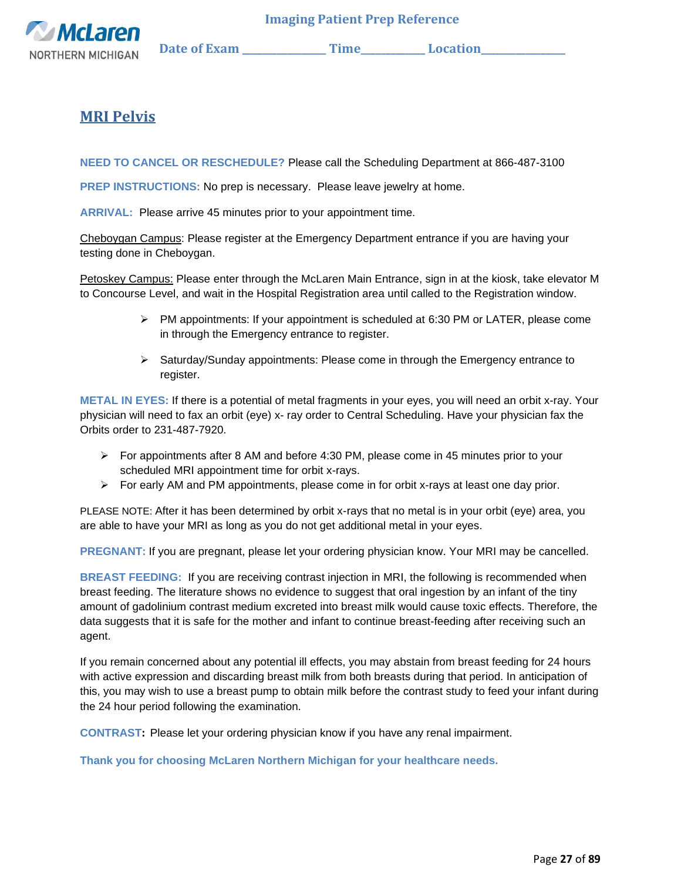Imaging Patient Prep Reference

Date of Exam \_\_\_\_\_\_\_\_\_\_\_\_\_\_\_ Time\_\_\_\_\_\_\_\_\_\_\_\_ Location\_\_\_\_\_\_\_\_\_\_\_\_\_\_\_

# MRI Pelvis

**NEED TO CANCEL OR RESCHEDULE?** Please call the Scheduling Department at 866-487-3100

**PREP INSTRUCTIONS:** No prep is necessary. Please leave jewelry at home.

**ARRIVAL:** Please arrive 45 minutes prior to your appointment time.

Cheboygan Campus: Please register at the Emergency Department entrance if you are having your testing done in Cheboygan.

Petoskey Campus: Please enter through the McLaren Main Entrance, sign in at the kiosk, take elevator M to Concourse Level, and wait in the Hospital Registration area until called to the Registration window.

- PM appointments: If your appointment is scheduled at 6:30 PM or LATER, please come in through the Emergency entrance to register.
- Saturday/Sunday appointments: Please come in through the Emergency entrance to register.

**METAL IN EYES:** If there is a potential of metal fragments in your eyes, you will need an orbit x-ray. Your physician will need to fax an orbit (eye) x- ray order to Central Scheduling. Have your physician fax the Orbits order to 231-487-7920.

- For appointments after 8 AM and before 4:30 PM, please come in 45 minutes prior to your scheduled MRI appointment time for orbit x-rays.
- For early AM and PM appointments, please come in for orbit x-rays at least one day prior.

PLEASE NOTE: After it has been determined by orbit x-rays that no metal is in your orbit (eye) area, you are able to have your MRI as long as you do not get additional metal in your eyes.

**PREGNANT:** If you are pregnant, please let your ordering physician know. Your MRI may be cancelled.

**BREAST FEEDING:** If you are receiving contrast injection in MRI, the following is recommended when breast feeding. The literature shows no evidence to suggest that oral ingestion by an infant of the tiny amount of gadolinium contrast medium excreted into breast milk would cause toxic effects. Therefore, the data suggests that it is safe for the mother and infant to continue breast-feeding after receiving such an agent.

If you remain concerned about any potential ill effects, you may abstain from breast feeding for 24 hours with active expression and discarding breast milk from both breasts during that period. In anticipation of this, you may wish to use a breast pump to obtain milk before the contrast study to feed your infant during the 24 hour period following the examination.

**CONTRAST:** Please let your ordering physician know if you have any renal impairment.

**Thank you for choosing McLaren Northern Michigan for your healthcare needs.**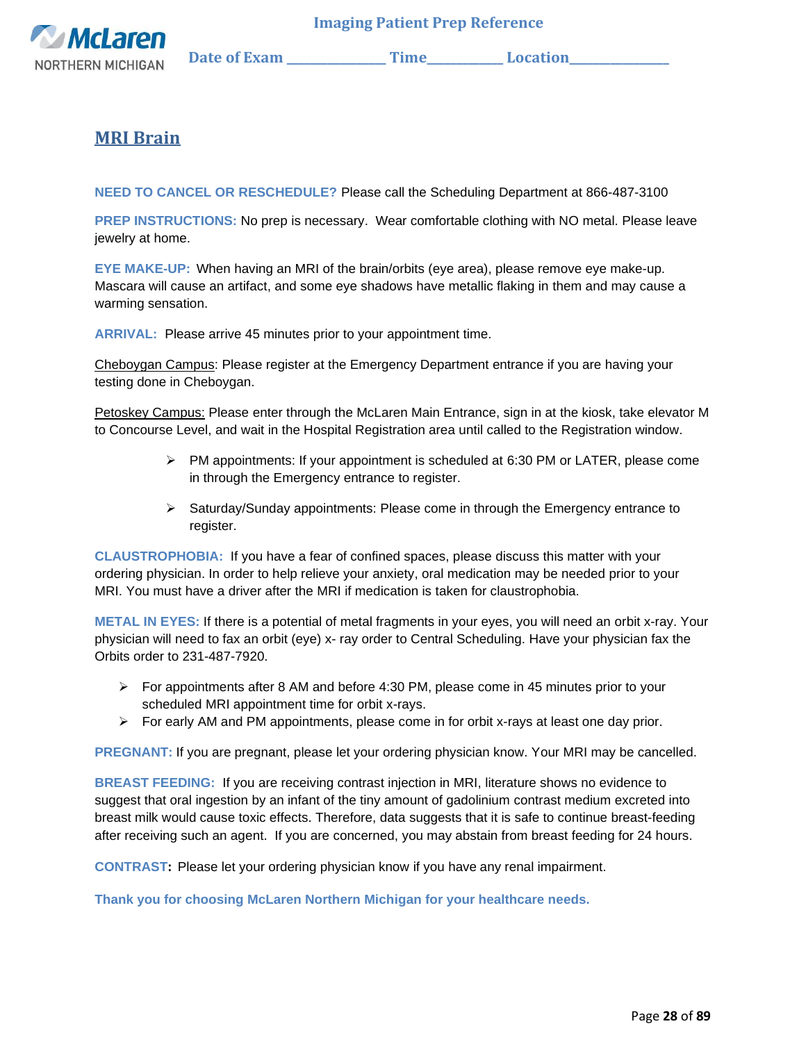**Imaging Patient Prep Reference**

**Date of Exam \_\_\_\_\_\_\_\_\_\_\_\_\_\_\_ Time\_\_\_\_\_\_\_\_\_\_\_ Location\_\_\_\_\_\_\_\_\_\_\_\_\_\_\_**

## MRI Brain

**NEED TO CANCEL OR RESCHEDULE?** Please call the Scheduling Department at 866-487-3100

**PREP INSTRUCTIONS:** No prep is necessary. Wear comfortable clothing with NO metal. Please leave jewelry at home.

**EYE MAKE-UP:** When having an MRI of the brain/orbits (eye area), please remove eye make-up. Mascara will cause an artifact, and some eye shadows have metallic flaking in them and may cause a warming sensation.

**ARRIVAL:** Please arrive 45 minutes prior to your appointment time.

Cheboygan Campus: Please register at the Emergency Department entrance if you are having your testing done in Cheboygan.

Petoskey Campus: Please enter through the McLaren Main Entrance, sign in at the kiosk, take elevator M to Concourse Level, and wait in the Hospital Registration area until called to the Registration window.

- PM appointments: If your appointment is scheduled at 6:30 PM or LATER, please come in through the Emergency entrance to register.
- Saturday/Sunday appointments: Please come in through the Emergency entrance to register.

**CLAUSTROPHOBIA:** If you have a fear of confined spaces, please discuss this matter with your ordering physician. In order to help relieve your anxiety, oral medication may be needed prior to your MRI. You must have a driver after the MRI if medication is taken for claustrophobia.

**METAL IN EYES:** If there is a potential of metal fragments in your eyes, you will need an orbit x-ray. Your physician will need to fax an orbit (eye) x- ray order to Central Scheduling. Have your physician fax the Orbits order to 231-487-7920.

- For appointments after 8 AM and before 4:30 PM, please come in 45 minutes prior to your scheduled MRI appointment time for orbit x-rays.
- For early AM and PM appointments, please come in for orbit x-rays at least one day prior.

**PREGNANT:** If you are pregnant, please let your ordering physician know. Your MRI may be cancelled.

**BREAST FEEDING:** If you are receiving contrast injection in MRI, literature shows no evidence to suggest that oral ingestion by an infant of the tiny amount of gadolinium contrast medium excreted into breast milk would cause toxic effects. Therefore, data suggests that it is safe to continue breast-feeding after receiving such an agent. If you are concerned, you may abstain from breast feeding for 24 hours.

**CONTRAST:** Please let your ordering physician know if you have any renal impairment.

**Thank you for choosing McLaren Northern Michigan for your healthcare needs.**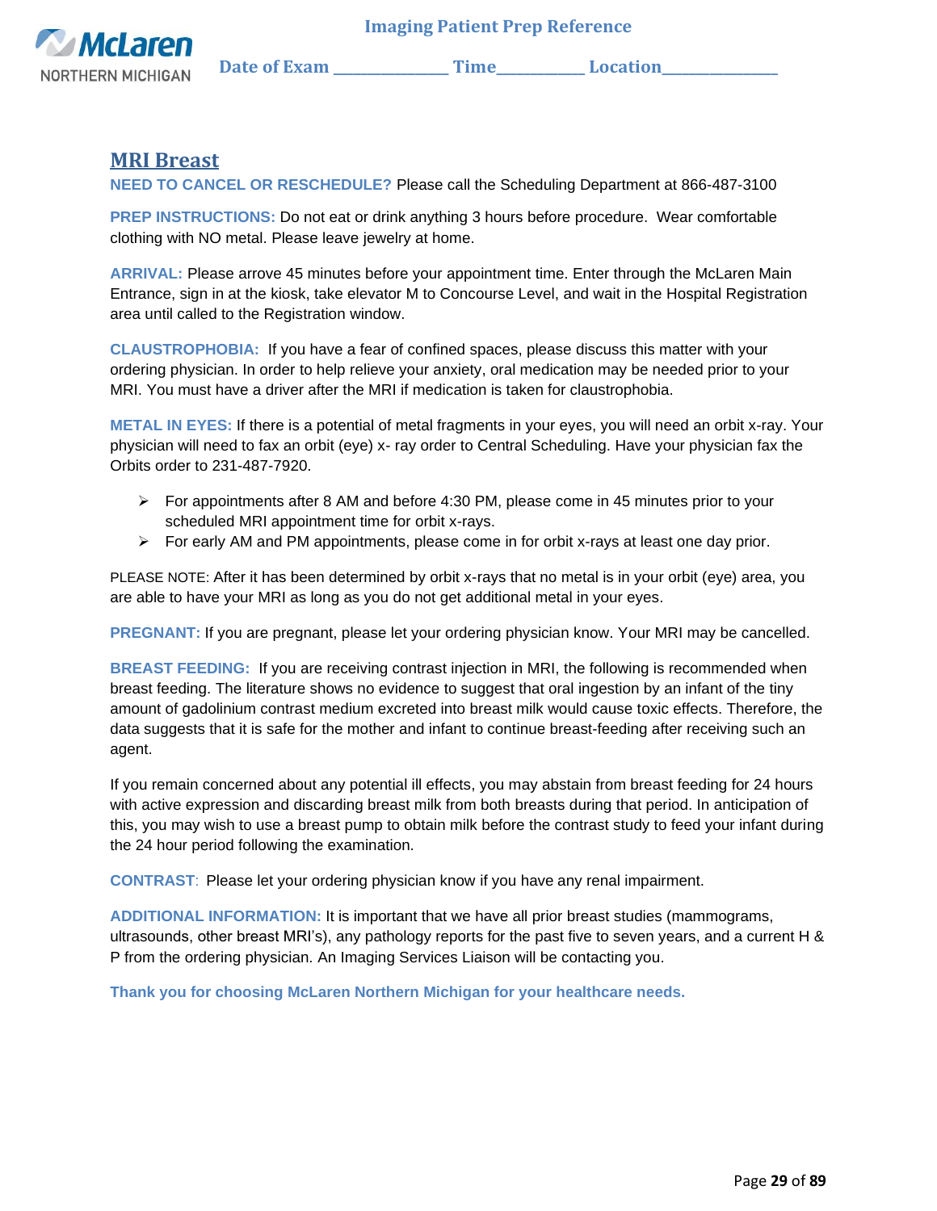**Imaging Patient Prep Reference**

**Date of Exam** _______________ **Time**___________ **Location**_______________

## MRI Breast

**NEED TO CANCEL OR RESCHEDULE?** Please call the Scheduling Department at 866-487-3100

**PREP INSTRUCTIONS:** Do not eat or drink anything 3 hours before procedure. Wear comfortable clothing with NO metal. Please leave jewelry at home.

**ARRIVAL:** Please arrove 45 minutes before your appointment time. Enter through the McLaren Main Entrance, sign in at the kiosk, take elevator M to Concourse Level, and wait in the Hospital Registration area until called to the Registration window.

**CLAUSTROPHOBIA:** If you have a fear of confined spaces, please discuss this matter with your ordering physician. In order to help relieve your anxiety, oral medication may be needed prior to your MRI. You must have a driver after the MRI if medication is taken for claustrophobia.

**METAL IN EYES:** If there is a potential of metal fragments in your eyes, you will need an orbit x-ray. Your physician will need to fax an orbit (eye) x- ray order to Central Scheduling. Have your physician fax the Orbits order to 231-487-7920.

- For appointments after 8 AM and before 4:30 PM, please come in 45 minutes prior to your scheduled MRI appointment time for orbit x-rays.
- For early AM and PM appointments, please come in for orbit x-rays at least one day prior.

PLEASE NOTE: After it has been determined by orbit x-rays that no metal is in your orbit (eye) area, you are able to have your MRI as long as you do not get additional metal in your eyes.

**PREGNANT:** If you are pregnant, please let your ordering physician know. Your MRI may be cancelled.

**BREAST FEEDING:** If you are receiving contrast injection in MRI, the following is recommended when breast feeding. The literature shows no evidence to suggest that oral ingestion by an infant of the tiny amount of gadolinium contrast medium excreted into breast milk would cause toxic effects. Therefore, the data suggests that it is safe for the mother and infant to continue breast-feeding after receiving such an agent.

If you remain concerned about any potential ill effects, you may abstain from breast feeding for 24 hours with active expression and discarding breast milk from both breasts during that period. In anticipation of this, you may wish to use a breast pump to obtain milk before the contrast study to feed your infant during the 24 hour period following the examination.

**CONTRAST**: Please let your ordering physician know if you have any renal impairment.

**ADDITIONAL INFORMATION:** It is important that we have all prior breast studies (mammograms, ultrasounds, other breast MRI's), any pathology reports for the past five to seven years, and a current H & P from the ordering physician. An Imaging Services Liaison will be contacting you.

**Thank you for choosing McLaren Northern Michigan for your healthcare needs.**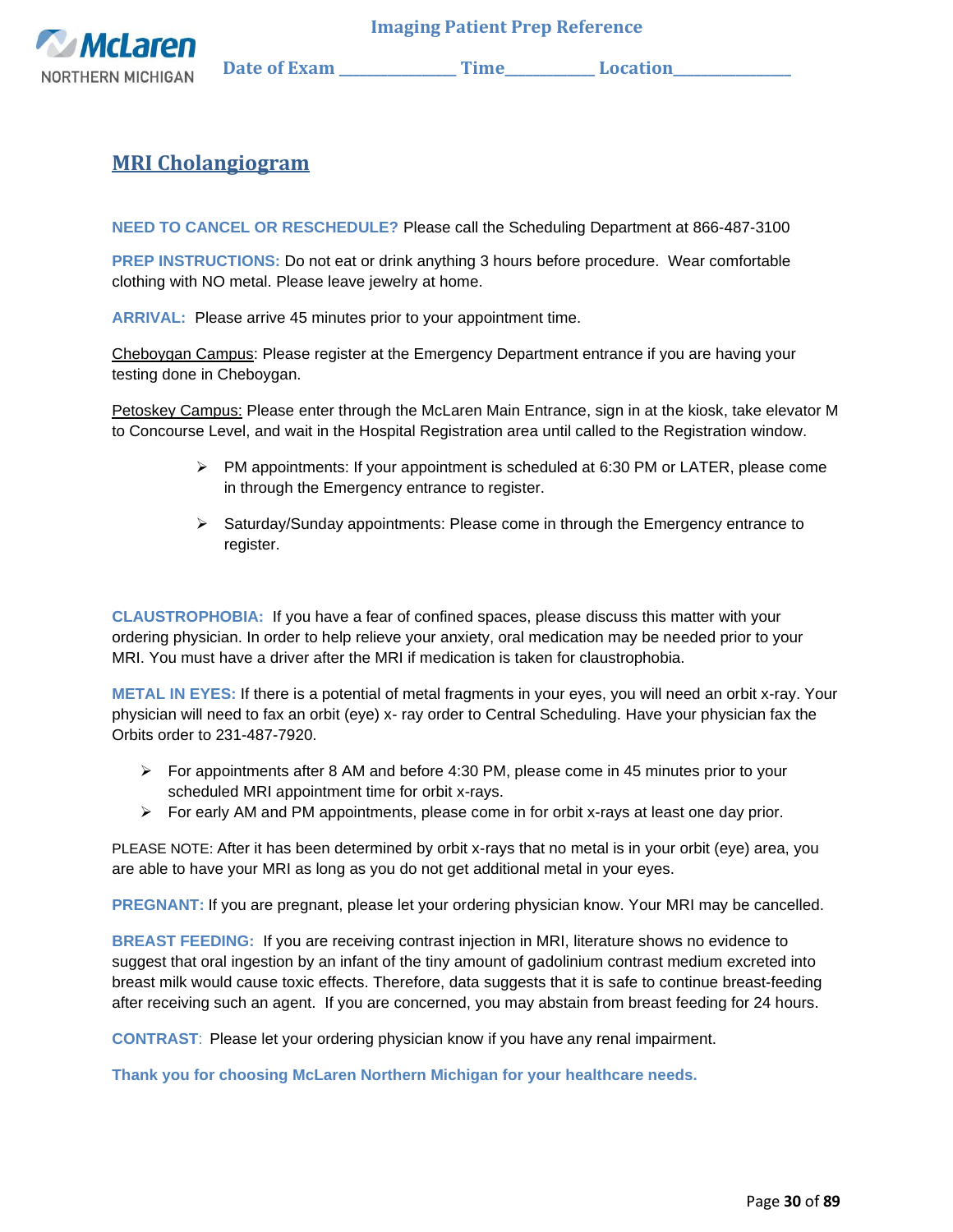Imaging Patient Prep Reference

McLaren NORTHERN MICHIGAN

Date of Exam ______________ Time__________ Location______________

## MRI Cholangiogram

**NEED TO CANCEL OR RESCHEDULE?** Please call the Scheduling Department at 866-487-3100

**PREP INSTRUCTIONS:** Do not eat or drink anything 3 hours before procedure. Wear comfortable clothing with NO metal. Please leave jewelry at home.

**ARRIVAL:** Please arrive 45 minutes prior to your appointment time.

Cheboygan Campus: Please register at the Emergency Department entrance if you are having your testing done in Cheboygan.

Petoskey Campus: Please enter through the McLaren Main Entrance, sign in at the kiosk, take elevator M to Concourse Level, and wait in the Hospital Registration area until called to the Registration window.

- PM appointments: If your appointment is scheduled at 6:30 PM or LATER, please come in through the Emergency entrance to register.
- Saturday/Sunday appointments: Please come in through the Emergency entrance to register.

**CLAUSTROPHOBIA:** If you have a fear of confined spaces, please discuss this matter with your ordering physician. In order to help relieve your anxiety, oral medication may be needed prior to your MRI. You must have a driver after the MRI if medication is taken for claustrophobia.

**METAL IN EYES:** If there is a potential of metal fragments in your eyes, you will need an orbit x-ray. Your physician will need to fax an orbit (eye) x- ray order to Central Scheduling. Have your physician fax the Orbits order to 231-487-7920.

- For appointments after 8 AM and before 4:30 PM, please come in 45 minutes prior to your scheduled MRI appointment time for orbit x-rays.
- For early AM and PM appointments, please come in for orbit x-rays at least one day prior.

PLEASE NOTE: After it has been determined by orbit x-rays that no metal is in your orbit (eye) area, you are able to have your MRI as long as you do not get additional metal in your eyes.

**PREGNANT:** If you are pregnant, please let your ordering physician know. Your MRI may be cancelled.

**BREAST FEEDING:** If you are receiving contrast injection in MRI, literature shows no evidence to suggest that oral ingestion by an infant of the tiny amount of gadolinium contrast medium excreted into breast milk would cause toxic effects. Therefore, data suggests that it is safe to continue breast-feeding after receiving such an agent. If you are concerned, you may abstain from breast feeding for 24 hours.

**CONTRAST**: Please let your ordering physician know if you have any renal impairment.

**Thank you for choosing McLaren Northern Michigan for your healthcare needs.**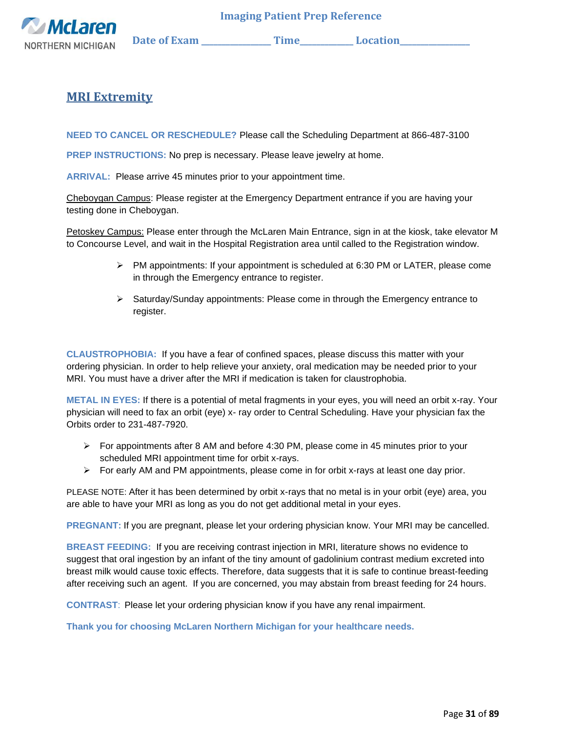Imaging Patient Prep Reference

Date of Exam _______________ Time___________ Location_______________

## MRI Extremity

**NEED TO CANCEL OR RESCHEDULE?** Please call the Scheduling Department at 866-487-3100

**PREP INSTRUCTIONS:** No prep is necessary. Please leave jewelry at home.

**ARRIVAL:** Please arrive 45 minutes prior to your appointment time.

Cheboygan Campus: Please register at the Emergency Department entrance if you are having your testing done in Cheboygan.

Petoskey Campus: Please enter through the McLaren Main Entrance, sign in at the kiosk, take elevator M to Concourse Level, and wait in the Hospital Registration area until called to the Registration window.

- PM appointments: If your appointment is scheduled at 6:30 PM or LATER, please come in through the Emergency entrance to register.
- Saturday/Sunday appointments: Please come in through the Emergency entrance to register.

**CLAUSTROPHOBIA:** If you have a fear of confined spaces, please discuss this matter with your ordering physician. In order to help relieve your anxiety, oral medication may be needed prior to your MRI. You must have a driver after the MRI if medication is taken for claustrophobia.

**METAL IN EYES:** If there is a potential of metal fragments in your eyes, you will need an orbit x-ray. Your physician will need to fax an orbit (eye) x- ray order to Central Scheduling. Have your physician fax the Orbits order to 231-487-7920.

- For appointments after 8 AM and before 4:30 PM, please come in 45 minutes prior to your scheduled MRI appointment time for orbit x-rays.
- For early AM and PM appointments, please come in for orbit x-rays at least one day prior.

PLEASE NOTE: After it has been determined by orbit x-rays that no metal is in your orbit (eye) area, you are able to have your MRI as long as you do not get additional metal in your eyes.

**PREGNANT:** If you are pregnant, please let your ordering physician know. Your MRI may be cancelled.

**BREAST FEEDING:** If you are receiving contrast injection in MRI, literature shows no evidence to suggest that oral ingestion by an infant of the tiny amount of gadolinium contrast medium excreted into breast milk would cause toxic effects. Therefore, data suggests that it is safe to continue breast-feeding after receiving such an agent. If you are concerned, you may abstain from breast feeding for 24 hours.

**CONTRAST:** Please let your ordering physician know if you have any renal impairment.

**Thank you for choosing McLaren Northern Michigan for your healthcare needs.**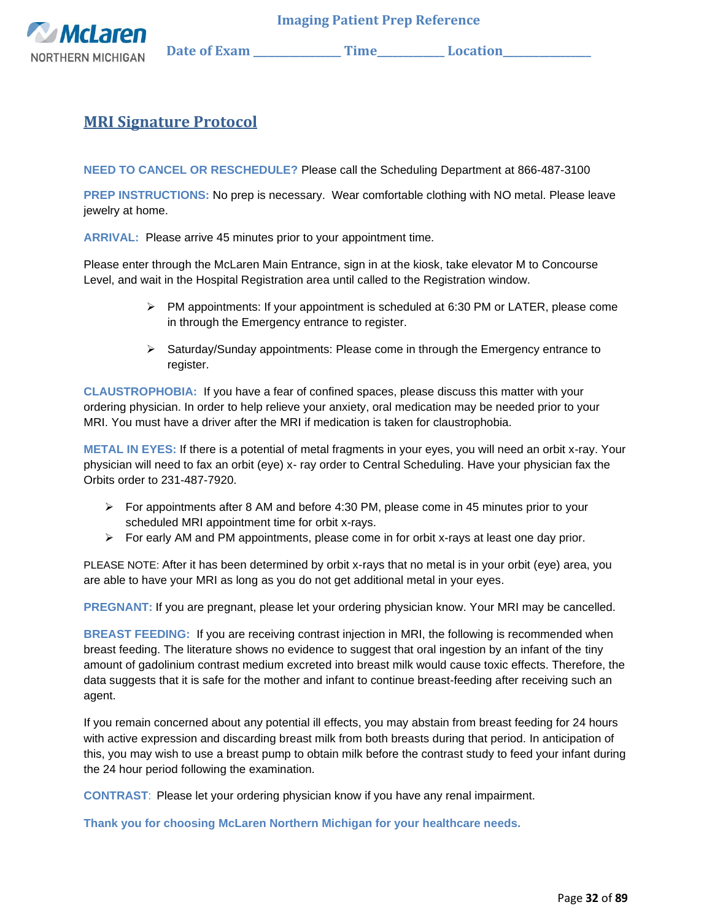Imaging Patient Prep Reference

Date of Exam ______________ Time__________ Location______________

## MRI Signature Protocol

**NEED TO CANCEL OR RESCHEDULE?** Please call the Scheduling Department at 866-487-3100

**PREP INSTRUCTIONS:** No prep is necessary. Wear comfortable clothing with NO metal. Please leave jewelry at home.

**ARRIVAL:** Please arrive 45 minutes prior to your appointment time.

Please enter through the McLaren Main Entrance, sign in at the kiosk, take elevator M to Concourse Level, and wait in the Hospital Registration area until called to the Registration window.

- PM appointments: If your appointment is scheduled at 6:30 PM or LATER, please come in through the Emergency entrance to register.
- Saturday/Sunday appointments: Please come in through the Emergency entrance to register.

**CLAUSTROPHOBIA:** If you have a fear of confined spaces, please discuss this matter with your ordering physician. In order to help relieve your anxiety, oral medication may be needed prior to your MRI. You must have a driver after the MRI if medication is taken for claustrophobia.

**METAL IN EYES:** If there is a potential of metal fragments in your eyes, you will need an orbit x-ray. Your physician will need to fax an orbit (eye) x- ray order to Central Scheduling. Have your physician fax the Orbits order to 231-487-7920.

- For appointments after 8 AM and before 4:30 PM, please come in 45 minutes prior to your scheduled MRI appointment time for orbit x-rays.
- For early AM and PM appointments, please come in for orbit x-rays at least one day prior.

PLEASE NOTE: After it has been determined by orbit x-rays that no metal is in your orbit (eye) area, you are able to have your MRI as long as you do not get additional metal in your eyes.

**PREGNANT:** If you are pregnant, please let your ordering physician know. Your MRI may be cancelled.

**BREAST FEEDING:** If you are receiving contrast injection in MRI, the following is recommended when breast feeding. The literature shows no evidence to suggest that oral ingestion by an infant of the tiny amount of gadolinium contrast medium excreted into breast milk would cause toxic effects. Therefore, the data suggests that it is safe for the mother and infant to continue breast-feeding after receiving such an agent.

If you remain concerned about any potential ill effects, you may abstain from breast feeding for 24 hours with active expression and discarding breast milk from both breasts during that period. In anticipation of this, you may wish to use a breast pump to obtain milk before the contrast study to feed your infant during the 24 hour period following the examination.

**CONTRAST**: Please let your ordering physician know if you have any renal impairment.

**Thank you for choosing McLaren Northern Michigan for your healthcare needs.**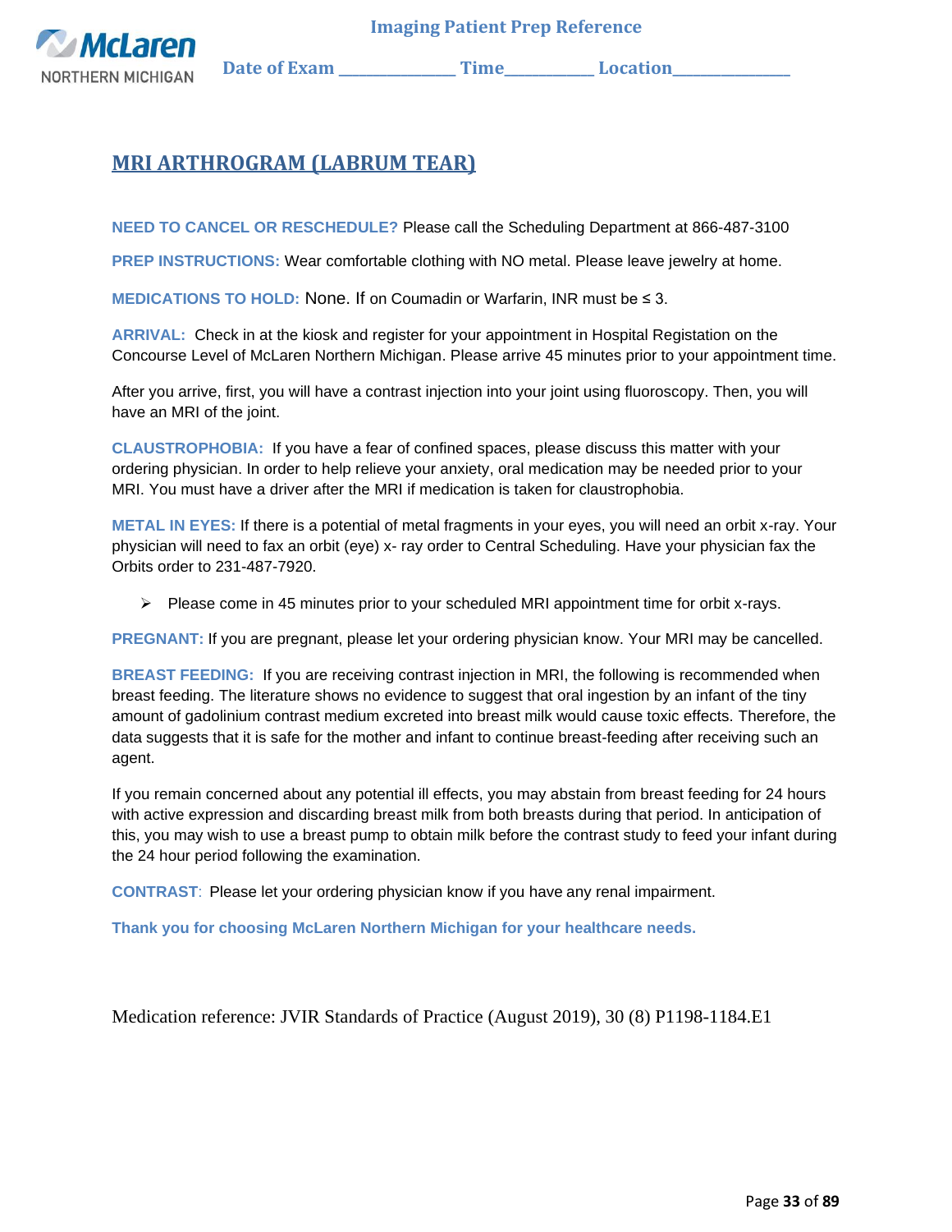McLaren NORTHERN MICHIGAN

**Imaging Patient Prep Reference**

**Date of Exam \_\_\_\_\_\_\_\_\_\_\_\_\_\_\_ Time\_\_\_\_\_\_\_\_\_\_\_ Location\_\_\_\_\_\_\_\_\_\_\_\_\_\_\_**

# MRI ARTHROGRAM (LABRUM TEAR)

**NEED TO CANCEL OR RESCHEDULE?** Please call the Scheduling Department at 866-487-3100

**PREP INSTRUCTIONS:** Wear comfortable clothing with NO metal. Please leave jewelry at home.

**MEDICATIONS TO HOLD:** None. If on Coumadin or Warfarin, INR must be ≤ 3.

**ARRIVAL:** Check in at the kiosk and register for your appointment in Hospital Registation on the Concourse Level of McLaren Northern Michigan. Please arrive 45 minutes prior to your appointment time.

After you arrive, first, you will have a contrast injection into your joint using fluoroscopy. Then, you will have an MRI of the joint.

**CLAUSTROPHOBIA:** If you have a fear of confined spaces, please discuss this matter with your ordering physician. In order to help relieve your anxiety, oral medication may be needed prior to your MRI. You must have a driver after the MRI if medication is taken for claustrophobia.

**METAL IN EYES:** If there is a potential of metal fragments in your eyes, you will need an orbit x-ray. Your physician will need to fax an orbit (eye) x- ray order to Central Scheduling. Have your physician fax the Orbits order to 231-487-7920.

- Please come in 45 minutes prior to your scheduled MRI appointment time for orbit x-rays.

**PREGNANT:** If you are pregnant, please let your ordering physician know. Your MRI may be cancelled.

**BREAST FEEDING:** If you are receiving contrast injection in MRI, the following is recommended when breast feeding. The literature shows no evidence to suggest that oral ingestion by an infant of the tiny amount of gadolinium contrast medium excreted into breast milk would cause toxic effects. Therefore, the data suggests that it is safe for the mother and infant to continue breast-feeding after receiving such an agent.

If you remain concerned about any potential ill effects, you may abstain from breast feeding for 24 hours with active expression and discarding breast milk from both breasts during that period. In anticipation of this, you may wish to use a breast pump to obtain milk before the contrast study to feed your infant during the 24 hour period following the examination.

**CONTRAST**: Please let your ordering physician know if you have any renal impairment.

**Thank you for choosing McLaren Northern Michigan for your healthcare needs.**

Medication reference: JVIR Standards of Practice (August 2019), 30 (8) P1198-1184.E1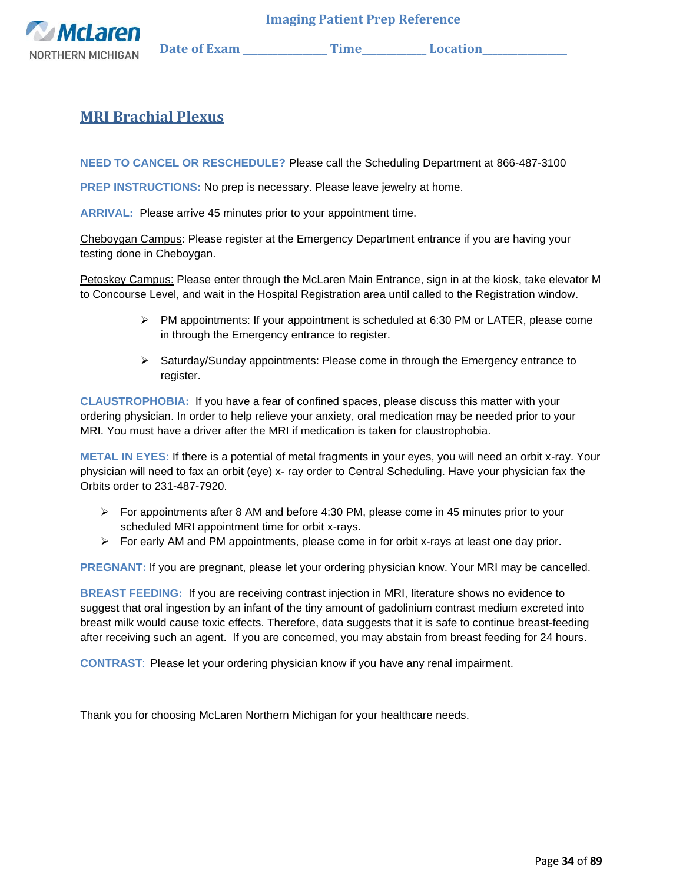## MRI Brachial Plexus

**NEED TO CANCEL OR RESCHEDULE?** Please call the Scheduling Department at 866-487-3100

**PREP INSTRUCTIONS:** No prep is necessary. Please leave jewelry at home.

**ARRIVAL:** Please arrive 45 minutes prior to your appointment time.

Cheboygan Campus: Please register at the Emergency Department entrance if you are having your testing done in Cheboygan.

Petoskey Campus: Please enter through the McLaren Main Entrance, sign in at the kiosk, take elevator M to Concourse Level, and wait in the Hospital Registration area until called to the Registration window.

- PM appointments: If your appointment is scheduled at 6:30 PM or LATER, please come in through the Emergency entrance to register.
- Saturday/Sunday appointments: Please come in through the Emergency entrance to register.

**CLAUSTROPHOBIA:** If you have a fear of confined spaces, please discuss this matter with your ordering physician. In order to help relieve your anxiety, oral medication may be needed prior to your MRI. You must have a driver after the MRI if medication is taken for claustrophobia.

**METAL IN EYES:** If there is a potential of metal fragments in your eyes, you will need an orbit x-ray. Your physician will need to fax an orbit (eye) x- ray order to Central Scheduling. Have your physician fax the Orbits order to 231-487-7920.

- For appointments after 8 AM and before 4:30 PM, please come in 45 minutes prior to your scheduled MRI appointment time for orbit x-rays.
- For early AM and PM appointments, please come in for orbit x-rays at least one day prior.

**PREGNANT:** If you are pregnant, please let your ordering physician know. Your MRI may be cancelled.

**BREAST FEEDING:** If you are receiving contrast injection in MRI, literature shows no evidence to suggest that oral ingestion by an infant of the tiny amount of gadolinium contrast medium excreted into breast milk would cause toxic effects. Therefore, data suggests that it is safe to continue breast-feeding after receiving such an agent. If you are concerned, you may abstain from breast feeding for 24 hours.

**CONTRAST**: Please let your ordering physician know if you have any renal impairment.

Thank you for choosing McLaren Northern Michigan for your healthcare needs.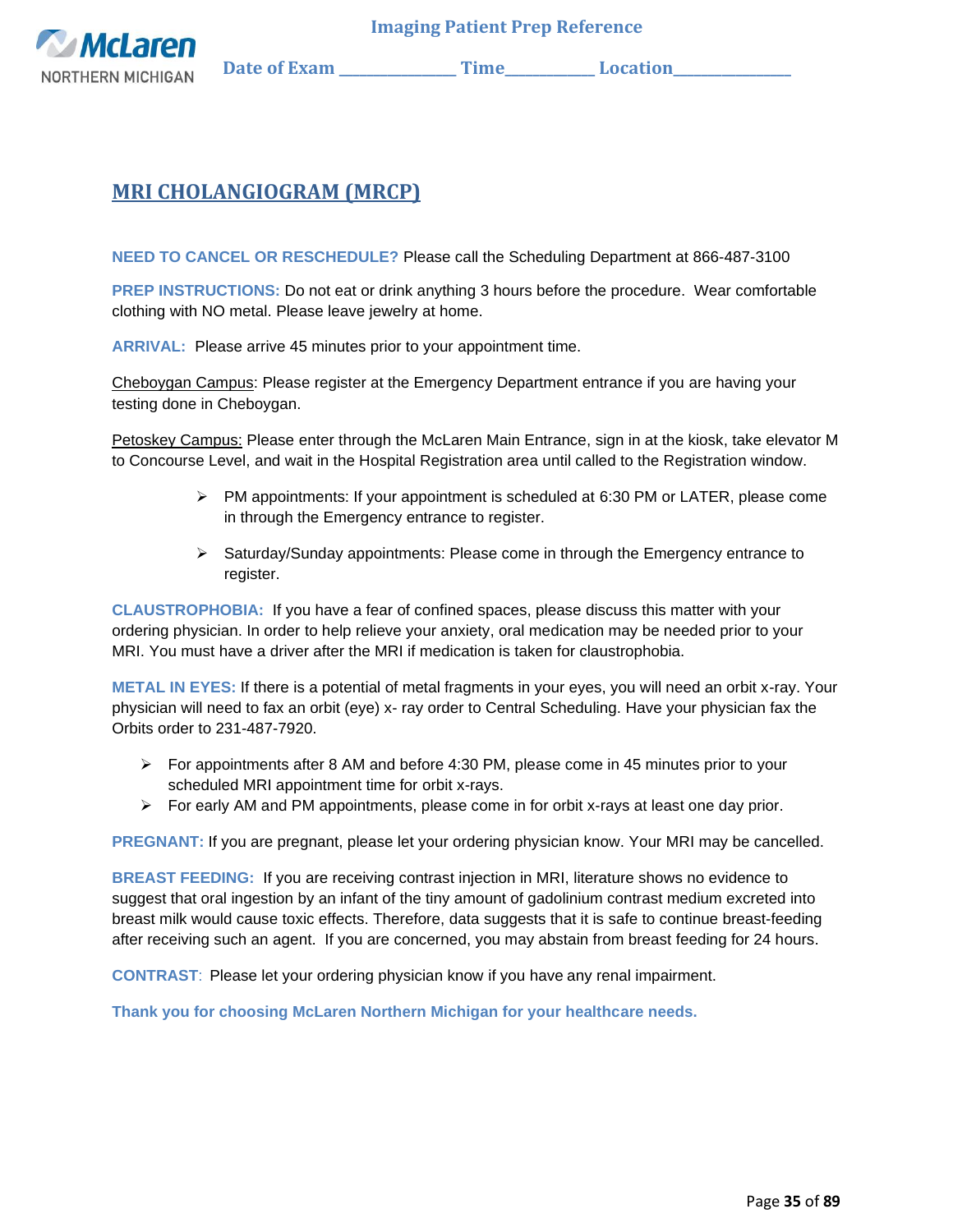Imaging Patient Prep Reference

Date of Exam ______________ Time__________ Location______________

## MRI CHOLANGIOGRAM (MRCP)

**NEED TO CANCEL OR RESCHEDULE?** Please call the Scheduling Department at 866-487-3100

**PREP INSTRUCTIONS:** Do not eat or drink anything 3 hours before the procedure. Wear comfortable clothing with NO metal. Please leave jewelry at home.

**ARRIVAL:** Please arrive 45 minutes prior to your appointment time.

Cheboygan Campus: Please register at the Emergency Department entrance if you are having your testing done in Cheboygan.

Petoskey Campus: Please enter through the McLaren Main Entrance, sign in at the kiosk, take elevator M to Concourse Level, and wait in the Hospital Registration area until called to the Registration window.

- PM appointments: If your appointment is scheduled at 6:30 PM or LATER, please come in through the Emergency entrance to register.
- Saturday/Sunday appointments: Please come in through the Emergency entrance to register.

**CLAUSTROPHOBIA:** If you have a fear of confined spaces, please discuss this matter with your ordering physician. In order to help relieve your anxiety, oral medication may be needed prior to your MRI. You must have a driver after the MRI if medication is taken for claustrophobia.

**METAL IN EYES:** If there is a potential of metal fragments in your eyes, you will need an orbit x-ray. Your physician will need to fax an orbit (eye) x- ray order to Central Scheduling. Have your physician fax the Orbits order to 231-487-7920.

- For appointments after 8 AM and before 4:30 PM, please come in 45 minutes prior to your scheduled MRI appointment time for orbit x-rays.
- For early AM and PM appointments, please come in for orbit x-rays at least one day prior.

**PREGNANT:** If you are pregnant, please let your ordering physician know. Your MRI may be cancelled.

**BREAST FEEDING:** If you are receiving contrast injection in MRI, literature shows no evidence to suggest that oral ingestion by an infant of the tiny amount of gadolinium contrast medium excreted into breast milk would cause toxic effects. Therefore, data suggests that it is safe to continue breast-feeding after receiving such an agent. If you are concerned, you may abstain from breast feeding for 24 hours.

**CONTRAST**: Please let your ordering physician know if you have any renal impairment.

**Thank you for choosing McLaren Northern Michigan for your healthcare needs.**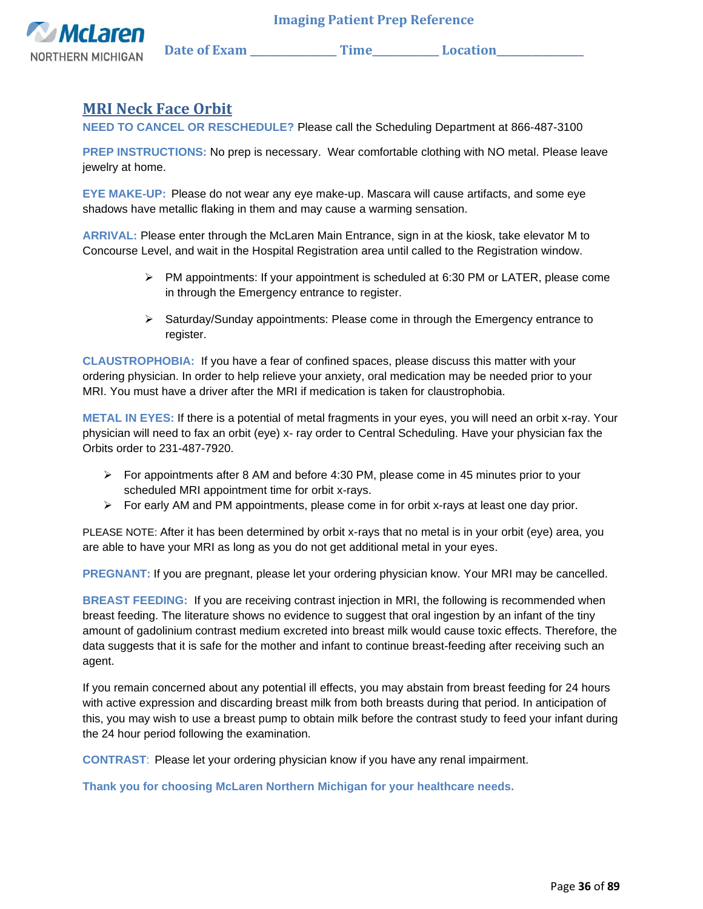Imaging Patient Prep Reference

Date of Exam ______________ Time___________ Location______________

## MRI Neck Face Orbit

**NEED TO CANCEL OR RESCHEDULE?** Please call the Scheduling Department at 866-487-3100

**PREP INSTRUCTIONS:** No prep is necessary. Wear comfortable clothing with NO metal. Please leave jewelry at home.

**EYE MAKE-UP:** Please do not wear any eye make-up. Mascara will cause artifacts, and some eye shadows have metallic flaking in them and may cause a warming sensation.

**ARRIVAL:** Please enter through the McLaren Main Entrance, sign in at the kiosk, take elevator M to Concourse Level, and wait in the Hospital Registration area until called to the Registration window.

- PM appointments: If your appointment is scheduled at 6:30 PM or LATER, please come in through the Emergency entrance to register.
- Saturday/Sunday appointments: Please come in through the Emergency entrance to register.

**CLAUSTROPHOBIA:** If you have a fear of confined spaces, please discuss this matter with your ordering physician. In order to help relieve your anxiety, oral medication may be needed prior to your MRI. You must have a driver after the MRI if medication is taken for claustrophobia.

**METAL IN EYES:** If there is a potential of metal fragments in your eyes, you will need an orbit x-ray. Your physician will need to fax an orbit (eye) x- ray order to Central Scheduling. Have your physician fax the Orbits order to 231-487-7920.

- For appointments after 8 AM and before 4:30 PM, please come in 45 minutes prior to your scheduled MRI appointment time for orbit x-rays.
- For early AM and PM appointments, please come in for orbit x-rays at least one day prior.

PLEASE NOTE: After it has been determined by orbit x-rays that no metal is in your orbit (eye) area, you are able to have your MRI as long as you do not get additional metal in your eyes.

**PREGNANT:** If you are pregnant, please let your ordering physician know. Your MRI may be cancelled.

**BREAST FEEDING:** If you are receiving contrast injection in MRI, the following is recommended when breast feeding. The literature shows no evidence to suggest that oral ingestion by an infant of the tiny amount of gadolinium contrast medium excreted into breast milk would cause toxic effects. Therefore, the data suggests that it is safe for the mother and infant to continue breast-feeding after receiving such an agent.

If you remain concerned about any potential ill effects, you may abstain from breast feeding for 24 hours with active expression and discarding breast milk from both breasts during that period. In anticipation of this, you may wish to use a breast pump to obtain milk before the contrast study to feed your infant during the 24 hour period following the examination.

**CONTRAST**: Please let your ordering physician know if you have any renal impairment.

**Thank you for choosing McLaren Northern Michigan for your healthcare needs.**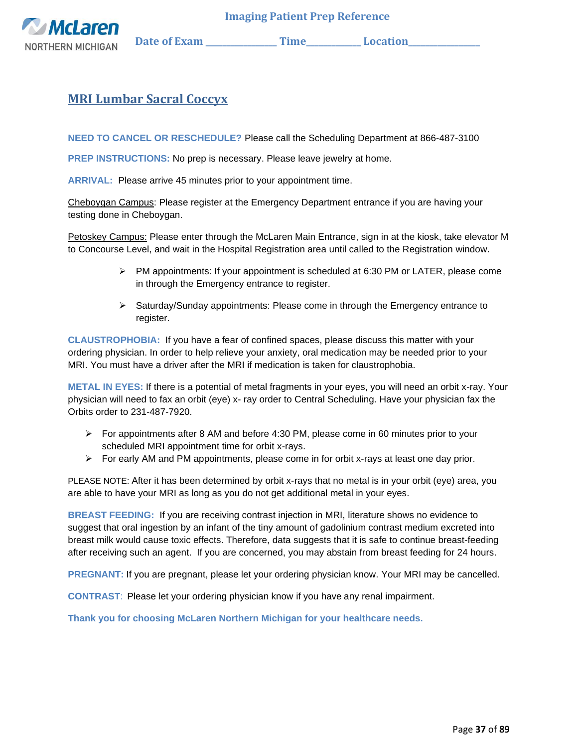McLaren NORTHERN MICHIGAN

**Imaging Patient Prep Reference**

**Date of Exam \_\_\_\_\_\_\_\_\_\_\_\_\_\_ Time\_\_\_\_\_\_\_\_\_\_\_ Location\_\_\_\_\_\_\_\_\_\_\_\_\_\_**

# MRI Lumbar Sacral Coccyx

**NEED TO CANCEL OR RESCHEDULE?** Please call the Scheduling Department at 866-487-3100

**PREP INSTRUCTIONS:** No prep is necessary. Please leave jewelry at home.

**ARRIVAL:** Please arrive 45 minutes prior to your appointment time.

Cheboygan Campus: Please register at the Emergency Department entrance if you are having your testing done in Cheboygan.

Petoskey Campus: Please enter through the McLaren Main Entrance, sign in at the kiosk, take elevator M to Concourse Level, and wait in the Hospital Registration area until called to the Registration window.

- PM appointments: If your appointment is scheduled at 6:30 PM or LATER, please come in through the Emergency entrance to register.
- Saturday/Sunday appointments: Please come in through the Emergency entrance to register.

**CLAUSTROPHOBIA:** If you have a fear of confined spaces, please discuss this matter with your ordering physician. In order to help relieve your anxiety, oral medication may be needed prior to your MRI. You must have a driver after the MRI if medication is taken for claustrophobia.

**METAL IN EYES:** If there is a potential of metal fragments in your eyes, you will need an orbit x-ray. Your physician will need to fax an orbit (eye) x- ray order to Central Scheduling. Have your physician fax the Orbits order to 231-487-7920.

- For appointments after 8 AM and before 4:30 PM, please come in 60 minutes prior to your scheduled MRI appointment time for orbit x-rays.
- For early AM and PM appointments, please come in for orbit x-rays at least one day prior.

PLEASE NOTE: After it has been determined by orbit x-rays that no metal is in your orbit (eye) area, you are able to have your MRI as long as you do not get additional metal in your eyes.

**BREAST FEEDING:** If you are receiving contrast injection in MRI, literature shows no evidence to suggest that oral ingestion by an infant of the tiny amount of gadolinium contrast medium excreted into breast milk would cause toxic effects. Therefore, data suggests that it is safe to continue breast-feeding after receiving such an agent. If you are concerned, you may abstain from breast feeding for 24 hours.

**PREGNANT:** If you are pregnant, please let your ordering physician know. Your MRI may be cancelled.

**CONTRAST**: Please let your ordering physician know if you have any renal impairment.

**Thank you for choosing McLaren Northern Michigan for your healthcare needs.**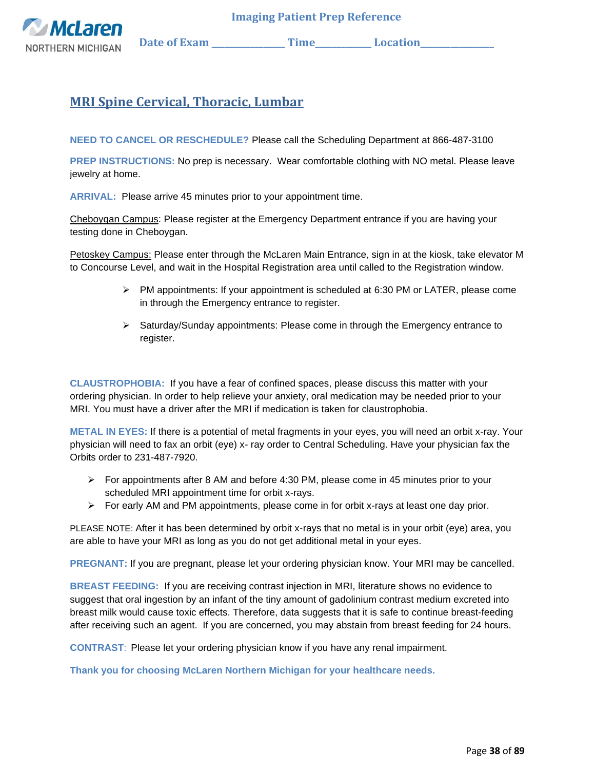Imaging Patient Prep Reference

Date of Exam ______________ Time__________ Location______________

## MRI Spine Cervical, Thoracic, Lumbar

**NEED TO CANCEL OR RESCHEDULE?** Please call the Scheduling Department at 866-487-3100

**PREP INSTRUCTIONS:** No prep is necessary. Wear comfortable clothing with NO metal. Please leave jewelry at home.

**ARRIVAL:** Please arrive 45 minutes prior to your appointment time.

Cheboygan Campus: Please register at the Emergency Department entrance if you are having your testing done in Cheboygan.

Petoskey Campus: Please enter through the McLaren Main Entrance, sign in at the kiosk, take elevator M to Concourse Level, and wait in the Hospital Registration area until called to the Registration window.

- PM appointments: If your appointment is scheduled at 6:30 PM or LATER, please come in through the Emergency entrance to register.
- Saturday/Sunday appointments: Please come in through the Emergency entrance to register.

**CLAUSTROPHOBIA:** If you have a fear of confined spaces, please discuss this matter with your ordering physician. In order to help relieve your anxiety, oral medication may be needed prior to your MRI. You must have a driver after the MRI if medication is taken for claustrophobia.

**METAL IN EYES:** If there is a potential of metal fragments in your eyes, you will need an orbit x-ray. Your physician will need to fax an orbit (eye) x- ray order to Central Scheduling. Have your physician fax the Orbits order to 231-487-7920.

- For appointments after 8 AM and before 4:30 PM, please come in 45 minutes prior to your scheduled MRI appointment time for orbit x-rays.
- For early AM and PM appointments, please come in for orbit x-rays at least one day prior.

PLEASE NOTE: After it has been determined by orbit x-rays that no metal is in your orbit (eye) area, you are able to have your MRI as long as you do not get additional metal in your eyes.

**PREGNANT:** If you are pregnant, please let your ordering physician know. Your MRI may be cancelled.

**BREAST FEEDING:** If you are receiving contrast injection in MRI, literature shows no evidence to suggest that oral ingestion by an infant of the tiny amount of gadolinium contrast medium excreted into breast milk would cause toxic effects. Therefore, data suggests that it is safe to continue breast-feeding after receiving such an agent. If you are concerned, you may abstain from breast feeding for 24 hours.

**CONTRAST**: Please let your ordering physician know if you have any renal impairment.

**Thank you for choosing McLaren Northern Michigan for your healthcare needs.**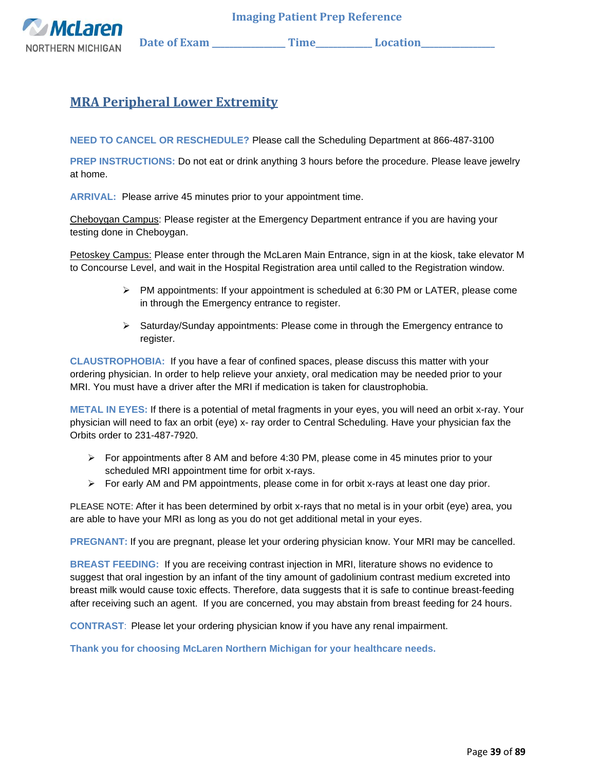Imaging Patient Prep Reference

Date of Exam ______________ Time__________ Location______________

## MRA Peripheral Lower Extremity

**NEED TO CANCEL OR RESCHEDULE?** Please call the Scheduling Department at 866-487-3100

**PREP INSTRUCTIONS:** Do not eat or drink anything 3 hours before the procedure. Please leave jewelry at home.

**ARRIVAL:** Please arrive 45 minutes prior to your appointment time.

Cheboygan Campus: Please register at the Emergency Department entrance if you are having your testing done in Cheboygan.

Petoskey Campus: Please enter through the McLaren Main Entrance, sign in at the kiosk, take elevator M to Concourse Level, and wait in the Hospital Registration area until called to the Registration window.

- PM appointments: If your appointment is scheduled at 6:30 PM or LATER, please come in through the Emergency entrance to register.
- Saturday/Sunday appointments: Please come in through the Emergency entrance to register.

**CLAUSTROPHOBIA:** If you have a fear of confined spaces, please discuss this matter with your ordering physician. In order to help relieve your anxiety, oral medication may be needed prior to your MRI. You must have a driver after the MRI if medication is taken for claustrophobia.

**METAL IN EYES:** If there is a potential of metal fragments in your eyes, you will need an orbit x-ray. Your physician will need to fax an orbit (eye) x- ray order to Central Scheduling. Have your physician fax the Orbits order to 231-487-7920.

- For appointments after 8 AM and before 4:30 PM, please come in 45 minutes prior to your scheduled MRI appointment time for orbit x-rays.
- For early AM and PM appointments, please come in for orbit x-rays at least one day prior.

PLEASE NOTE: After it has been determined by orbit x-rays that no metal is in your orbit (eye) area, you are able to have your MRI as long as you do not get additional metal in your eyes.

**PREGNANT:** If you are pregnant, please let your ordering physician know. Your MRI may be cancelled.

**BREAST FEEDING:** If you are receiving contrast injection in MRI, literature shows no evidence to suggest that oral ingestion by an infant of the tiny amount of gadolinium contrast medium excreted into breast milk would cause toxic effects. Therefore, data suggests that it is safe to continue breast-feeding after receiving such an agent. If you are concerned, you may abstain from breast feeding for 24 hours.

**CONTRAST**: Please let your ordering physician know if you have any renal impairment.

**Thank you for choosing McLaren Northern Michigan for your healthcare needs.**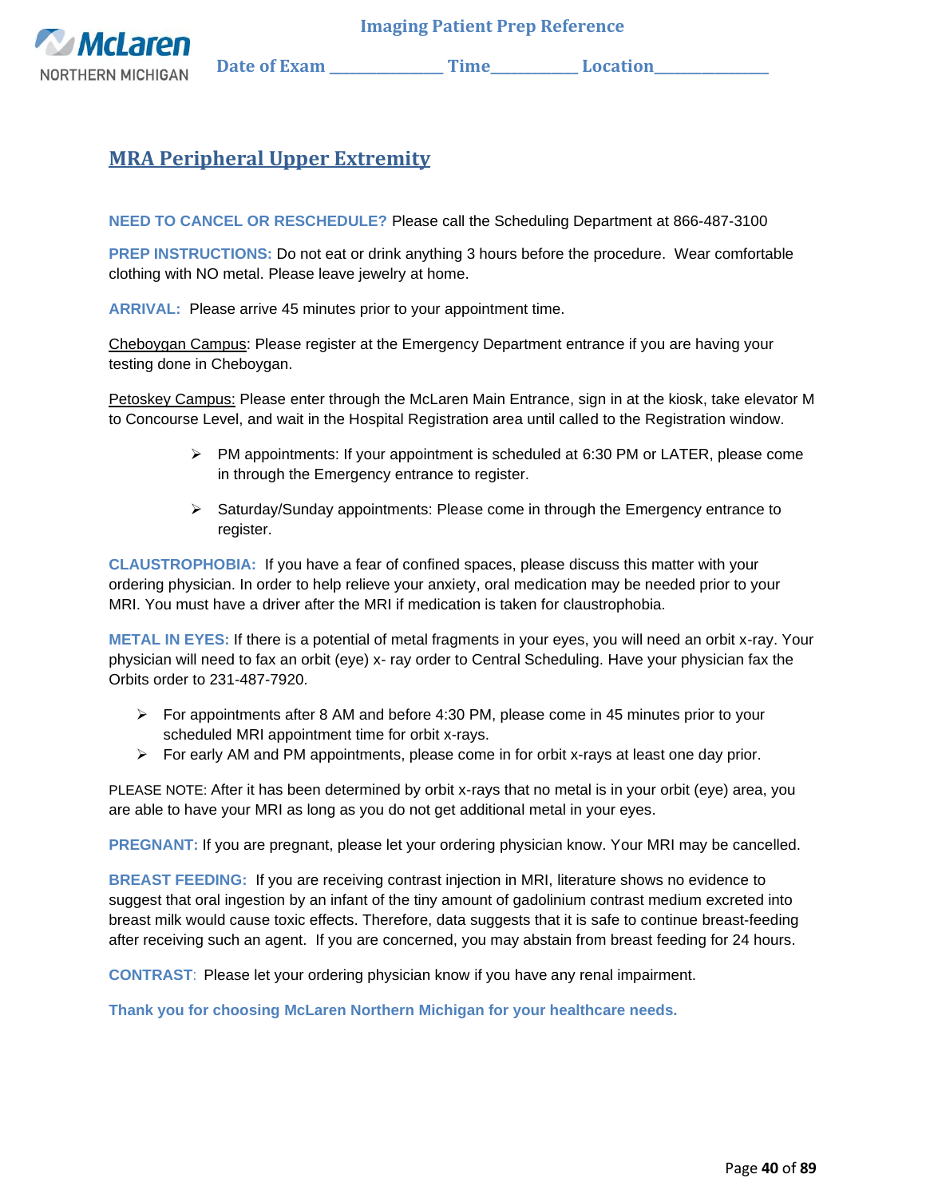**Imaging Patient Prep Reference**

**Date of Exam _______________ Time___________ Location_______________**

## MRA Peripheral Upper Extremity

**NEED TO CANCEL OR RESCHEDULE?** Please call the Scheduling Department at 866-487-3100

**PREP INSTRUCTIONS:** Do not eat or drink anything 3 hours before the procedure. Wear comfortable clothing with NO metal. Please leave jewelry at home.

**ARRIVAL:** Please arrive 45 minutes prior to your appointment time.

Cheboygan Campus: Please register at the Emergency Department entrance if you are having your testing done in Cheboygan.

Petoskey Campus: Please enter through the McLaren Main Entrance, sign in at the kiosk, take elevator M to Concourse Level, and wait in the Hospital Registration area until called to the Registration window.

- PM appointments: If your appointment is scheduled at 6:30 PM or LATER, please come in through the Emergency entrance to register.
- Saturday/Sunday appointments: Please come in through the Emergency entrance to register.

**CLAUSTROPHOBIA:** If you have a fear of confined spaces, please discuss this matter with your ordering physician. In order to help relieve your anxiety, oral medication may be needed prior to your MRI. You must have a driver after the MRI if medication is taken for claustrophobia.

**METAL IN EYES:** If there is a potential of metal fragments in your eyes, you will need an orbit x-ray. Your physician will need to fax an orbit (eye) x- ray order to Central Scheduling. Have your physician fax the Orbits order to 231-487-7920.

- For appointments after 8 AM and before 4:30 PM, please come in 45 minutes prior to your scheduled MRI appointment time for orbit x-rays.
- For early AM and PM appointments, please come in for orbit x-rays at least one day prior.

PLEASE NOTE: After it has been determined by orbit x-rays that no metal is in your orbit (eye) area, you are able to have your MRI as long as you do not get additional metal in your eyes.

**PREGNANT:** If you are pregnant, please let your ordering physician know. Your MRI may be cancelled.

**BREAST FEEDING:** If you are receiving contrast injection in MRI, literature shows no evidence to suggest that oral ingestion by an infant of the tiny amount of gadolinium contrast medium excreted into breast milk would cause toxic effects. Therefore, data suggests that it is safe to continue breast-feeding after receiving such an agent. If you are concerned, you may abstain from breast feeding for 24 hours.

**CONTRAST**: Please let your ordering physician know if you have any renal impairment.

**Thank you for choosing McLaren Northern Michigan for your healthcare needs.**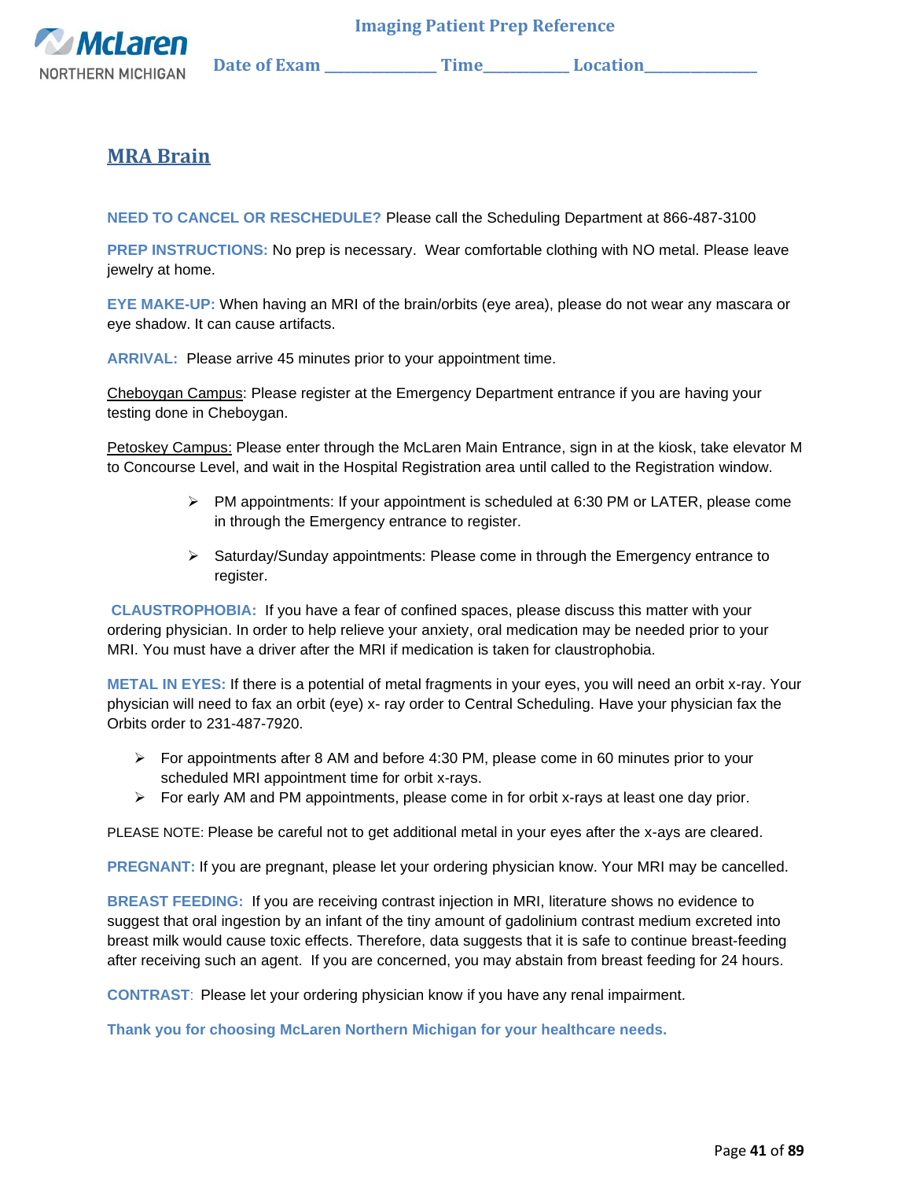McLaren NORTHERN MICHIGAN

**Imaging Patient Prep Reference**

**Date of Exam \_\_\_\_\_\_\_\_\_\_\_\_\_\_\_ Time\_\_\_\_\_\_\_\_\_\_\_ Location\_\_\_\_\_\_\_\_\_\_\_\_\_\_\_**

## MRA Brain

**NEED TO CANCEL OR RESCHEDULE?** Please call the Scheduling Department at 866-487-3100

**PREP INSTRUCTIONS:** No prep is necessary. Wear comfortable clothing with NO metal. Please leave jewelry at home.

**EYE MAKE-UP:** When having an MRI of the brain/orbits (eye area), please do not wear any mascara or eye shadow. It can cause artifacts.

**ARRIVAL:** Please arrive 45 minutes prior to your appointment time.

Cheboygan Campus: Please register at the Emergency Department entrance if you are having your testing done in Cheboygan.

Petoskey Campus: Please enter through the McLaren Main Entrance, sign in at the kiosk, take elevator M to Concourse Level, and wait in the Hospital Registration area until called to the Registration window.

- PM appointments: If your appointment is scheduled at 6:30 PM or LATER, please come in through the Emergency entrance to register.
- Saturday/Sunday appointments: Please come in through the Emergency entrance to register.

**CLAUSTROPHOBIA:** If you have a fear of confined spaces, please discuss this matter with your ordering physician. In order to help relieve your anxiety, oral medication may be needed prior to your MRI. You must have a driver after the MRI if medication is taken for claustrophobia.

**METAL IN EYES:** If there is a potential of metal fragments in your eyes, you will need an orbit x-ray. Your physician will need to fax an orbit (eye) x- ray order to Central Scheduling. Have your physician fax the Orbits order to 231-487-7920.

- For appointments after 8 AM and before 4:30 PM, please come in 60 minutes prior to your scheduled MRI appointment time for orbit x-rays.
- For early AM and PM appointments, please come in for orbit x-rays at least one day prior.

PLEASE NOTE: Please be careful not to get additional metal in your eyes after the x-ays are cleared.

**PREGNANT:** If you are pregnant, please let your ordering physician know. Your MRI may be cancelled.

**BREAST FEEDING:** If you are receiving contrast injection in MRI, literature shows no evidence to suggest that oral ingestion by an infant of the tiny amount of gadolinium contrast medium excreted into breast milk would cause toxic effects. Therefore, data suggests that it is safe to continue breast-feeding after receiving such an agent. If you are concerned, you may abstain from breast feeding for 24 hours.

**CONTRAST**: Please let your ordering physician know if you have any renal impairment.

**Thank you for choosing McLaren Northern Michigan for your healthcare needs.**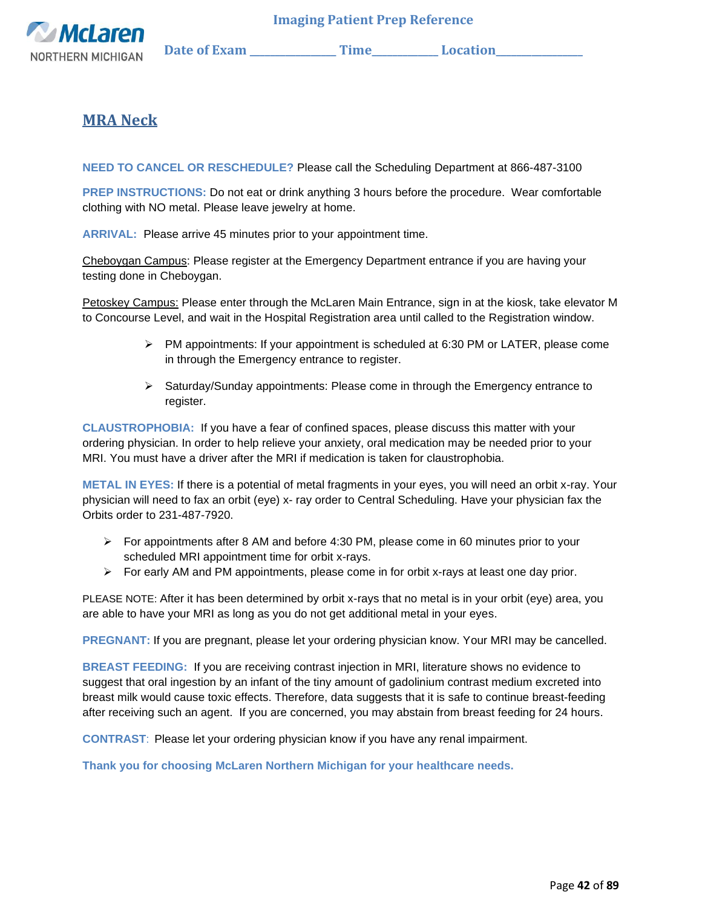**Imaging Patient Prep Reference**

**Date of Exam** _______________ **Time**___________ **Location**_______________

# MRA Neck

**NEED TO CANCEL OR RESCHEDULE?** Please call the Scheduling Department at 866-487-3100

**PREP INSTRUCTIONS:** Do not eat or drink anything 3 hours before the procedure. Wear comfortable clothing with NO metal. Please leave jewelry at home.

**ARRIVAL:** Please arrive 45 minutes prior to your appointment time.

Cheboygan Campus: Please register at the Emergency Department entrance if you are having your testing done in Cheboygan.

Petoskey Campus: Please enter through the McLaren Main Entrance, sign in at the kiosk, take elevator M to Concourse Level, and wait in the Hospital Registration area until called to the Registration window.

- PM appointments: If your appointment is scheduled at 6:30 PM or LATER, please come in through the Emergency entrance to register.
- Saturday/Sunday appointments: Please come in through the Emergency entrance to register.

**CLAUSTROPHOBIA:** If you have a fear of confined spaces, please discuss this matter with your ordering physician. In order to help relieve your anxiety, oral medication may be needed prior to your MRI. You must have a driver after the MRI if medication is taken for claustrophobia.

**METAL IN EYES:** If there is a potential of metal fragments in your eyes, you will need an orbit x-ray. Your physician will need to fax an orbit (eye) x- ray order to Central Scheduling. Have your physician fax the Orbits order to 231-487-7920.

- For appointments after 8 AM and before 4:30 PM, please come in 60 minutes prior to your scheduled MRI appointment time for orbit x-rays.
- For early AM and PM appointments, please come in for orbit x-rays at least one day prior.

PLEASE NOTE: After it has been determined by orbit x-rays that no metal is in your orbit (eye) area, you are able to have your MRI as long as you do not get additional metal in your eyes.

**PREGNANT:** If you are pregnant, please let your ordering physician know. Your MRI may be cancelled.

**BREAST FEEDING:** If you are receiving contrast injection in MRI, literature shows no evidence to suggest that oral ingestion by an infant of the tiny amount of gadolinium contrast medium excreted into breast milk would cause toxic effects. Therefore, data suggests that it is safe to continue breast-feeding after receiving such an agent. If you are concerned, you may abstain from breast feeding for 24 hours.

**CONTRAST**: Please let your ordering physician know if you have any renal impairment.

**Thank you for choosing McLaren Northern Michigan for your healthcare needs.**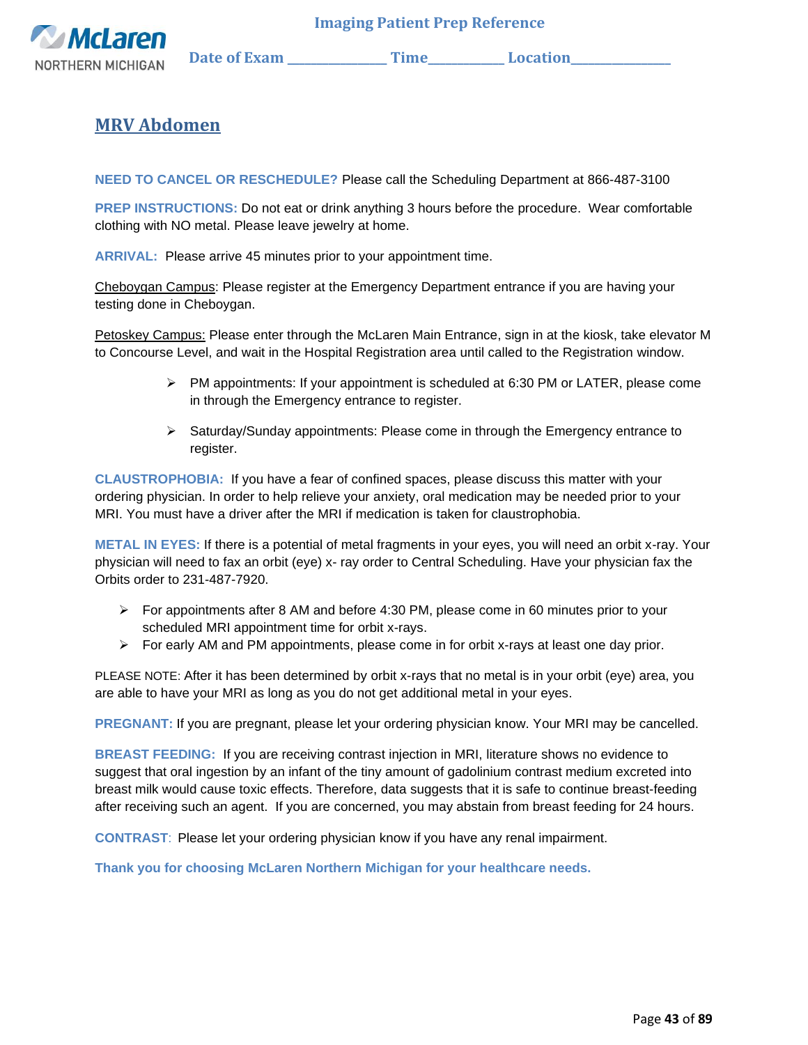McLaren NORTHERN MICHIGAN

**Imaging Patient Prep Reference**

**Date of Exam \_\_\_\_\_\_\_\_\_\_\_\_\_\_ Time\_\_\_\_\_\_\_\_\_\_\_ Location\_\_\_\_\_\_\_\_\_\_\_\_\_\_**

# MRV Abdomen

**NEED TO CANCEL OR RESCHEDULE?** Please call the Scheduling Department at 866-487-3100

**PREP INSTRUCTIONS:** Do not eat or drink anything 3 hours before the procedure. Wear comfortable clothing with NO metal. Please leave jewelry at home.

**ARRIVAL:** Please arrive 45 minutes prior to your appointment time.

Cheboygan Campus: Please register at the Emergency Department entrance if you are having your testing done in Cheboygan.

Petoskey Campus: Please enter through the McLaren Main Entrance, sign in at the kiosk, take elevator M to Concourse Level, and wait in the Hospital Registration area until called to the Registration window.

- PM appointments: If your appointment is scheduled at 6:30 PM or LATER, please come in through the Emergency entrance to register.
- Saturday/Sunday appointments: Please come in through the Emergency entrance to register.

**CLAUSTROPHOBIA:** If you have a fear of confined spaces, please discuss this matter with your ordering physician. In order to help relieve your anxiety, oral medication may be needed prior to your MRI. You must have a driver after the MRI if medication is taken for claustrophobia.

**METAL IN EYES:** If there is a potential of metal fragments in your eyes, you will need an orbit x-ray. Your physician will need to fax an orbit (eye) x- ray order to Central Scheduling. Have your physician fax the Orbits order to 231-487-7920.

- For appointments after 8 AM and before 4:30 PM, please come in 60 minutes prior to your scheduled MRI appointment time for orbit x-rays.
- For early AM and PM appointments, please come in for orbit x-rays at least one day prior.

PLEASE NOTE: After it has been determined by orbit x-rays that no metal is in your orbit (eye) area, you are able to have your MRI as long as you do not get additional metal in your eyes.

**PREGNANT:** If you are pregnant, please let your ordering physician know. Your MRI may be cancelled.

**BREAST FEEDING:** If you are receiving contrast injection in MRI, literature shows no evidence to suggest that oral ingestion by an infant of the tiny amount of gadolinium contrast medium excreted into breast milk would cause toxic effects. Therefore, data suggests that it is safe to continue breast-feeding after receiving such an agent. If you are concerned, you may abstain from breast feeding for 24 hours.

**CONTRAST**: Please let your ordering physician know if you have any renal impairment.

**Thank you for choosing McLaren Northern Michigan for your healthcare needs.**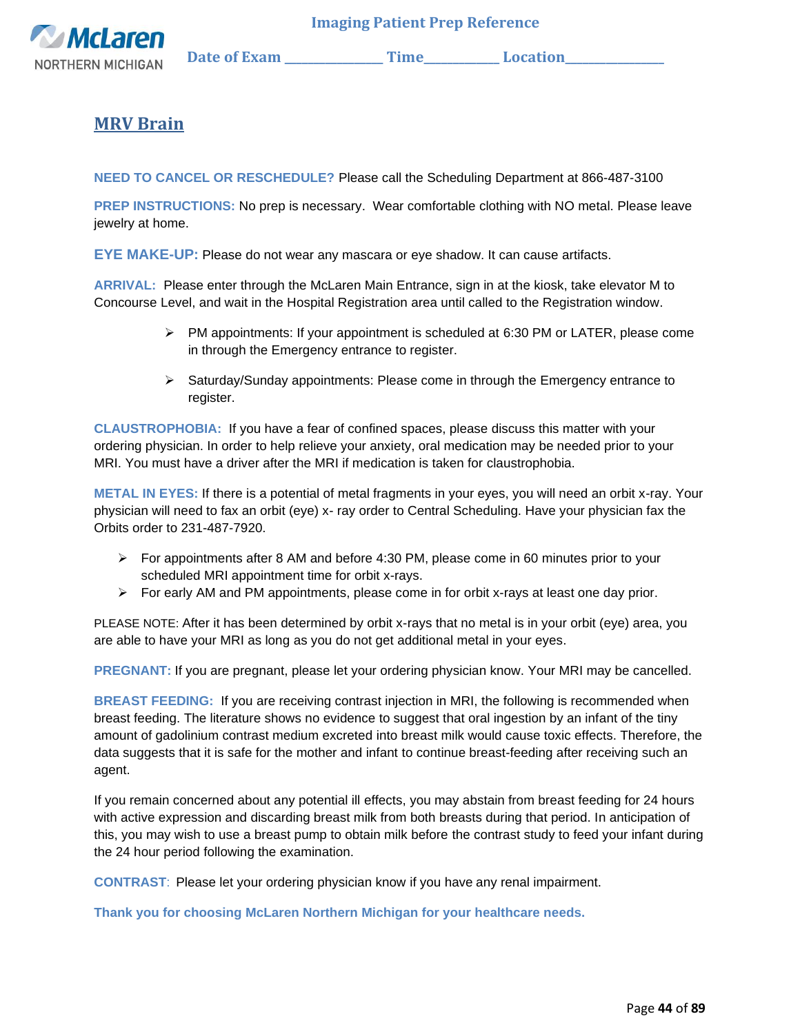Imaging Patient Prep Reference

Date of Exam _______________ Time___________ Location_______________

## MRV Brain

**NEED TO CANCEL OR RESCHEDULE?** Please call the Scheduling Department at 866-487-3100

**PREP INSTRUCTIONS:** No prep is necessary. Wear comfortable clothing with NO metal. Please leave jewelry at home.

**EYE MAKE-UP:** Please do not wear any mascara or eye shadow. It can cause artifacts.

**ARRIVAL:** Please enter through the McLaren Main Entrance, sign in at the kiosk, take elevator M to Concourse Level, and wait in the Hospital Registration area until called to the Registration window.

- PM appointments: If your appointment is scheduled at 6:30 PM or LATER, please come in through the Emergency entrance to register.
- Saturday/Sunday appointments: Please come in through the Emergency entrance to register.

**CLAUSTROPHOBIA:** If you have a fear of confined spaces, please discuss this matter with your ordering physician. In order to help relieve your anxiety, oral medication may be needed prior to your MRI. You must have a driver after the MRI if medication is taken for claustrophobia.

**METAL IN EYES:** If there is a potential of metal fragments in your eyes, you will need an orbit x-ray. Your physician will need to fax an orbit (eye) x- ray order to Central Scheduling. Have your physician fax the Orbits order to 231-487-7920.

- For appointments after 8 AM and before 4:30 PM, please come in 60 minutes prior to your scheduled MRI appointment time for orbit x-rays.
- For early AM and PM appointments, please come in for orbit x-rays at least one day prior.

PLEASE NOTE: After it has been determined by orbit x-rays that no metal is in your orbit (eye) area, you are able to have your MRI as long as you do not get additional metal in your eyes.

**PREGNANT:** If you are pregnant, please let your ordering physician know. Your MRI may be cancelled.

**BREAST FEEDING:** If you are receiving contrast injection in MRI, the following is recommended when breast feeding. The literature shows no evidence to suggest that oral ingestion by an infant of the tiny amount of gadolinium contrast medium excreted into breast milk would cause toxic effects. Therefore, the data suggests that it is safe for the mother and infant to continue breast-feeding after receiving such an agent.

If you remain concerned about any potential ill effects, you may abstain from breast feeding for 24 hours with active expression and discarding breast milk from both breasts during that period. In anticipation of this, you may wish to use a breast pump to obtain milk before the contrast study to feed your infant during the 24 hour period following the examination.

**CONTRAST**: Please let your ordering physician know if you have any renal impairment.

**Thank you for choosing McLaren Northern Michigan for your healthcare needs.**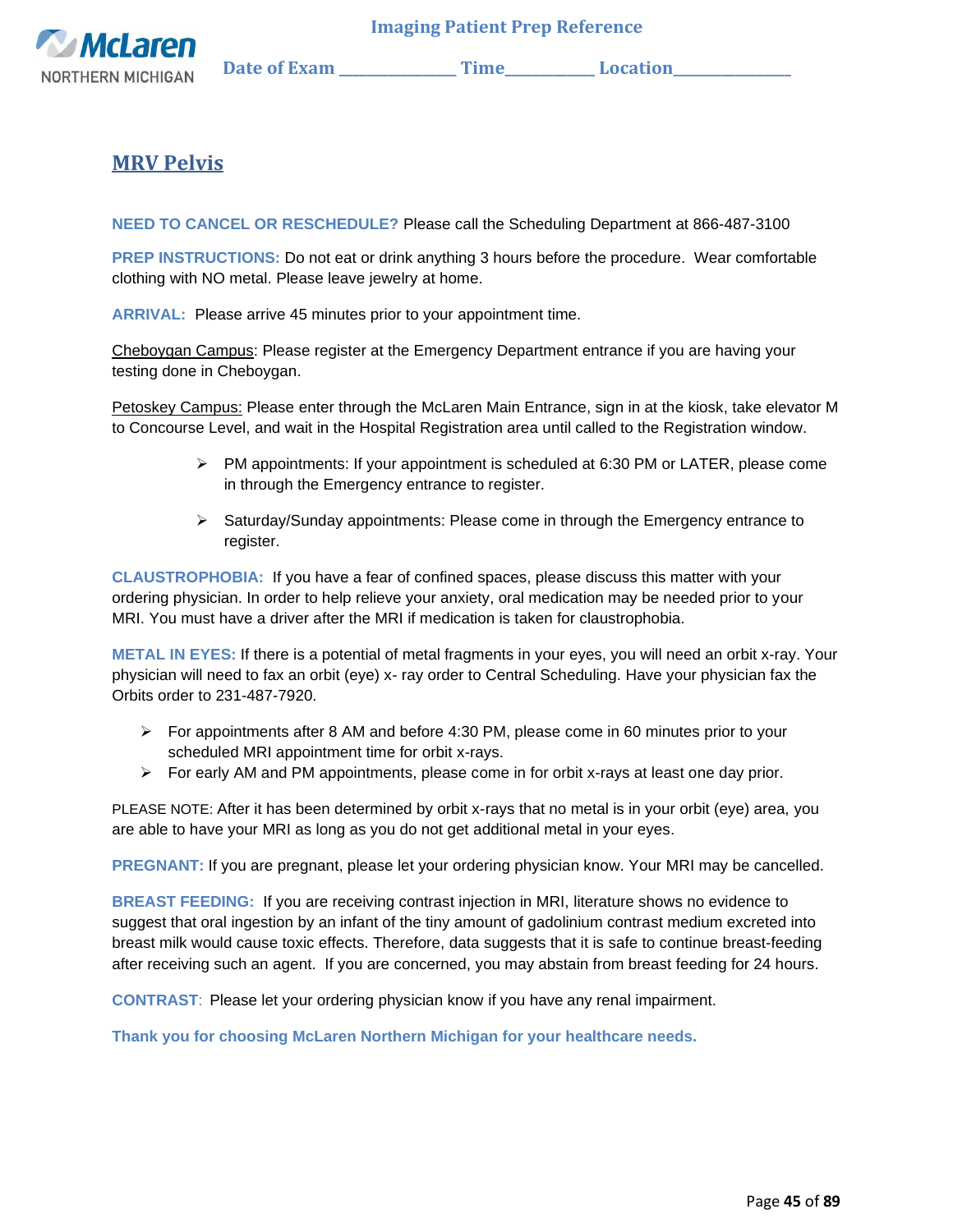McLaren NORTHERN MICHIGAN

**Imaging Patient Prep Reference**

**Date of Exam \_\_\_\_\_\_\_\_\_\_\_\_\_\_ Time\_\_\_\_\_\_\_\_\_\_\_ Location\_\_\_\_\_\_\_\_\_\_\_\_\_\_**

# MRV Pelvis

**NEED TO CANCEL OR RESCHEDULE?** Please call the Scheduling Department at 866-487-3100

**PREP INSTRUCTIONS:** Do not eat or drink anything 3 hours before the procedure. Wear comfortable clothing with NO metal. Please leave jewelry at home.

**ARRIVAL:** Please arrive 45 minutes prior to your appointment time.

Cheboygan Campus: Please register at the Emergency Department entrance if you are having your testing done in Cheboygan.

Petoskey Campus: Please enter through the McLaren Main Entrance, sign in at the kiosk, take elevator M to Concourse Level, and wait in the Hospital Registration area until called to the Registration window.

- PM appointments: If your appointment is scheduled at 6:30 PM or LATER, please come in through the Emergency entrance to register.
- Saturday/Sunday appointments: Please come in through the Emergency entrance to register.

**CLAUSTROPHOBIA:** If you have a fear of confined spaces, please discuss this matter with your ordering physician. In order to help relieve your anxiety, oral medication may be needed prior to your MRI. You must have a driver after the MRI if medication is taken for claustrophobia.

**METAL IN EYES:** If there is a potential of metal fragments in your eyes, you will need an orbit x-ray. Your physician will need to fax an orbit (eye) x- ray order to Central Scheduling. Have your physician fax the Orbits order to 231-487-7920.

- For appointments after 8 AM and before 4:30 PM, please come in 60 minutes prior to your scheduled MRI appointment time for orbit x-rays.
- For early AM and PM appointments, please come in for orbit x-rays at least one day prior.

PLEASE NOTE: After it has been determined by orbit x-rays that no metal is in your orbit (eye) area, you are able to have your MRI as long as you do not get additional metal in your eyes.

**PREGNANT:** If you are pregnant, please let your ordering physician know. Your MRI may be cancelled.

**BREAST FEEDING:** If you are receiving contrast injection in MRI, literature shows no evidence to suggest that oral ingestion by an infant of the tiny amount of gadolinium contrast medium excreted into breast milk would cause toxic effects. Therefore, data suggests that it is safe to continue breast-feeding after receiving such an agent. If you are concerned, you may abstain from breast feeding for 24 hours.

**CONTRAST:** Please let your ordering physician know if you have any renal impairment.

**Thank you for choosing McLaren Northern Michigan for your healthcare needs.**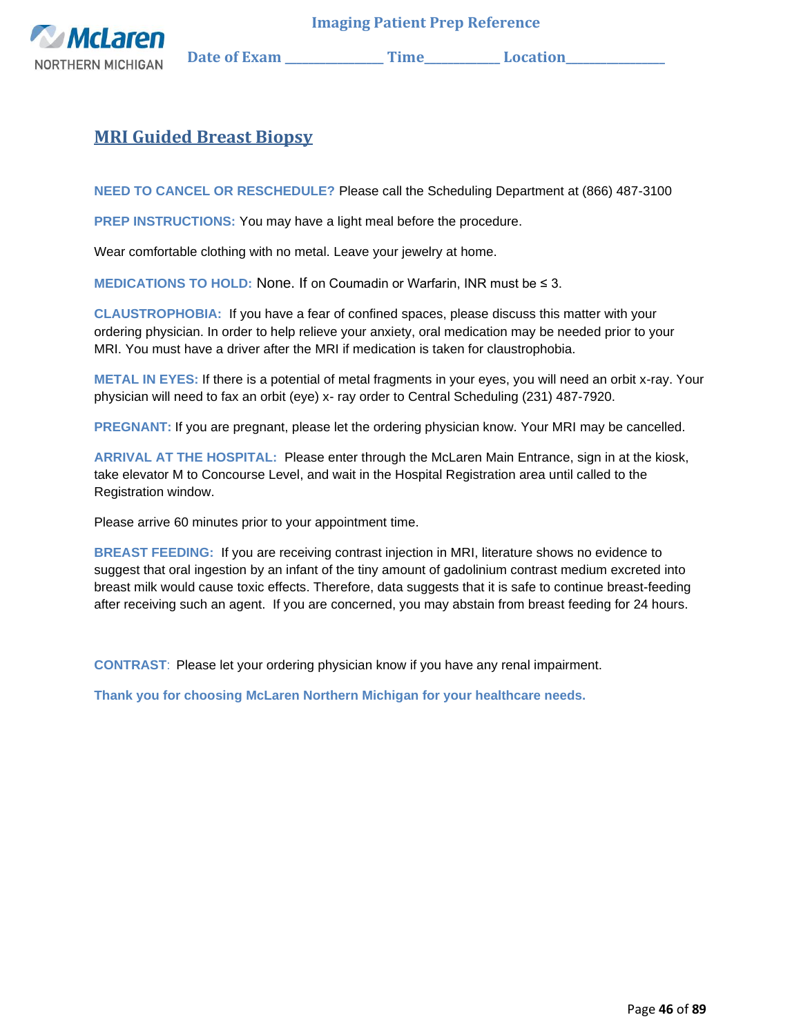Imaging Patient Prep Reference

McLaren NORTHERN MICHIGAN

Date of Exam ______________ Time___________ Location______________

# MRI Guided Breast Biopsy

**NEED TO CANCEL OR RESCHEDULE?** Please call the Scheduling Department at (866) 487-3100

**PREP INSTRUCTIONS:** You may have a light meal before the procedure.

Wear comfortable clothing with no metal. Leave your jewelry at home.

**MEDICATIONS TO HOLD:** None. If on Coumadin or Warfarin, INR must be ≤ 3.

**CLAUSTROPHOBIA:** If you have a fear of confined spaces, please discuss this matter with your ordering physician. In order to help relieve your anxiety, oral medication may be needed prior to your MRI. You must have a driver after the MRI if medication is taken for claustrophobia.

**METAL IN EYES:** If there is a potential of metal fragments in your eyes, you will need an orbit x-ray. Your physician will need to fax an orbit (eye) x- ray order to Central Scheduling (231) 487-7920.

**PREGNANT:** If you are pregnant, please let the ordering physician know. Your MRI may be cancelled.

**ARRIVAL AT THE HOSPITAL:** Please enter through the McLaren Main Entrance, sign in at the kiosk, take elevator M to Concourse Level, and wait in the Hospital Registration area until called to the Registration window.

Please arrive 60 minutes prior to your appointment time.

**BREAST FEEDING:** If you are receiving contrast injection in MRI, literature shows no evidence to suggest that oral ingestion by an infant of the tiny amount of gadolinium contrast medium excreted into breast milk would cause toxic effects. Therefore, data suggests that it is safe to continue breast-feeding after receiving such an agent. If you are concerned, you may abstain from breast feeding for 24 hours.

**CONTRAST**: Please let your ordering physician know if you have any renal impairment.

**Thank you for choosing McLaren Northern Michigan for your healthcare needs.**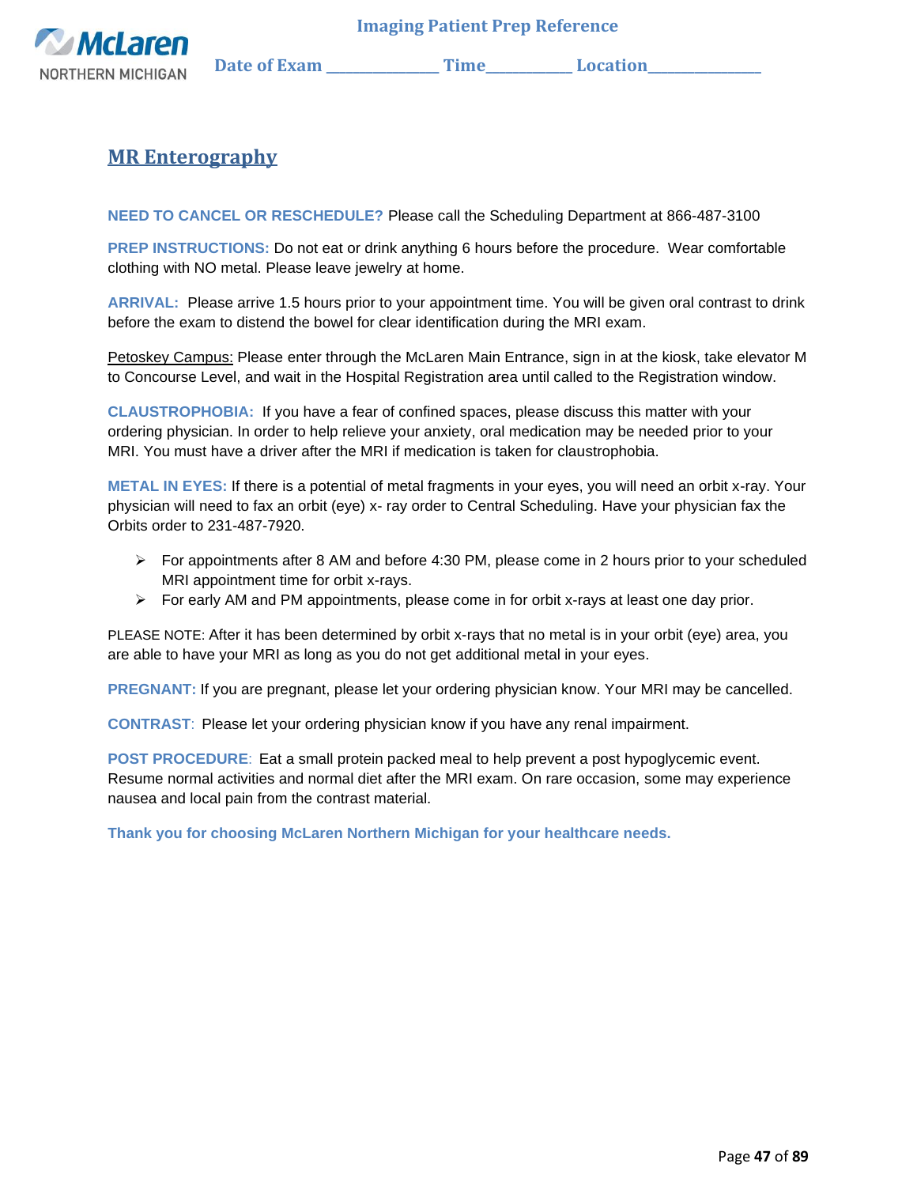Imaging Patient Prep Reference

**Date of Exam** _______________ **Time**___________ **Location**_______________

## MR Enterography

**NEED TO CANCEL OR RESCHEDULE?** Please call the Scheduling Department at 866-487-3100

**PREP INSTRUCTIONS:** Do not eat or drink anything 6 hours before the procedure. Wear comfortable clothing with NO metal. Please leave jewelry at home.

**ARRIVAL:** Please arrive 1.5 hours prior to your appointment time. You will be given oral contrast to drink before the exam to distend the bowel for clear identification during the MRI exam.

Petoskey Campus: Please enter through the McLaren Main Entrance, sign in at the kiosk, take elevator M to Concourse Level, and wait in the Hospital Registration area until called to the Registration window.

**CLAUSTROPHOBIA:** If you have a fear of confined spaces, please discuss this matter with your ordering physician. In order to help relieve your anxiety, oral medication may be needed prior to your MRI. You must have a driver after the MRI if medication is taken for claustrophobia.

**METAL IN EYES:** If there is a potential of metal fragments in your eyes, you will need an orbit x-ray. Your physician will need to fax an orbit (eye) x- ray order to Central Scheduling. Have your physician fax the Orbits order to 231-487-7920.

- For appointments after 8 AM and before 4:30 PM, please come in 2 hours prior to your scheduled MRI appointment time for orbit x-rays.
- For early AM and PM appointments, please come in for orbit x-rays at least one day prior.

PLEASE NOTE: After it has been determined by orbit x-rays that no metal is in your orbit (eye) area, you are able to have your MRI as long as you do not get additional metal in your eyes.

**PREGNANT:** If you are pregnant, please let your ordering physician know. Your MRI may be cancelled.

**CONTRAST**: Please let your ordering physician know if you have any renal impairment.

**POST PROCEDURE**: Eat a small protein packed meal to help prevent a post hypoglycemic event. Resume normal activities and normal diet after the MRI exam. On rare occasion, some may experience nausea and local pain from the contrast material.

**Thank you for choosing McLaren Northern Michigan for your healthcare needs.**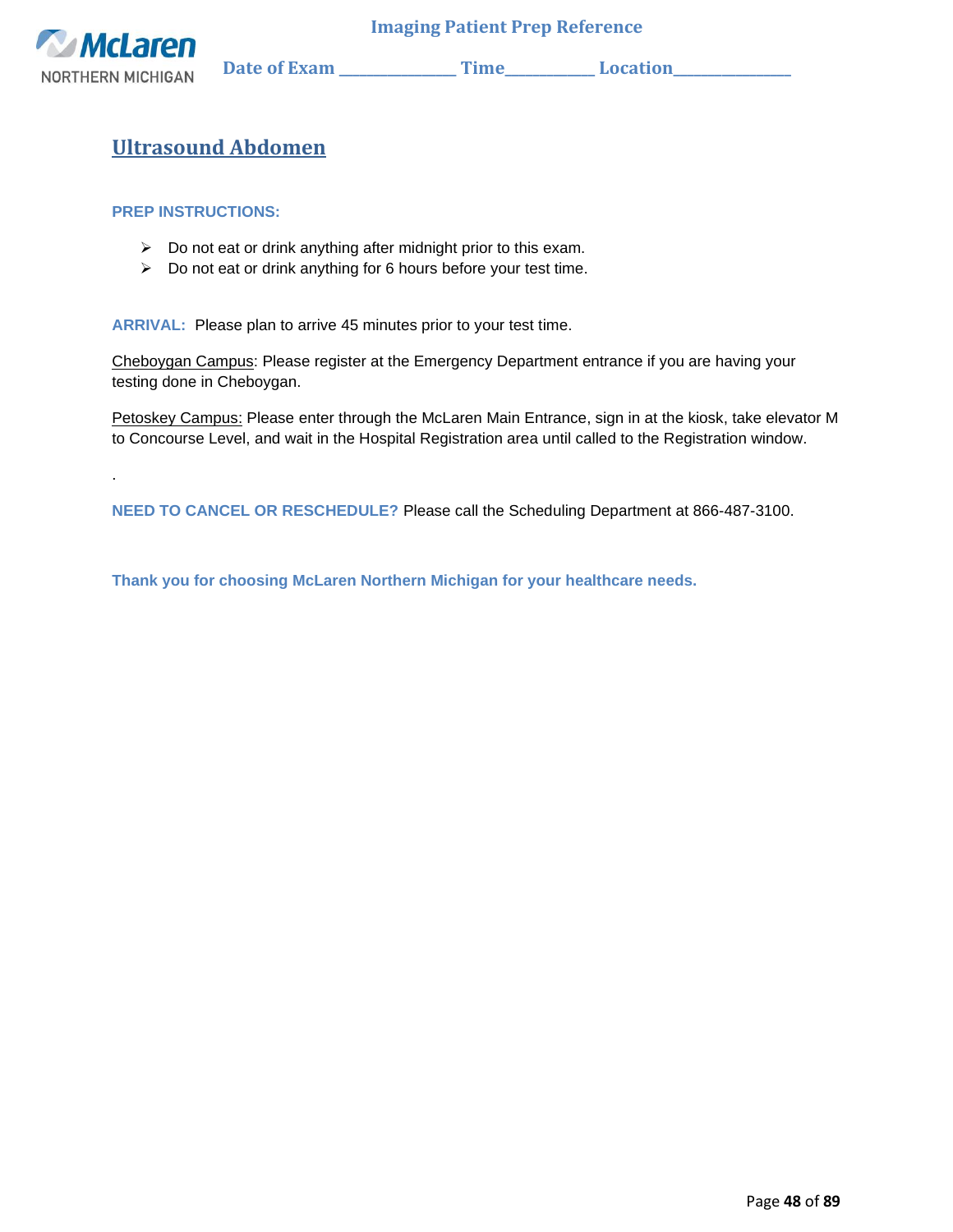Imaging Patient Prep Reference

Date of Exam ______________ Time__________ Location______________

## Ultrasound Abdomen

**PREP INSTRUCTIONS:**

- Do not eat or drink anything after midnight prior to this exam.
- Do not eat or drink anything for 6 hours before your test time.

**ARRIVAL:** Please plan to arrive 45 minutes prior to your test time.

Cheboygan Campus: Please register at the Emergency Department entrance if you are having your testing done in Cheboygan.

Petoskey Campus: Please enter through the McLaren Main Entrance, sign in at the kiosk, take elevator M to Concourse Level, and wait in the Hospital Registration area until called to the Registration window.

.

**NEED TO CANCEL OR RESCHEDULE?** Please call the Scheduling Department at 866-487-3100.

**Thank you for choosing McLaren Northern Michigan for your healthcare needs.**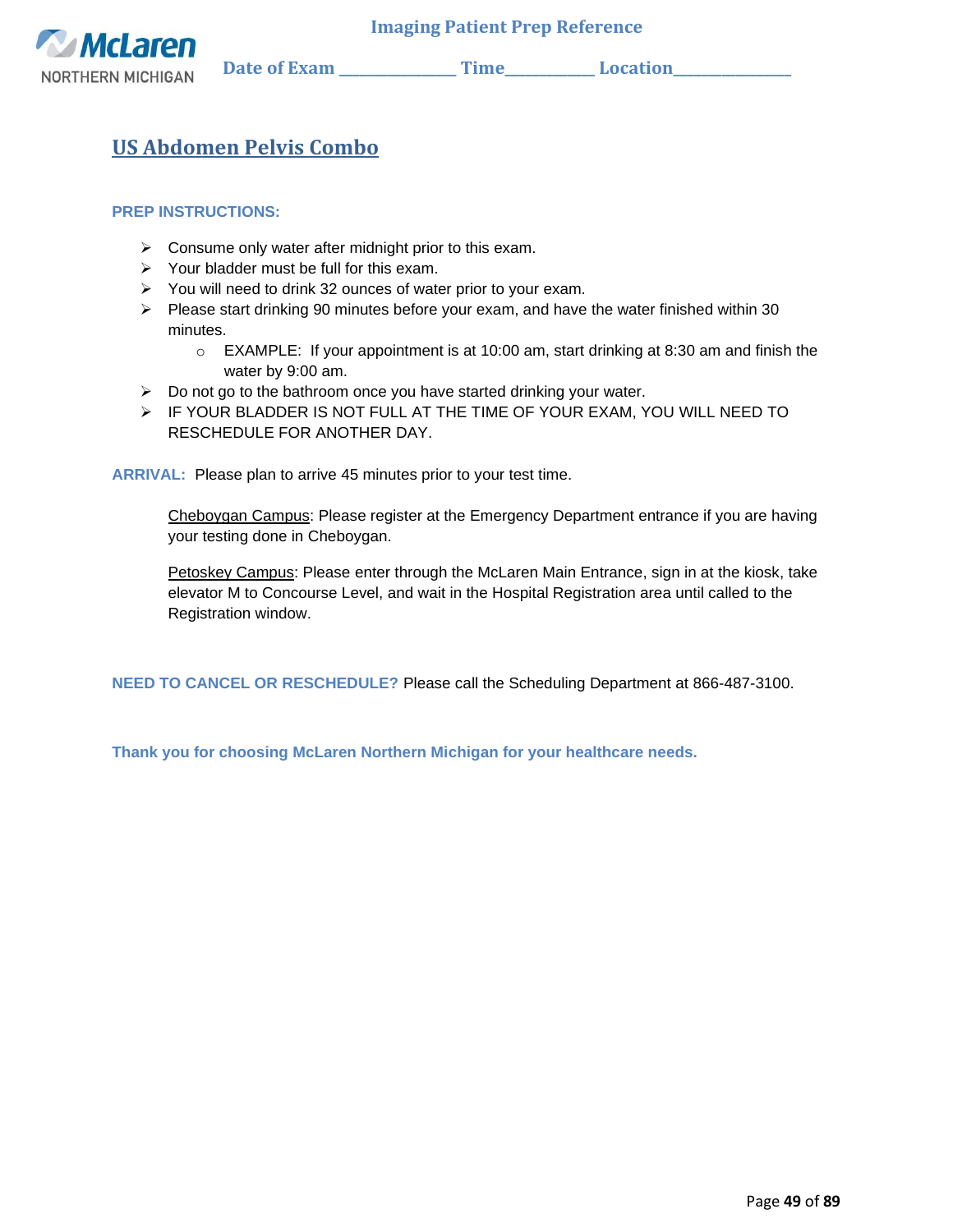Imaging Patient Prep Reference

Date of Exam _____________ Time__________ Location_____________

# US Abdomen Pelvis Combo

**PREP INSTRUCTIONS:**

- Consume only water after midnight prior to this exam.
- Your bladder must be full for this exam.
- You will need to drink 32 ounces of water prior to your exam.
- Please start drinking 90 minutes before your exam, and have the water finished within 30 minutes.
    - EXAMPLE: If your appointment is at 10:00 am, start drinking at 8:30 am and finish the water by 9:00 am.
- Do not go to the bathroom once you have started drinking your water.
- IF YOUR BLADDER IS NOT FULL AT THE TIME OF YOUR EXAM, YOU WILL NEED TO RESCHEDULE FOR ANOTHER DAY.

**ARRIVAL:** Please plan to arrive 45 minutes prior to your test time.

Cheboygan Campus: Please register at the Emergency Department entrance if you are having your testing done in Cheboygan.

Petoskey Campus: Please enter through the McLaren Main Entrance, sign in at the kiosk, take elevator M to Concourse Level, and wait in the Hospital Registration area until called to the Registration window.

**NEED TO CANCEL OR RESCHEDULE?** Please call the Scheduling Department at 866-487-3100.

**Thank you for choosing McLaren Northern Michigan for your healthcare needs.**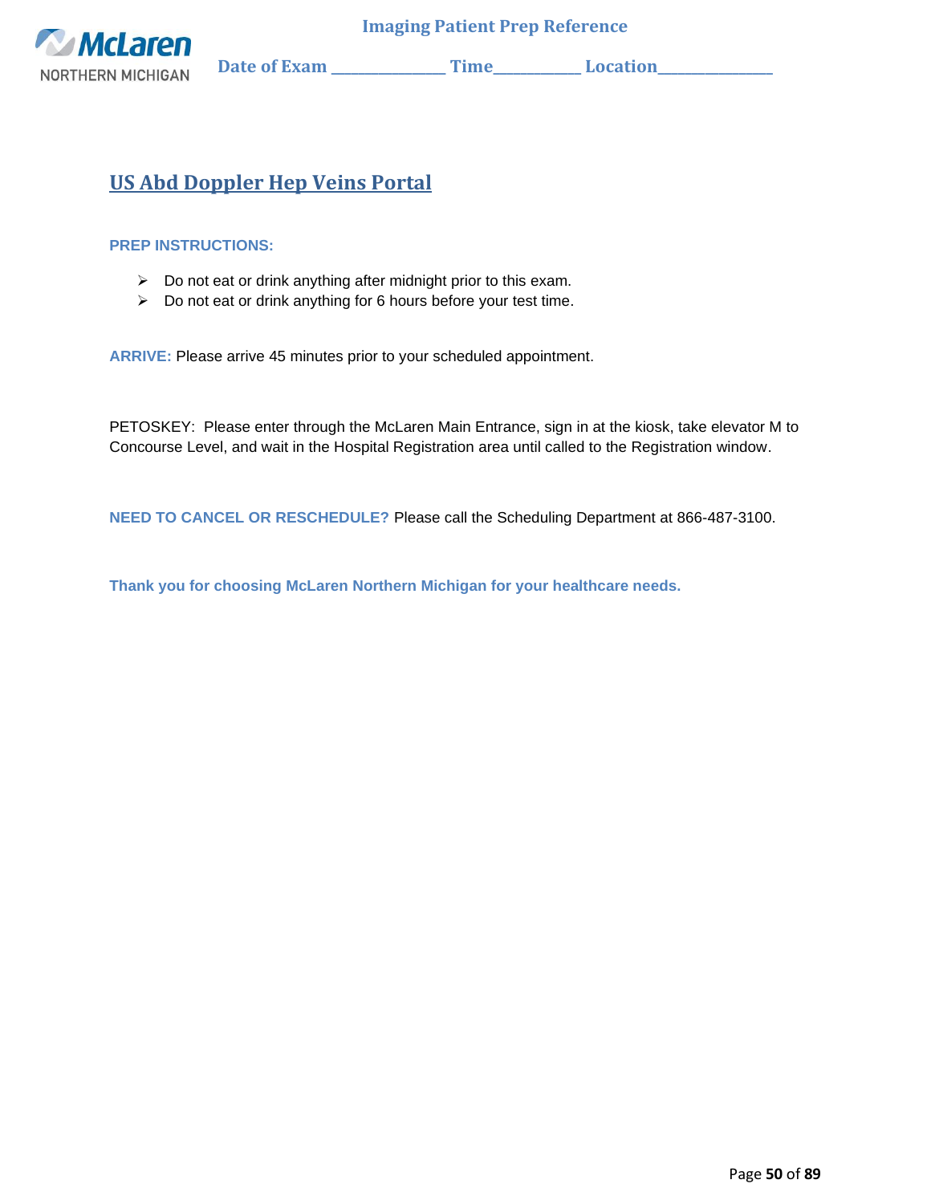## US Abd Doppler Hep Veins Portal

**PREP INSTRUCTIONS:**

- Do not eat or drink anything after midnight prior to this exam.
- Do not eat or drink anything for 6 hours before your test time.

**ARRIVE:** Please arrive 45 minutes prior to your scheduled appointment.

PETOSKEY: Please enter through the McLaren Main Entrance, sign in at the kiosk, take elevator M to Concourse Level, and wait in the Hospital Registration area until called to the Registration window.

**NEED TO CANCEL OR RESCHEDULE?** Please call the Scheduling Department at 866-487-3100.

**Thank you for choosing McLaren Northern Michigan for your healthcare needs.**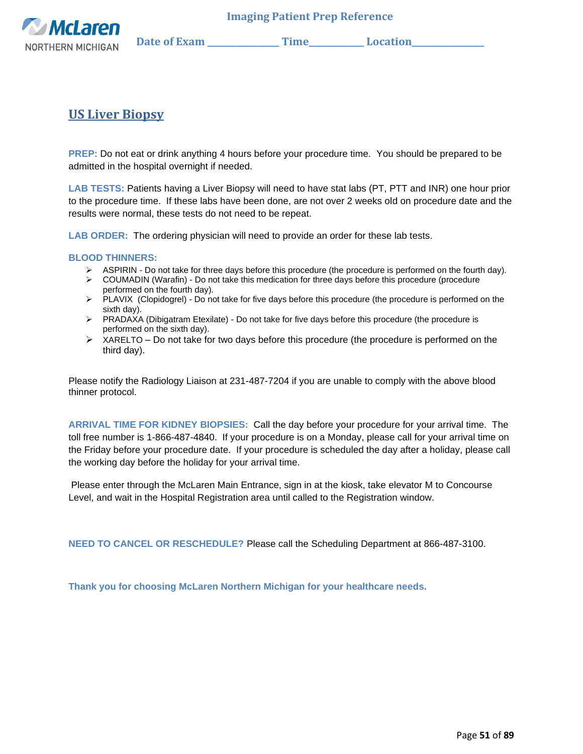Imaging Patient Prep Reference

Date of Exam _____________ Time__________ Location_____________

## US Liver Biopsy

**PREP:** Do not eat or drink anything 4 hours before your procedure time. You should be prepared to be admitted in the hospital overnight if needed.

**LAB TESTS:** Patients having a Liver Biopsy will need to have stat labs (PT, PTT and INR) one hour prior to the procedure time. If these labs have been done, are not over 2 weeks old on procedure date and the results were normal, these tests do not need to be repeat.

**LAB ORDER:** The ordering physician will need to provide an order for these lab tests.

**BLOOD THINNERS:**

- ASPIRIN - Do not take for three days before this procedure (the procedure is performed on the fourth day).
- COUMADIN (Warafin) - Do not take this medication for three days before this procedure (procedure performed on the fourth day).
- PLAVIX (Clopidogrel) - Do not take for five days before this procedure (the procedure is performed on the sixth day).
- PRADAXA (Dibigatram Etexilate) - Do not take for five days before this procedure (the procedure is performed on the sixth day).
- XARELTO – Do not take for two days before this procedure (the procedure is performed on the third day).

Please notify the Radiology Liaison at 231-487-7204 if you are unable to comply with the above blood thinner protocol.

**ARRIVAL TIME FOR KIDNEY BIOPSIES:** Call the day before your procedure for your arrival time. The toll free number is 1-866-487-4840. If your procedure is on a Monday, please call for your arrival time on the Friday before your procedure date. If your procedure is scheduled the day after a holiday, please call the working day before the holiday for your arrival time.

Please enter through the McLaren Main Entrance, sign in at the kiosk, take elevator M to Concourse Level, and wait in the Hospital Registration area until called to the Registration window.

**NEED TO CANCEL OR RESCHEDULE?** Please call the Scheduling Department at 866-487-3100.

**Thank you for choosing McLaren Northern Michigan for your healthcare needs.**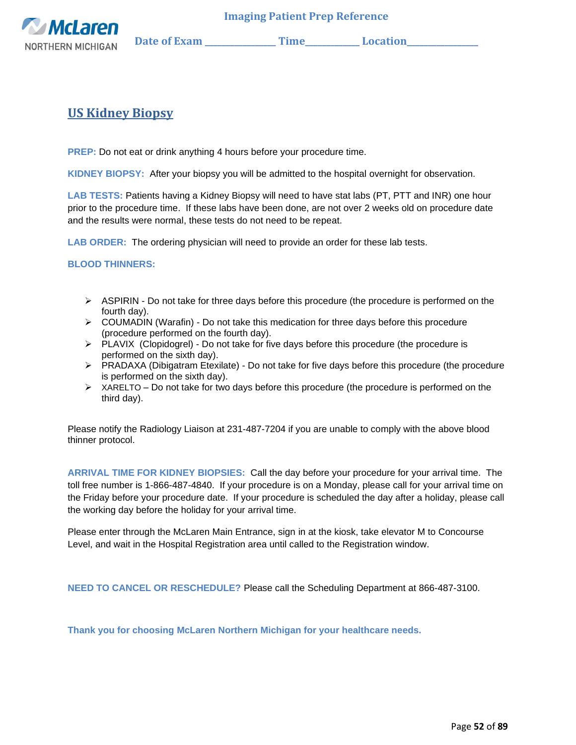Imaging Patient Prep Reference

Date of Exam \_\_\_\_\_\_\_\_\_\_\_\_\_\_\_ Time\_\_\_\_\_\_\_\_\_\_\_ Location\_\_\_\_\_\_\_\_\_\_\_\_\_\_\_

## US Kidney Biopsy

**PREP:** Do not eat or drink anything 4 hours before your procedure time.

**KIDNEY BIOPSY:** After your biopsy you will be admitted to the hospital overnight for observation.

**LAB TESTS:** Patients having a Kidney Biopsy will need to have stat labs (PT, PTT and INR) one hour prior to the procedure time. If these labs have been done, are not over 2 weeks old on procedure date and the results were normal, these tests do not need to be repeat.

**LAB ORDER:** The ordering physician will need to provide an order for these lab tests.

**BLOOD THINNERS:**

- ASPIRIN - Do not take for three days before this procedure (the procedure is performed on the fourth day).
- COUMADIN (Warafin) - Do not take this medication for three days before this procedure (procedure performed on the fourth day).
- PLAVIX (Clopidogrel) - Do not take for five days before this procedure (the procedure is performed on the sixth day).
- PRADAXA (Dibigatram Etexilate) - Do not take for five days before this procedure (the procedure is performed on the sixth day).
- XARELTO – Do not take for two days before this procedure (the procedure is performed on the third day).

Please notify the Radiology Liaison at 231-487-7204 if you are unable to comply with the above blood thinner protocol.

**ARRIVAL TIME FOR KIDNEY BIOPSIES:** Call the day before your procedure for your arrival time. The toll free number is 1-866-487-4840. If your procedure is on a Monday, please call for your arrival time on the Friday before your procedure date. If your procedure is scheduled the day after a holiday, please call the working day before the holiday for your arrival time.

Please enter through the McLaren Main Entrance, sign in at the kiosk, take elevator M to Concourse Level, and wait in the Hospital Registration area until called to the Registration window.

**NEED TO CANCEL OR RESCHEDULE?** Please call the Scheduling Department at 866-487-3100.

**Thank you for choosing McLaren Northern Michigan for your healthcare needs.**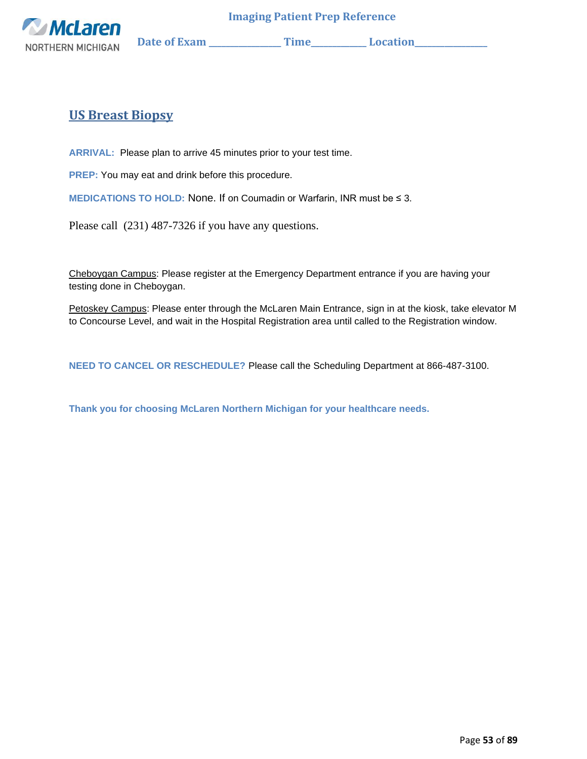**Imaging Patient Prep Reference**

**Date of Exam \_\_\_\_\_\_\_\_\_\_\_\_\_\_\_ Time\_\_\_\_\_\_\_\_\_\_\_ Location\_\_\_\_\_\_\_\_\_\_\_\_\_\_\_**

## US Breast Biopsy

**ARRIVAL:** Please plan to arrive 45 minutes prior to your test time.

**PREP:** You may eat and drink before this procedure.

**MEDICATIONS TO HOLD:** None. If on Coumadin or Warfarin, INR must be ≤ 3.

Please call (231) 487-7326 if you have any questions.

Cheboygan Campus: Please register at the Emergency Department entrance if you are having your testing done in Cheboygan.

Petoskey Campus: Please enter through the McLaren Main Entrance, sign in at the kiosk, take elevator M to Concourse Level, and wait in the Hospital Registration area until called to the Registration window.

**NEED TO CANCEL OR RESCHEDULE?** Please call the Scheduling Department at 866-487-3100.

**Thank you for choosing McLaren Northern Michigan for your healthcare needs.**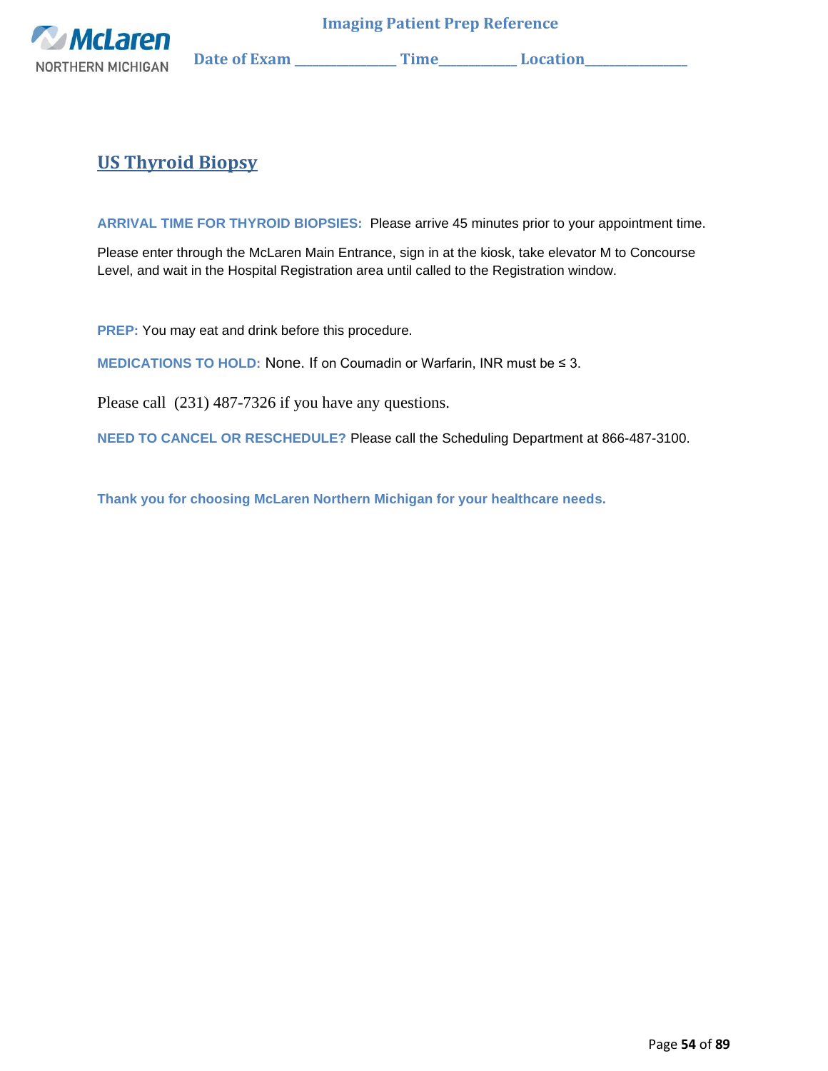# US Thyroid Biopsy

**ARRIVAL TIME FOR THYROID BIOPSIES:** Please arrive 45 minutes prior to your appointment time.

Please enter through the McLaren Main Entrance, sign in at the kiosk, take elevator M to Concourse Level, and wait in the Hospital Registration area until called to the Registration window.

**PREP:** You may eat and drink before this procedure.

**MEDICATIONS TO HOLD:** None. If on Coumadin or Warfarin, INR must be ≤ 3.

Please call (231) 487-7326 if you have any questions.

**NEED TO CANCEL OR RESCHEDULE?** Please call the Scheduling Department at 866-487-3100.

**Thank you for choosing McLaren Northern Michigan for your healthcare needs.**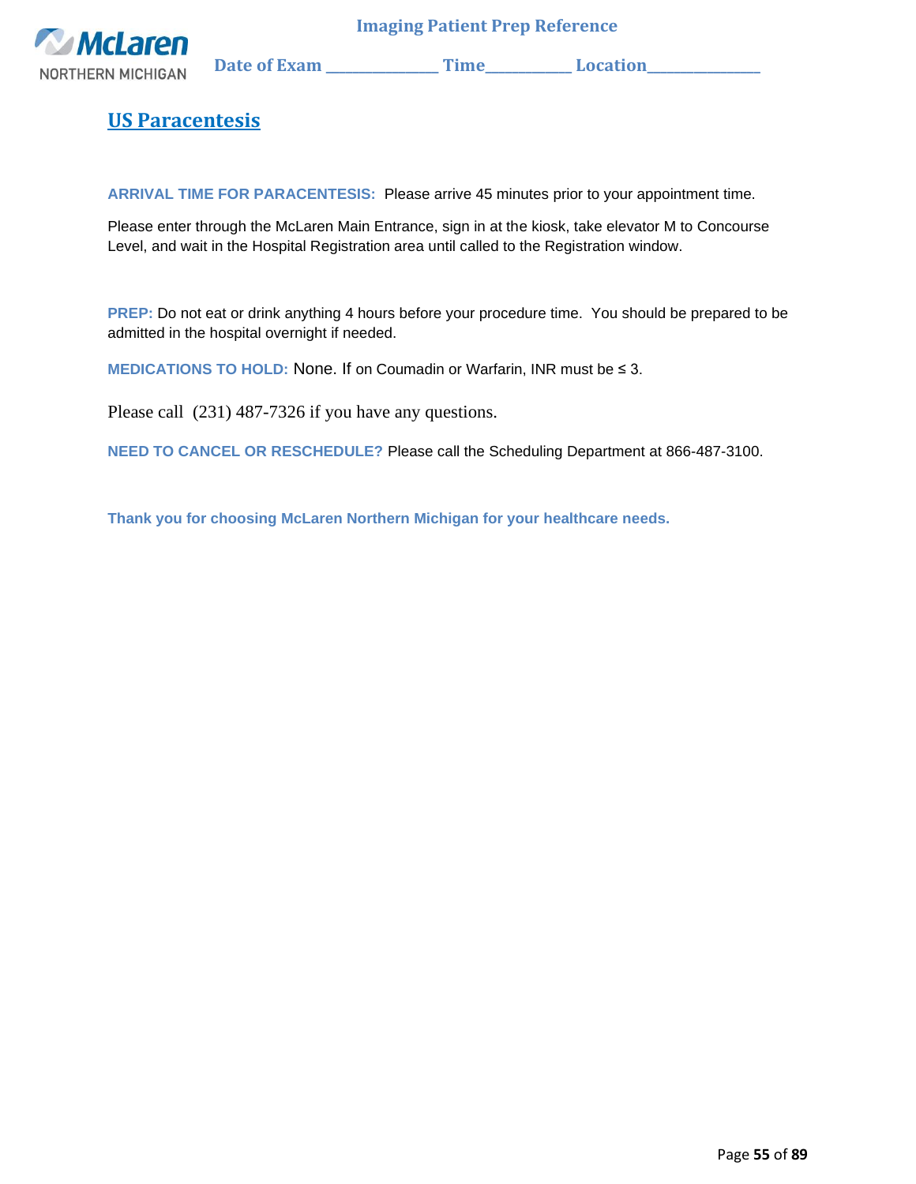**Imaging Patient Prep Reference**

**Date of Exam ______________ Time__________ Location______________**

# US Paracentesis

**ARRIVAL TIME FOR PARACENTESIS:** Please arrive 45 minutes prior to your appointment time.

Please enter through the McLaren Main Entrance, sign in at the kiosk, take elevator M to Concourse Level, and wait in the Hospital Registration area until called to the Registration window.

**PREP:** Do not eat or drink anything 4 hours before your procedure time. You should be prepared to be admitted in the hospital overnight if needed.

**MEDICATIONS TO HOLD:** None. If on Coumadin or Warfarin, INR must be ≤ 3.

Please call (231) 487-7326 if you have any questions.

**NEED TO CANCEL OR RESCHEDULE?** Please call the Scheduling Department at 866-487-3100.

**Thank you for choosing McLaren Northern Michigan for your healthcare needs.**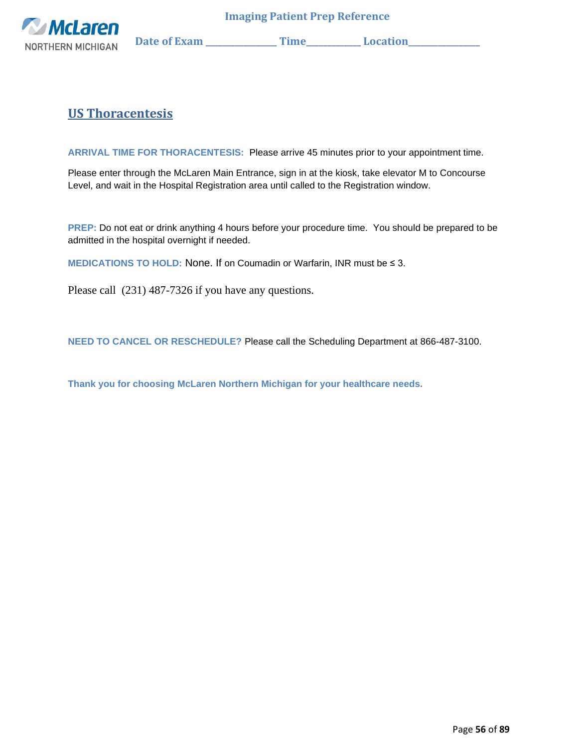Date of Exam ______________ Time__________ Location______________

## US Thoracentesis

**ARRIVAL TIME FOR THORACENTESIS:** Please arrive 45 minutes prior to your appointment time.

Please enter through the McLaren Main Entrance, sign in at the kiosk, take elevator M to Concourse Level, and wait in the Hospital Registration area until called to the Registration window.

**PREP:** Do not eat or drink anything 4 hours before your procedure time. You should be prepared to be admitted in the hospital overnight if needed.

**MEDICATIONS TO HOLD:** None. If on Coumadin or Warfarin, INR must be ≤ 3.

Please call (231) 487-7326 if you have any questions.

**NEED TO CANCEL OR RESCHEDULE?** Please call the Scheduling Department at 866-487-3100.

**Thank you for choosing McLaren Northern Michigan for your healthcare needs.**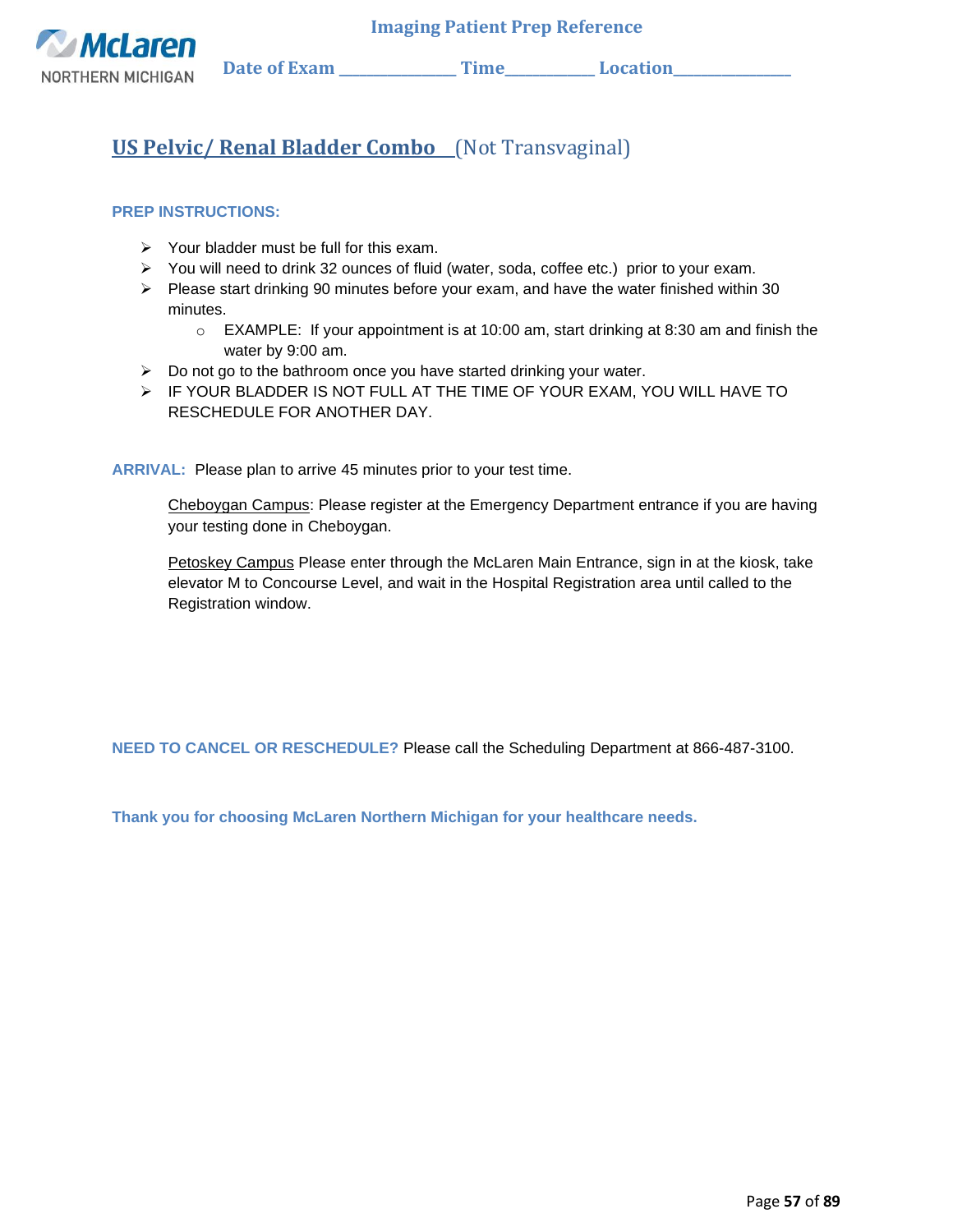McLaren NORTHERN MICHIGAN

**Imaging Patient Prep Reference**

**Date of Exam \_\_\_\_\_\_\_\_\_\_\_\_\_\_\_ Time\_\_\_\_\_\_\_\_\_\_\_ Location\_\_\_\_\_\_\_\_\_\_\_\_\_\_\_**

## US Pelvic/ Renal Bladder Combo (Not Transvaginal)

**PREP INSTRUCTIONS:**

- Your bladder must be full for this exam.
- You will need to drink 32 ounces of fluid (water, soda, coffee etc.) prior to your exam.
- Please start drinking 90 minutes before your exam, and have the water finished within 30 minutes.
  - EXAMPLE: If your appointment is at 10:00 am, start drinking at 8:30 am and finish the water by 9:00 am.
- Do not go to the bathroom once you have started drinking your water.
- IF YOUR BLADDER IS NOT FULL AT THE TIME OF YOUR EXAM, YOU WILL HAVE TO RESCHEDULE FOR ANOTHER DAY.

**ARRIVAL:** Please plan to arrive 45 minutes prior to your test time.

Cheboygan Campus: Please register at the Emergency Department entrance if you are having your testing done in Cheboygan.

Petoskey Campus Please enter through the McLaren Main Entrance, sign in at the kiosk, take elevator M to Concourse Level, and wait in the Hospital Registration area until called to the Registration window.

**NEED TO CANCEL OR RESCHEDULE?** Please call the Scheduling Department at 866-487-3100.

**Thank you for choosing McLaren Northern Michigan for your healthcare needs.**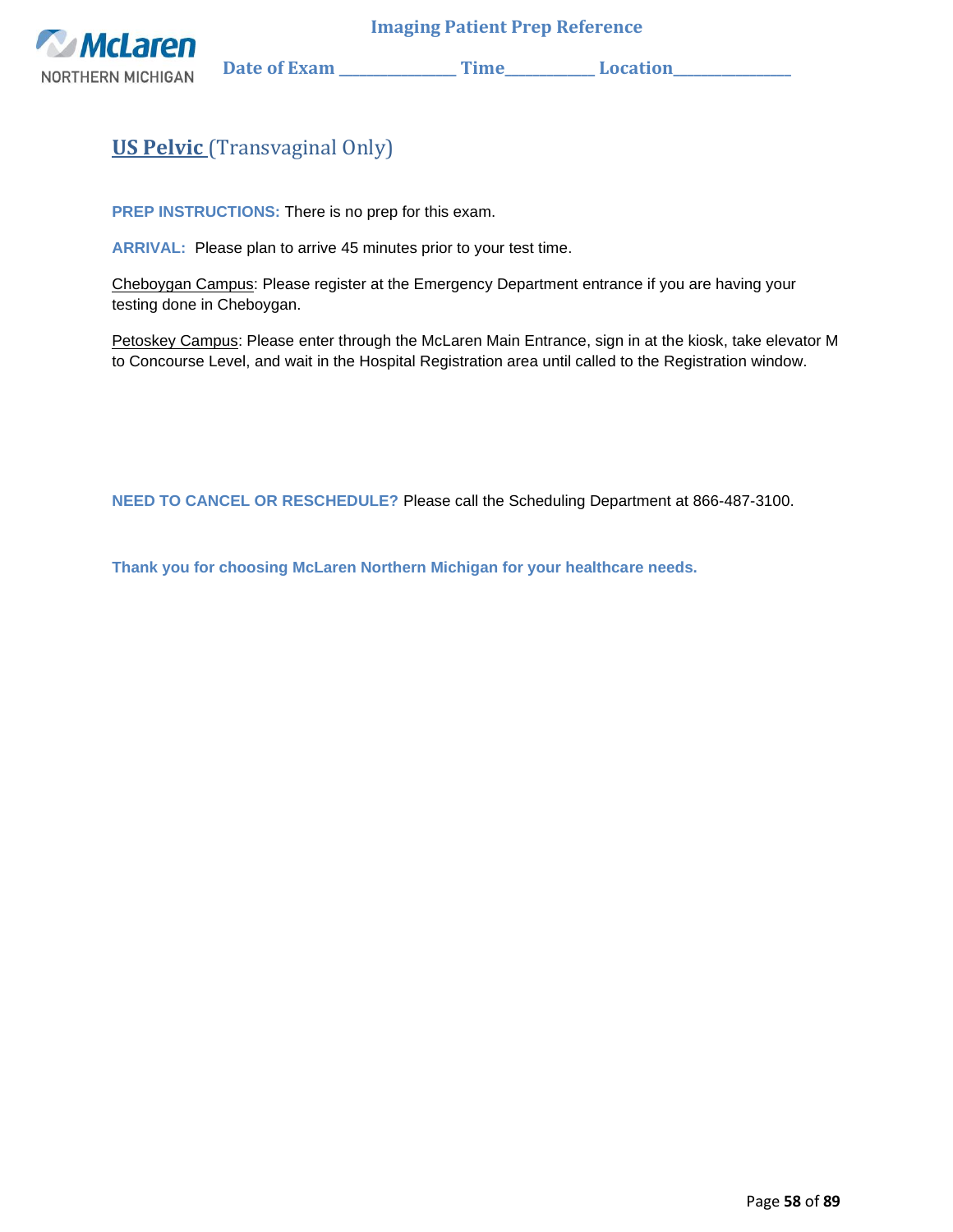**Imaging Patient Prep Reference**

**Date of Exam \_\_\_\_\_\_\_\_\_\_\_\_\_\_ Time\_\_\_\_\_\_\_\_\_\_\_ Location\_\_\_\_\_\_\_\_\_\_\_\_\_\_**

## US Pelvic (Transvaginal Only)

**PREP INSTRUCTIONS:** There is no prep for this exam.

**ARRIVAL:** Please plan to arrive 45 minutes prior to your test time.

Cheboygan Campus: Please register at the Emergency Department entrance if you are having your testing done in Cheboygan.

Petoskey Campus: Please enter through the McLaren Main Entrance, sign in at the kiosk, take elevator M to Concourse Level, and wait in the Hospital Registration area until called to the Registration window.

**NEED TO CANCEL OR RESCHEDULE?** Please call the Scheduling Department at 866-487-3100.

**Thank you for choosing McLaren Northern Michigan for your healthcare needs.**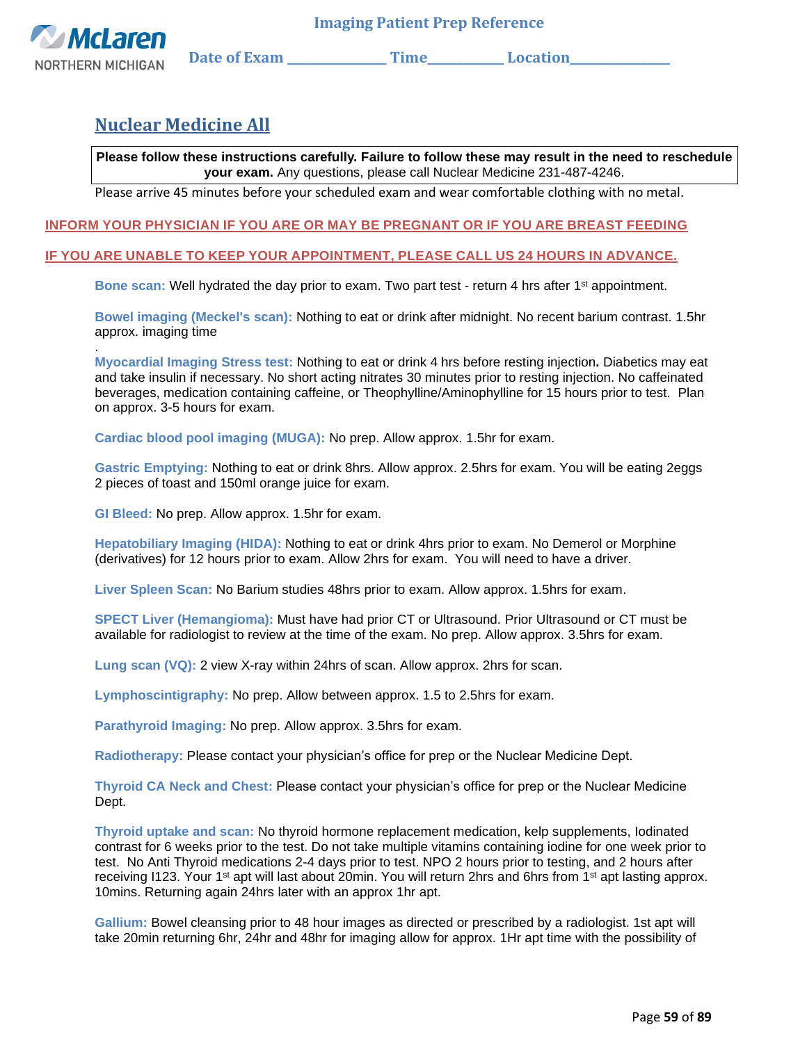McLaren NORTHERN MICHIGAN

**Imaging Patient Prep Reference**

**Date of Exam \_\_\_\_\_\_\_\_\_\_\_\_\_\_\_\_ Time\_\_\_\_\_\_\_\_\_\_\_\_ Location\_\_\_\_\_\_\_\_\_\_\_\_\_\_\_\_**

## Nuclear Medicine All

**Please follow these instructions carefully. Failure to follow these may result in the need to reschedule your exam.** Any questions, please call Nuclear Medicine 231-487-4246.

Please arrive 45 minutes before your scheduled exam and wear comfortable clothing with no metal.

**INFORM YOUR PHYSICIAN IF YOU ARE OR MAY BE PREGNANT OR IF YOU ARE BREAST FEEDING**

**IF YOU ARE UNABLE TO KEEP YOUR APPOINTMENT, PLEASE CALL US 24 HOURS IN ADVANCE.**

**Bone scan:** Well hydrated the day prior to exam. Two part test - return 4 hrs after 1st appointment.

**Bowel imaging (Meckel's scan):** Nothing to eat or drink after midnight. No recent barium contrast. 1.5hr approx. imaging time

.

**Myocardial Imaging Stress test:** Nothing to eat or drink 4 hrs before resting injection**.** Diabetics may eat and take insulin if necessary. No short acting nitrates 30 minutes prior to resting injection. No caffeinated beverages, medication containing caffeine, or Theophylline/Aminophylline for 15 hours prior to test. Plan on approx. 3-5 hours for exam.

**Cardiac blood pool imaging (MUGA):** No prep. Allow approx. 1.5hr for exam.

**Gastric Emptying:** Nothing to eat or drink 8hrs. Allow approx. 2.5hrs for exam. You will be eating 2eggs 2 pieces of toast and 150ml orange juice for exam.

**GI Bleed:** No prep. Allow approx. 1.5hr for exam.

**Hepatobiliary Imaging (HIDA):** Nothing to eat or drink 4hrs prior to exam. No Demerol or Morphine (derivatives) for 12 hours prior to exam. Allow 2hrs for exam. You will need to have a driver.

**Liver Spleen Scan:** No Barium studies 48hrs prior to exam. Allow approx. 1.5hrs for exam.

**SPECT Liver (Hemangioma):** Must have had prior CT or Ultrasound. Prior Ultrasound or CT must be available for radiologist to review at the time of the exam. No prep. Allow approx. 3.5hrs for exam.

**Lung scan (VQ):** 2 view X-ray within 24hrs of scan. Allow approx. 2hrs for scan.

**Lymphoscintigraphy:** No prep. Allow between approx. 1.5 to 2.5hrs for exam.

**Parathyroid Imaging:** No prep. Allow approx. 3.5hrs for exam.

**Radiotherapy:** Please contact your physician's office for prep or the Nuclear Medicine Dept.

**Thyroid CA Neck and Chest:** Please contact your physician's office for prep or the Nuclear Medicine Dept.

**Thyroid uptake and scan:** No thyroid hormone replacement medication, kelp supplements, Iodinated contrast for 6 weeks prior to the test. Do not take multiple vitamins containing iodine for one week prior to test. No Anti Thyroid medications 2-4 days prior to test. NPO 2 hours prior to testing, and 2 hours after receiving I123. Your 1st apt will last about 20min. You will return 2hrs and 6hrs from 1st apt lasting approx. 10mins. Returning again 24hrs later with an approx 1hr apt.

**Gallium:** Bowel cleansing prior to 48 hour images as directed or prescribed by a radiologist. 1st apt will take 20min returning 6hr, 24hr and 48hr for imaging allow for approx. 1Hr apt time with the possibility of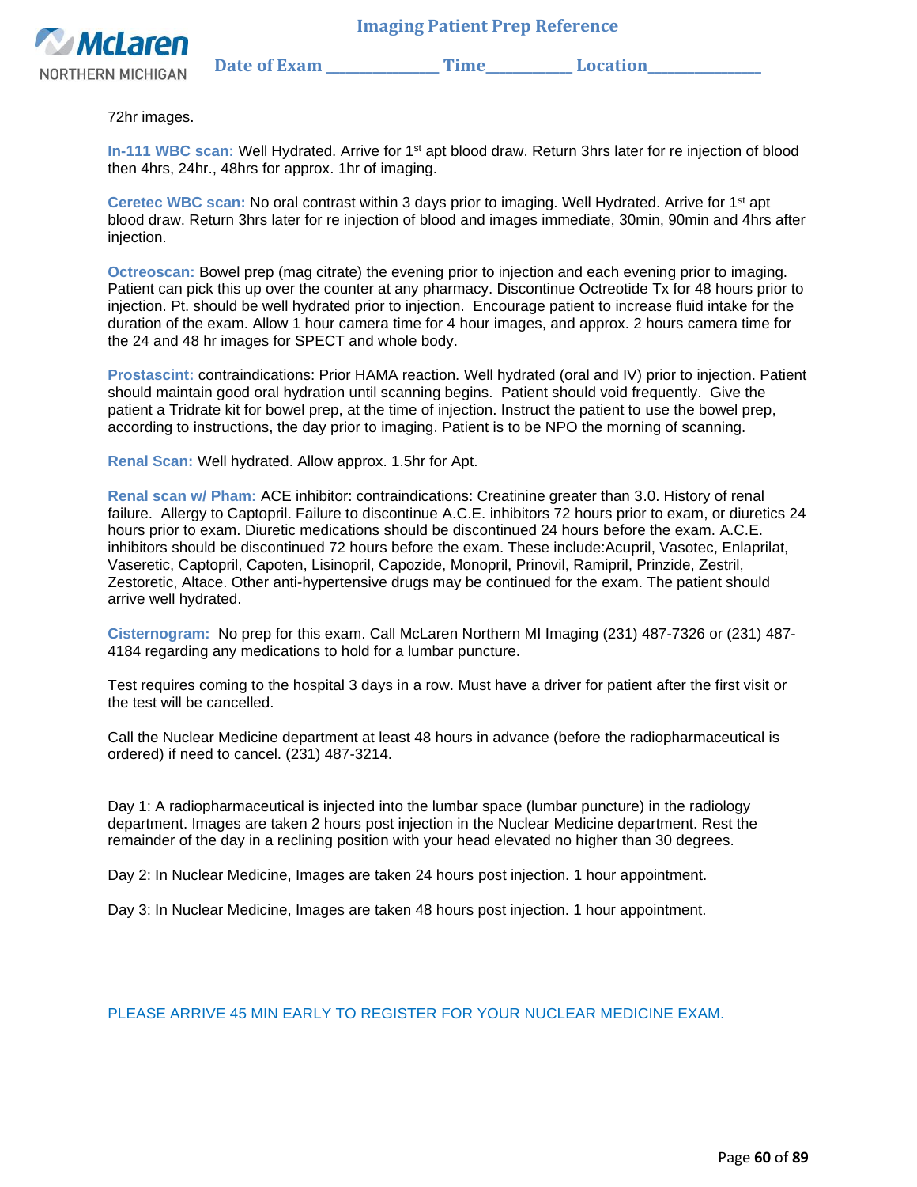72hr images.

**In-111 WBC scan:** Well Hydrated. Arrive for 1st apt blood draw. Return 3hrs later for re injection of blood then 4hrs, 24hr., 48hrs for approx. 1hr of imaging.

**Ceretec WBC scan:** No oral contrast within 3 days prior to imaging. Well Hydrated. Arrive for 1st apt blood draw. Return 3hrs later for re injection of blood and images immediate, 30min, 90min and 4hrs after injection.

**Octreoscan:** Bowel prep (mag citrate) the evening prior to injection and each evening prior to imaging. Patient can pick this up over the counter at any pharmacy. Discontinue Octreotide Tx for 48 hours prior to injection. Pt. should be well hydrated prior to injection. Encourage patient to increase fluid intake for the duration of the exam. Allow 1 hour camera time for 4 hour images, and approx. 2 hours camera time for the 24 and 48 hr images for SPECT and whole body.

**Prostascint:** contraindications: Prior HAMA reaction. Well hydrated (oral and IV) prior to injection. Patient should maintain good oral hydration until scanning begins. Patient should void frequently. Give the patient a Tridrate kit for bowel prep, at the time of injection. Instruct the patient to use the bowel prep, according to instructions, the day prior to imaging. Patient is to be NPO the morning of scanning.

**Renal Scan:** Well hydrated. Allow approx. 1.5hr for Apt.

**Renal scan w/ Pham:** ACE inhibitor: contraindications: Creatinine greater than 3.0. History of renal failure. Allergy to Captopril. Failure to discontinue A.C.E. inhibitors 72 hours prior to exam, or diuretics 24 hours prior to exam. Diuretic medications should be discontinued 24 hours before the exam. A.C.E. inhibitors should be discontinued 72 hours before the exam. These include:Acupril, Vasotec, Enlaprilat, Vaseretic, Captopril, Capoten, Lisinopril, Capozide, Monopril, Prinovil, Ramipril, Prinzide, Zestril, Zestoretic, Altace. Other anti-hypertensive drugs may be continued for the exam. The patient should arrive well hydrated.

**Cisternogram:** No prep for this exam. Call McLaren Northern MI Imaging (231) 487-7326 or (231) 487-4184 regarding any medications to hold for a lumbar puncture.

Test requires coming to the hospital 3 days in a row. Must have a driver for patient after the first visit or the test will be cancelled.

Call the Nuclear Medicine department at least 48 hours in advance (before the radiopharmaceutical is ordered) if need to cancel. (231) 487-3214.

Day 1: A radiopharmaceutical is injected into the lumbar space (lumbar puncture) in the radiology department. Images are taken 2 hours post injection in the Nuclear Medicine department. Rest the remainder of the day in a reclining position with your head elevated no higher than 30 degrees.

Day 2: In Nuclear Medicine, Images are taken 24 hours post injection. 1 hour appointment.

Day 3: In Nuclear Medicine, Images are taken 48 hours post injection. 1 hour appointment.

PLEASE ARRIVE 45 MIN EARLY TO REGISTER FOR YOUR NUCLEAR MEDICINE EXAM.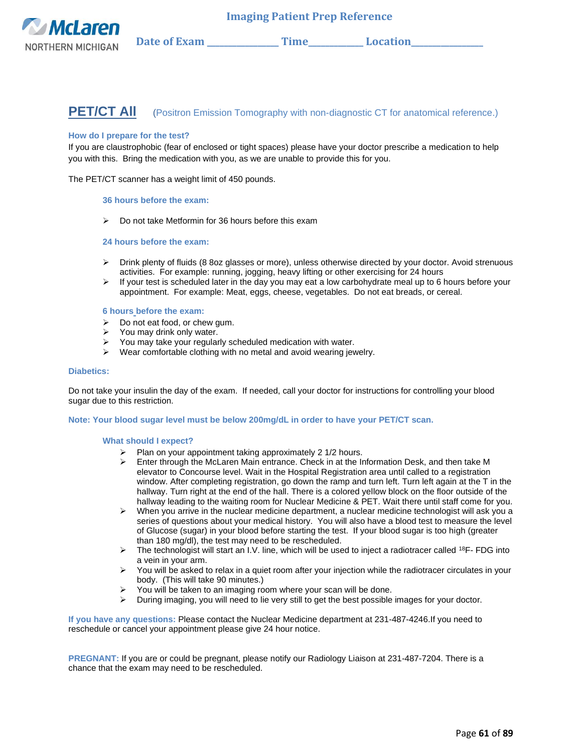McLaren NORTHERN MICHIGAN

**Imaging Patient Prep Reference**

**Date of Exam \_\_\_\_\_\_\_\_\_\_\_\_\_\_\_ Time\_\_\_\_\_\_\_\_\_\_\_\_ Location\_\_\_\_\_\_\_\_\_\_\_\_\_\_\_**

## PET/CT All (Positron Emission Tomography with non-diagnostic CT for anatomical reference.)

**How do I prepare for the test?**

If you are claustrophobic (fear of enclosed or tight spaces) please have your doctor prescribe a medication to help you with this. Bring the medication with you, as we are unable to provide this for you.

The PET/CT scanner has a weight limit of 450 pounds.

**36 hours before the exam:**

- Do not take Metformin for 36 hours before this exam

**24 hours before the exam:**

- Drink plenty of fluids (8 8oz glasses or more), unless otherwise directed by your doctor. Avoid strenuous activities. For example: running, jogging, heavy lifting or other exercising for 24 hours
- If your test is scheduled later in the day you may eat a low carbohydrate meal up to 6 hours before your appointment. For example: Meat, eggs, cheese, vegetables. Do not eat breads, or cereal.

**6 hours before the exam:**

- Do not eat food, or chew gum.
- You may drink only water.
- You may take your regularly scheduled medication with water.
- Wear comfortable clothing with no metal and avoid wearing jewelry.

**Diabetics:**

Do not take your insulin the day of the exam. If needed, call your doctor for instructions for controlling your blood sugar due to this restriction.

**Note: Your blood sugar level must be below 200mg/dL in order to have your PET/CT scan.**

**What should I expect?**

- Plan on your appointment taking approximately 2 1/2 hours.
- Enter through the McLaren Main entrance. Check in at the Information Desk, and then take M elevator to Concourse level. Wait in the Hospital Registration area until called to a registration window. After completing registration, go down the ramp and turn left. Turn left again at the T in the hallway. Turn right at the end of the hall. There is a colored yellow block on the floor outside of the hallway leading to the waiting room for Nuclear Medicine & PET. Wait there until staff come for you.
- When you arrive in the nuclear medicine department, a nuclear medicine technologist will ask you a series of questions about your medical history. You will also have a blood test to measure the level of Glucose (sugar) in your blood before starting the test. If your blood sugar is too high (greater than 180 mg/dl), the test may need to be rescheduled.
- The technologist will start an I.V. line, which will be used to inject a radiotracer called $^{18}$F- FDG into a vein in your arm.
- You will be asked to relax in a quiet room after your injection while the radiotracer circulates in your body. (This will take 90 minutes.)
- You will be taken to an imaging room where your scan will be done.
- During imaging, you will need to lie very still to get the best possible images for your doctor.

**If you have any questions:** Please contact the Nuclear Medicine department at 231-487-4246.If you need to reschedule or cancel your appointment please give 24 hour notice.

**PREGNANT:** If you are or could be pregnant, please notify our Radiology Liaison at 231-487-7204. There is a chance that the exam may need to be rescheduled.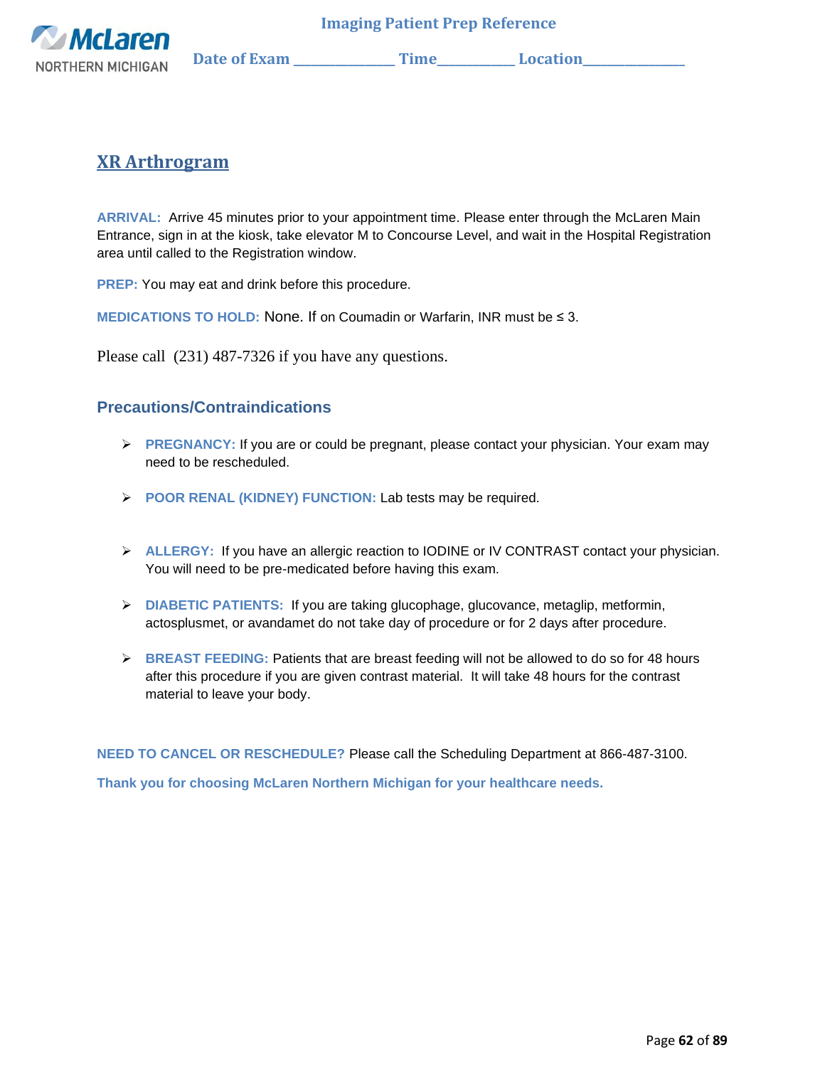Imaging Patient Prep Reference

Date of Exam \_\_\_\_\_\_\_\_\_\_\_\_\_\_ Time\_\_\_\_\_\_\_\_\_\_\_ Location\_\_\_\_\_\_\_\_\_\_\_\_\_\_

## XR Arthrogram

**ARRIVAL:** Arrive 45 minutes prior to your appointment time. Please enter through the McLaren Main Entrance, sign in at the kiosk, take elevator M to Concourse Level, and wait in the Hospital Registration area until called to the Registration window.

**PREP:** You may eat and drink before this procedure.

**MEDICATIONS TO HOLD:** None. If on Coumadin or Warfarin, INR must be ≤ 3.

Please call (231) 487-7326 if you have any questions.

### Precautions/Contraindications

- **PREGNANCY:** If you are or could be pregnant, please contact your physician. Your exam may need to be rescheduled.
- **POOR RENAL (KIDNEY) FUNCTION:** Lab tests may be required.
- **ALLERGY:** If you have an allergic reaction to IODINE or IV CONTRAST contact your physician. You will need to be pre-medicated before having this exam.
- **DIABETIC PATIENTS:** If you are taking glucophage, glucovance, metaglip, metformin, actosplusmet, or avandamet do not take day of procedure or for 2 days after procedure.
- **BREAST FEEDING:** Patients that are breast feeding will not be allowed to do so for 48 hours after this procedure if you are given contrast material. It will take 48 hours for the contrast material to leave your body.

**NEED TO CANCEL OR RESCHEDULE?** Please call the Scheduling Department at 866-487-3100.

**Thank you for choosing McLaren Northern Michigan for your healthcare needs.**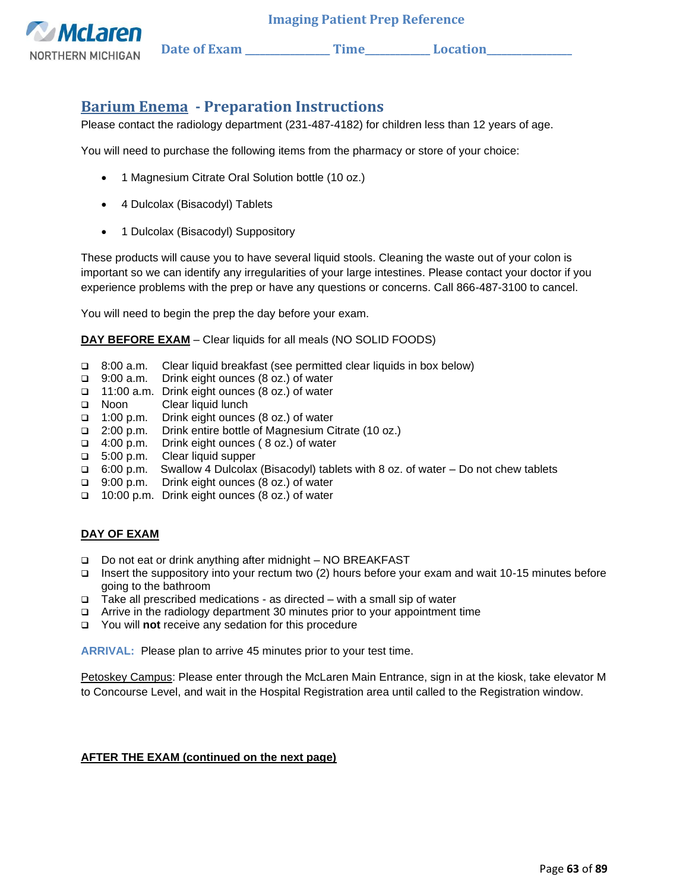Imaging Patient Prep Reference

Date of Exam ______________ Time__________ Location______________

## Barium Enema - Preparation Instructions

Please contact the radiology department (231-487-4182) for children less than 12 years of age.

You will need to purchase the following items from the pharmacy or store of your choice:

- 1 Magnesium Citrate Oral Solution bottle (10 oz.)
- 4 Dulcolax (Bisacodyl) Tablets
- 1 Dulcolax (Bisacodyl) Suppository

These products will cause you to have several liquid stools. Cleaning the waste out of your colon is important so we can identify any irregularities of your large intestines. Please contact your doctor if you experience problems with the prep or have any questions or concerns. Call 866-487-3100 to cancel.

You will need to begin the prep the day before your exam.

**DAY BEFORE EXAM** – Clear liquids for all meals (NO SOLID FOODS)

- ❑ 8:00 a.m. Clear liquid breakfast (see permitted clear liquids in box below)
- ❑ 9:00 a.m. Drink eight ounces (8 oz.) of water
- ❑ 11:00 a.m. Drink eight ounces (8 oz.) of water
- ❑ Noon Clear liquid lunch
- ❑ 1:00 p.m. Drink eight ounces (8 oz.) of water
- ❑ 2:00 p.m. Drink entire bottle of Magnesium Citrate (10 oz.)
- ❑ 4:00 p.m. Drink eight ounces ( 8 oz.) of water
- ❑ 5:00 p.m. Clear liquid supper
- ❑ 6:00 p.m. Swallow 4 Dulcolax (Bisacodyl) tablets with 8 oz. of water – Do not chew tablets
- ❑ 9:00 p.m. Drink eight ounces (8 oz.) of water
- ❑ 10:00 p.m. Drink eight ounces (8 oz.) of water

**DAY OF EXAM**

- ❑ Do not eat or drink anything after midnight – NO BREAKFAST
- ❑ Insert the suppository into your rectum two (2) hours before your exam and wait 10-15 minutes before going to the bathroom
- ❑ Take all prescribed medications - as directed – with a small sip of water
- ❑ Arrive in the radiology department 30 minutes prior to your appointment time
- ❑ You will **not** receive any sedation for this procedure

**ARRIVAL:** Please plan to arrive 45 minutes prior to your test time.

Petoskey Campus: Please enter through the McLaren Main Entrance, sign in at the kiosk, take elevator M to Concourse Level, and wait in the Hospital Registration area until called to the Registration window.

**AFTER THE EXAM (continued on the next page)**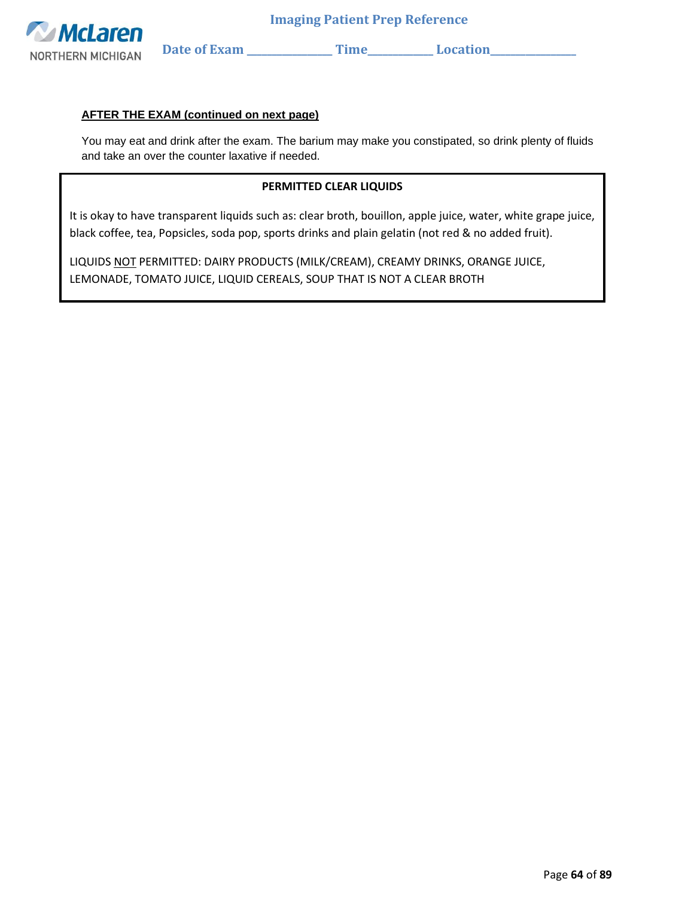**AFTER THE EXAM (continued on next page)**

You may eat and drink after the exam. The barium may make you constipated, so drink plenty of fluids and take an over the counter laxative if needed.

**PERMITTED CLEAR LIQUIDS**

It is okay to have transparent liquids such as: clear broth, bouillon, apple juice, water, white grape juice, black coffee, tea, Popsicles, soda pop, sports drinks and plain gelatin (not red & no added fruit).

LIQUIDS NOT PERMITTED: DAIRY PRODUCTS (MILK/CREAM), CREAMY DRINKS, ORANGE JUICE, LEMONADE, TOMATO JUICE, LIQUID CEREALS, SOUP THAT IS NOT A CLEAR BROTH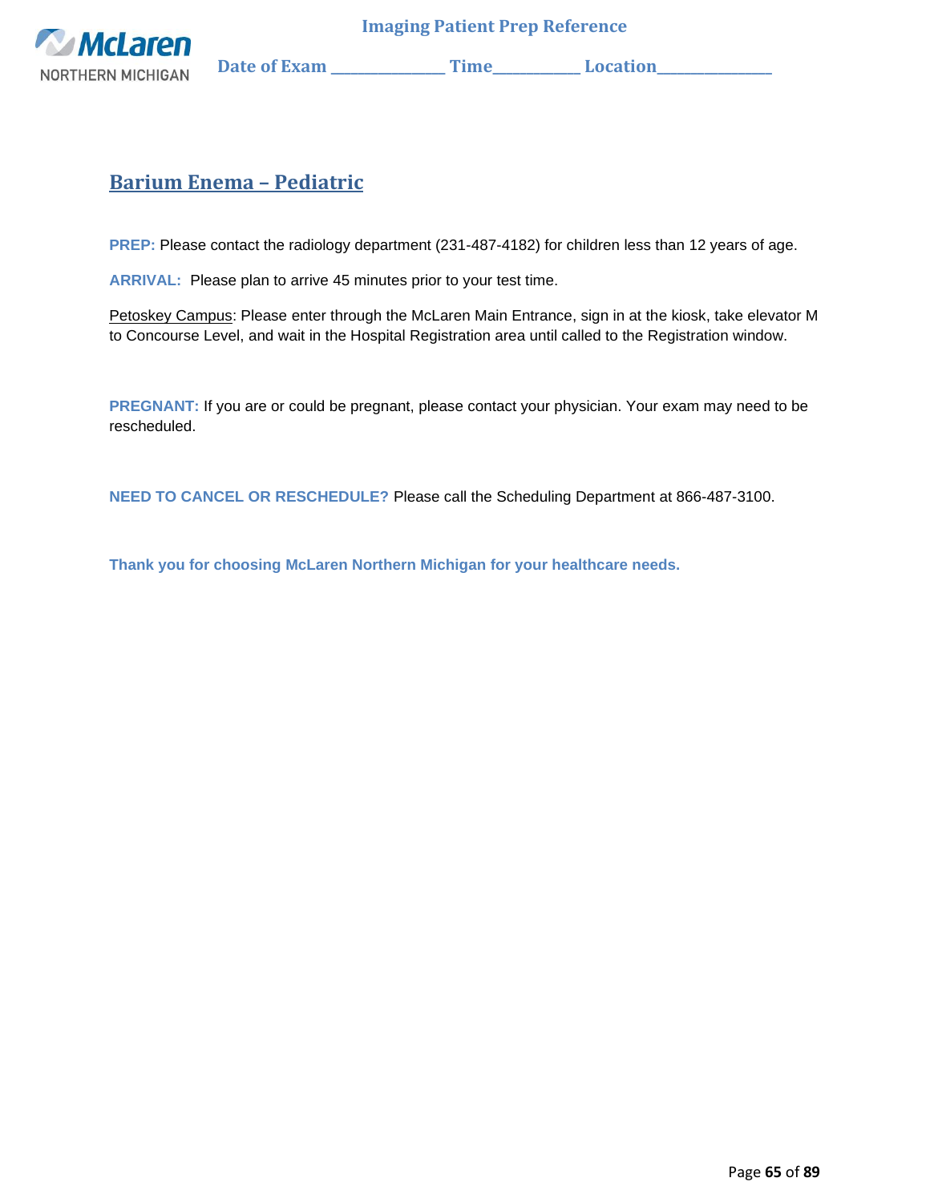# Barium Enema – Pediatric

**PREP:** Please contact the radiology department (231-487-4182) for children less than 12 years of age.

**ARRIVAL:** Please plan to arrive 45 minutes prior to your test time.

Petoskey Campus: Please enter through the McLaren Main Entrance, sign in at the kiosk, take elevator M to Concourse Level, and wait in the Hospital Registration area until called to the Registration window.

**PREGNANT:** If you are or could be pregnant, please contact your physician. Your exam may need to be rescheduled.

**NEED TO CANCEL OR RESCHEDULE?** Please call the Scheduling Department at 866-487-3100.

**Thank you for choosing McLaren Northern Michigan for your healthcare needs.**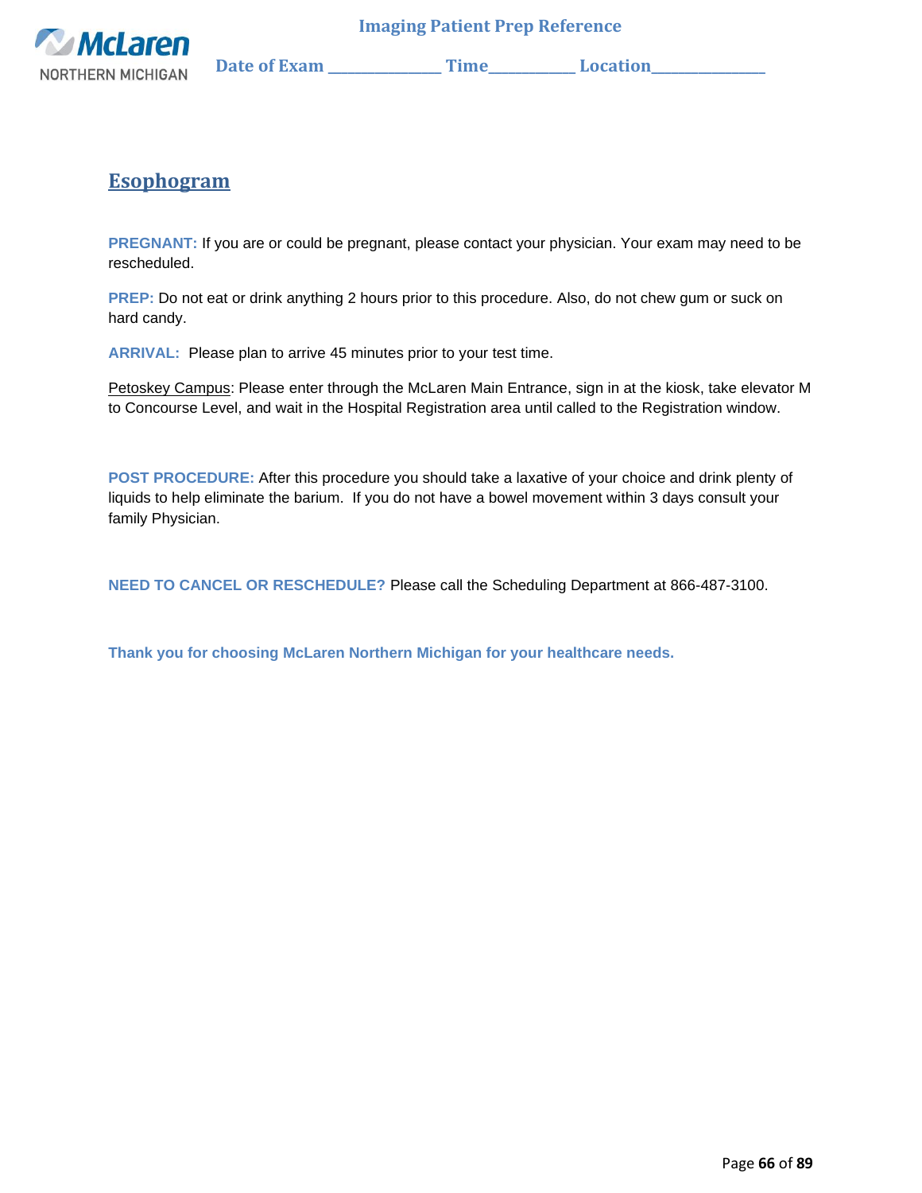Imaging Patient Prep Reference

Date of Exam ______________ Time___________ Location______________

## Esophogram

**PREGNANT:** If you are or could be pregnant, please contact your physician. Your exam may need to be rescheduled.

**PREP:** Do not eat or drink anything 2 hours prior to this procedure. Also, do not chew gum or suck on hard candy.

**ARRIVAL:** Please plan to arrive 45 minutes prior to your test time.

Petoskey Campus: Please enter through the McLaren Main Entrance, sign in at the kiosk, take elevator M to Concourse Level, and wait in the Hospital Registration area until called to the Registration window.

**POST PROCEDURE:** After this procedure you should take a laxative of your choice and drink plenty of liquids to help eliminate the barium. If you do not have a bowel movement within 3 days consult your family Physician.

**NEED TO CANCEL OR RESCHEDULE?** Please call the Scheduling Department at 866-487-3100.

**Thank you for choosing McLaren Northern Michigan for your healthcare needs.**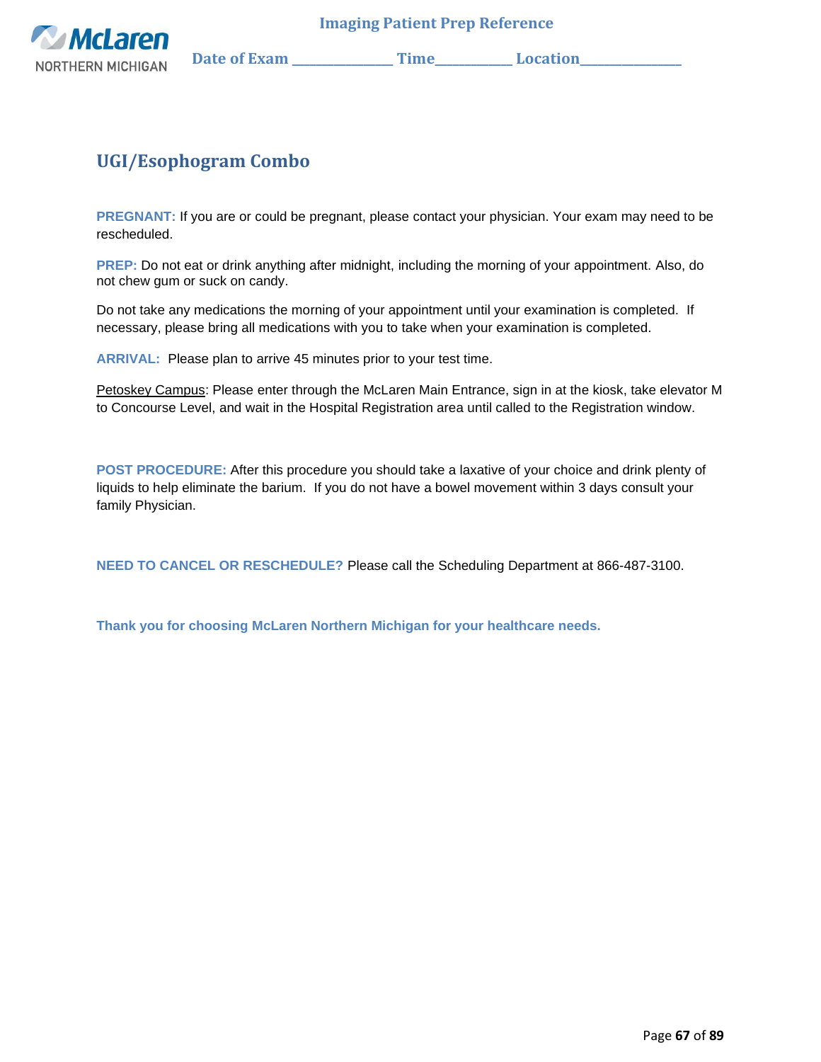Imaging Patient Prep Reference

**Date of Exam** _______________ **Time**___________ **Location**_______________

## UGI/Esophogram Combo

**PREGNANT:** If you are or could be pregnant, please contact your physician. Your exam may need to be rescheduled.

**PREP:** Do not eat or drink anything after midnight, including the morning of your appointment. Also, do not chew gum or suck on candy.

Do not take any medications the morning of your appointment until your examination is completed. If necessary, please bring all medications with you to take when your examination is completed.

**ARRIVAL:** Please plan to arrive 45 minutes prior to your test time.

<u>Petoskey Campus</u>: Please enter through the McLaren Main Entrance, sign in at the kiosk, take elevator M to Concourse Level, and wait in the Hospital Registration area until called to the Registration window.

**POST PROCEDURE:** After this procedure you should take a laxative of your choice and drink plenty of liquids to help eliminate the barium. If you do not have a bowel movement within 3 days consult your family Physician.

**NEED TO CANCEL OR RESCHEDULE?** Please call the Scheduling Department at 866-487-3100.

**Thank you for choosing McLaren Northern Michigan for your healthcare needs.**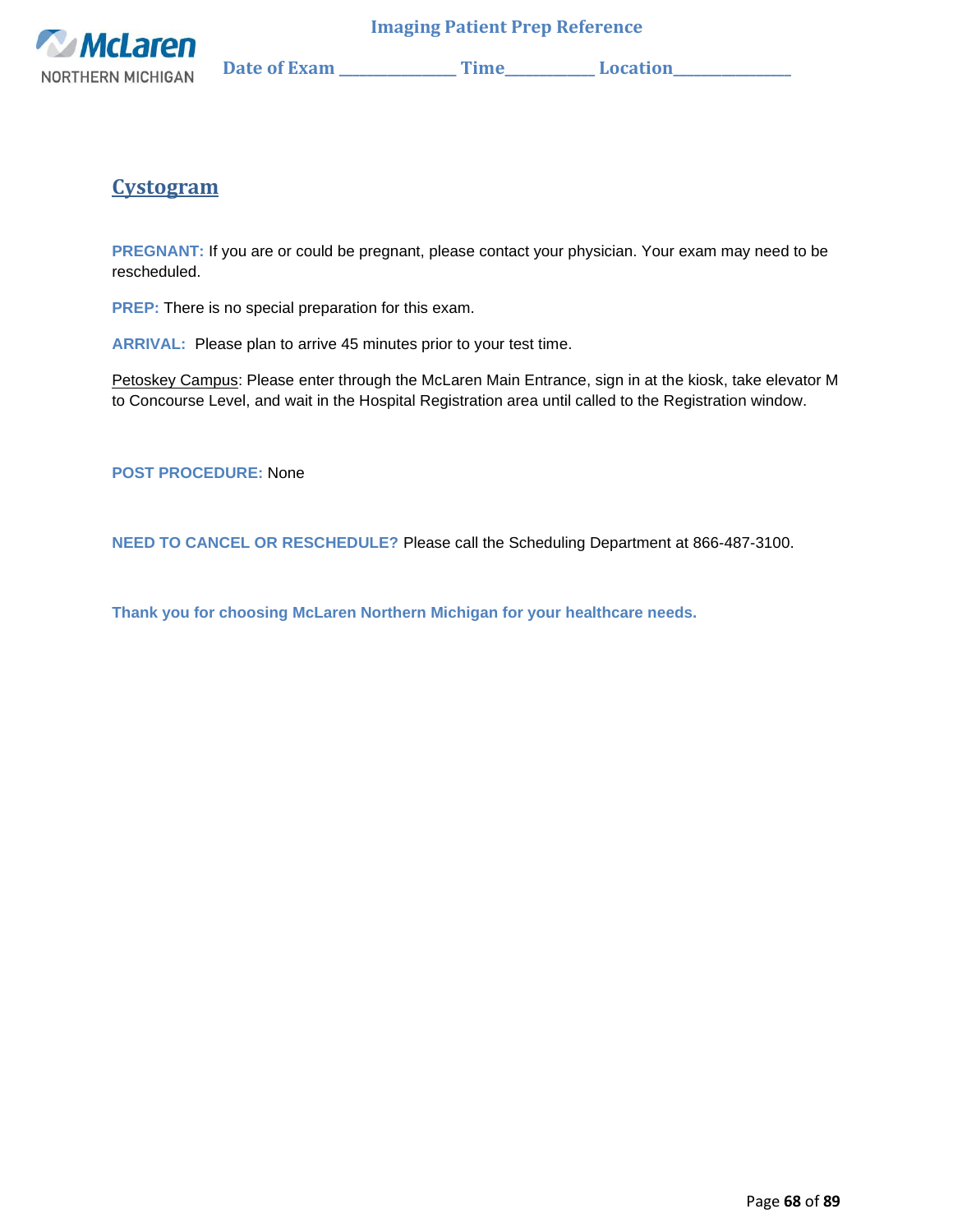# Cystogram

**PREGNANT:** If you are or could be pregnant, please contact your physician. Your exam may need to be rescheduled.

**PREP:** There is no special preparation for this exam.

**ARRIVAL:** Please plan to arrive 45 minutes prior to your test time.

Petoskey Campus: Please enter through the McLaren Main Entrance, sign in at the kiosk, take elevator M to Concourse Level, and wait in the Hospital Registration area until called to the Registration window.

**POST PROCEDURE:** None

**NEED TO CANCEL OR RESCHEDULE?** Please call the Scheduling Department at 866-487-3100.

**Thank you for choosing McLaren Northern Michigan for your healthcare needs.**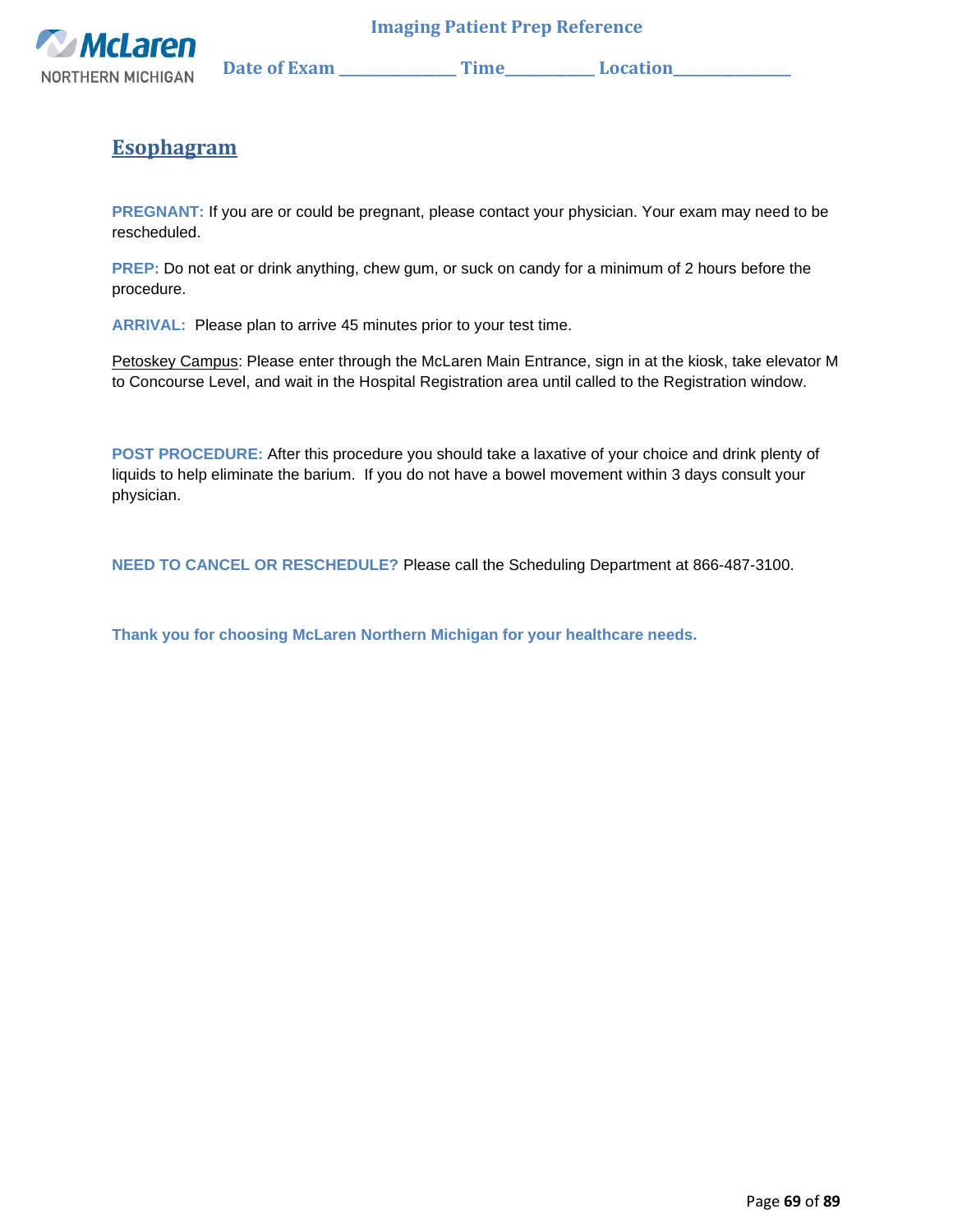## Esophagram

**PREGNANT:** If you are or could be pregnant, please contact your physician. Your exam may need to be rescheduled.

**PREP:** Do not eat or drink anything, chew gum, or suck on candy for a minimum of 2 hours before the procedure.

**ARRIVAL:** Please plan to arrive 45 minutes prior to your test time.

Petoskey Campus: Please enter through the McLaren Main Entrance, sign in at the kiosk, take elevator M to Concourse Level, and wait in the Hospital Registration area until called to the Registration window.

**POST PROCEDURE:** After this procedure you should take a laxative of your choice and drink plenty of liquids to help eliminate the barium. If you do not have a bowel movement within 3 days consult your physician.

**NEED TO CANCEL OR RESCHEDULE?** Please call the Scheduling Department at 866-487-3100.

**Thank you for choosing McLaren Northern Michigan for your healthcare needs.**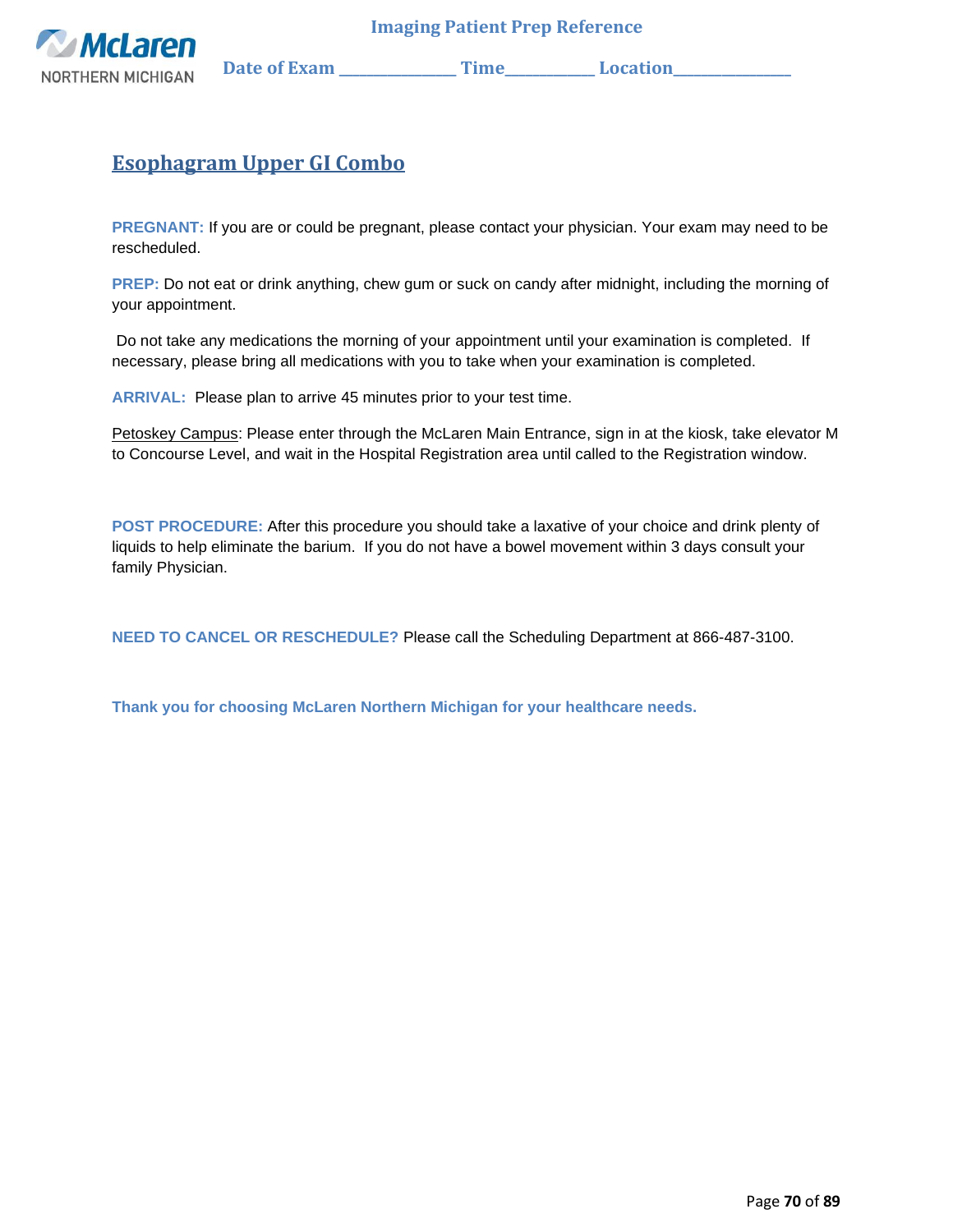Imaging Patient Prep Reference

Date of Exam _______________ Time___________ Location_______________

## Esophagram Upper GI Combo

**PREGNANT:** If you are or could be pregnant, please contact your physician. Your exam may need to be rescheduled.

**PREP:** Do not eat or drink anything, chew gum or suck on candy after midnight, including the morning of your appointment.

Do not take any medications the morning of your appointment until your examination is completed. If necessary, please bring all medications with you to take when your examination is completed.

**ARRIVAL:** Please plan to arrive 45 minutes prior to your test time.

Petoskey Campus: Please enter through the McLaren Main Entrance, sign in at the kiosk, take elevator M to Concourse Level, and wait in the Hospital Registration area until called to the Registration window.

**POST PROCEDURE:** After this procedure you should take a laxative of your choice and drink plenty of liquids to help eliminate the barium. If you do not have a bowel movement within 3 days consult your family Physician.

**NEED TO CANCEL OR RESCHEDULE?** Please call the Scheduling Department at 866-487-3100.

**Thank you for choosing McLaren Northern Michigan for your healthcare needs.**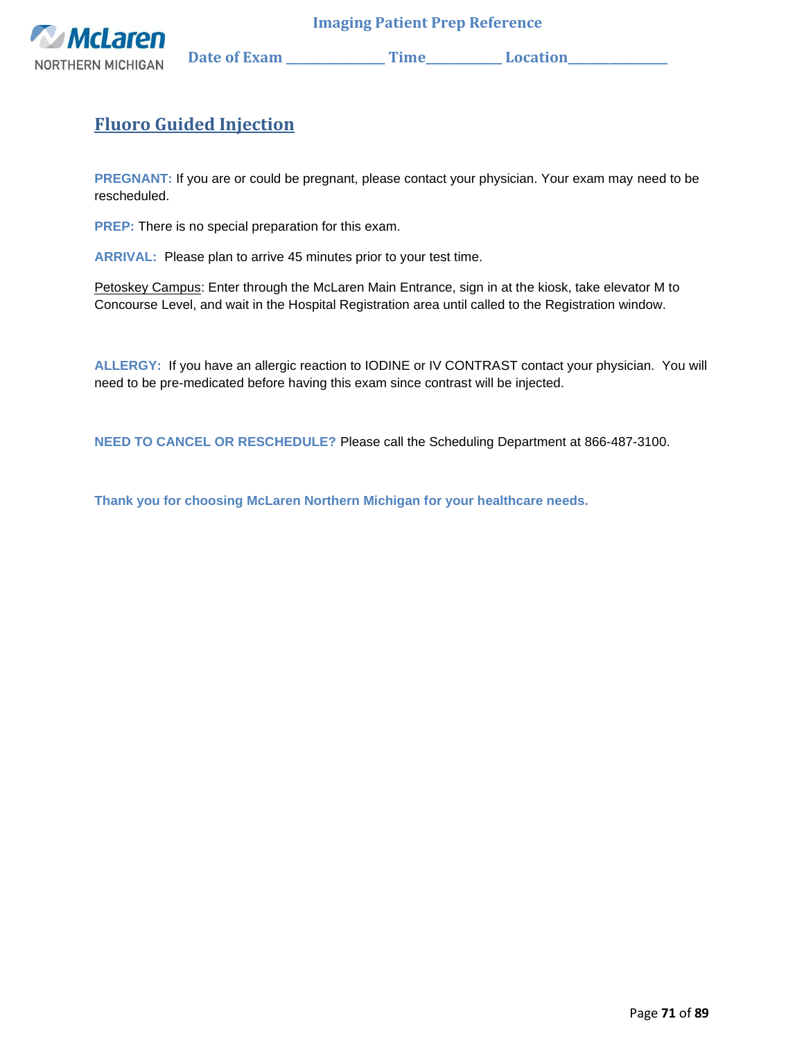Imaging Patient Prep Reference

Date of Exam ______________ Time__________ Location______________

## Fluoro Guided Injection

**PREGNANT:** If you are or could be pregnant, please contact your physician. Your exam may need to be rescheduled.

**PREP:** There is no special preparation for this exam.

**ARRIVAL:** Please plan to arrive 45 minutes prior to your test time.

Petoskey Campus: Enter through the McLaren Main Entrance, sign in at the kiosk, take elevator M to Concourse Level, and wait in the Hospital Registration area until called to the Registration window.

**ALLERGY:** If you have an allergic reaction to IODINE or IV CONTRAST contact your physician. You will need to be pre-medicated before having this exam since contrast will be injected.

**NEED TO CANCEL OR RESCHEDULE?** Please call the Scheduling Department at 866-487-3100.

**Thank you for choosing McLaren Northern Michigan for your healthcare needs.**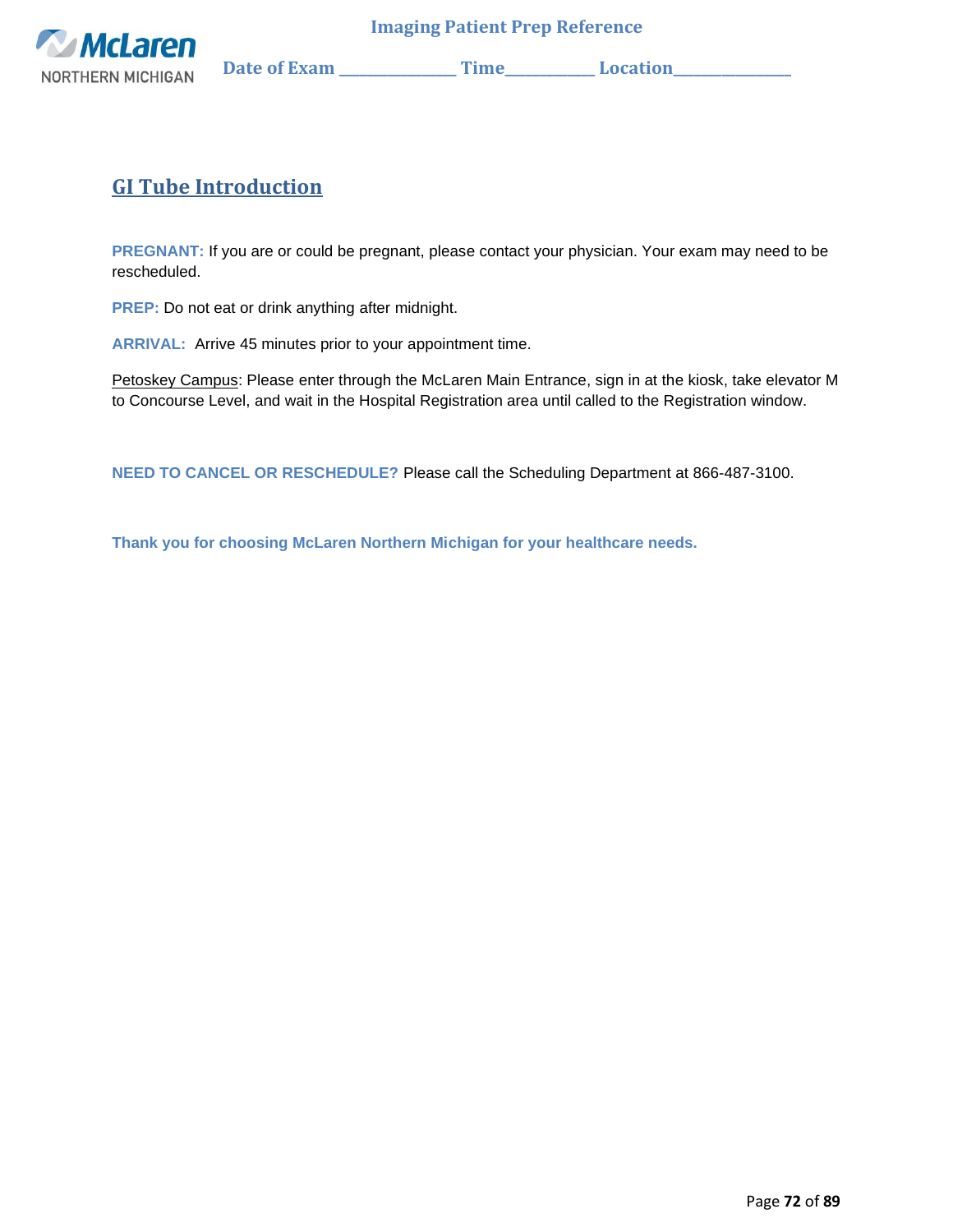## GI Tube Introduction

**PREGNANT:** If you are or could be pregnant, please contact your physician. Your exam may need to be rescheduled.

**PREP:** Do not eat or drink anything after midnight.

**ARRIVAL:** Arrive 45 minutes prior to your appointment time.

Petoskey Campus: Please enter through the McLaren Main Entrance, sign in at the kiosk, take elevator M to Concourse Level, and wait in the Hospital Registration area until called to the Registration window.

**NEED TO CANCEL OR RESCHEDULE?** Please call the Scheduling Department at 866-487-3100.

**Thank you for choosing McLaren Northern Michigan for your healthcare needs.**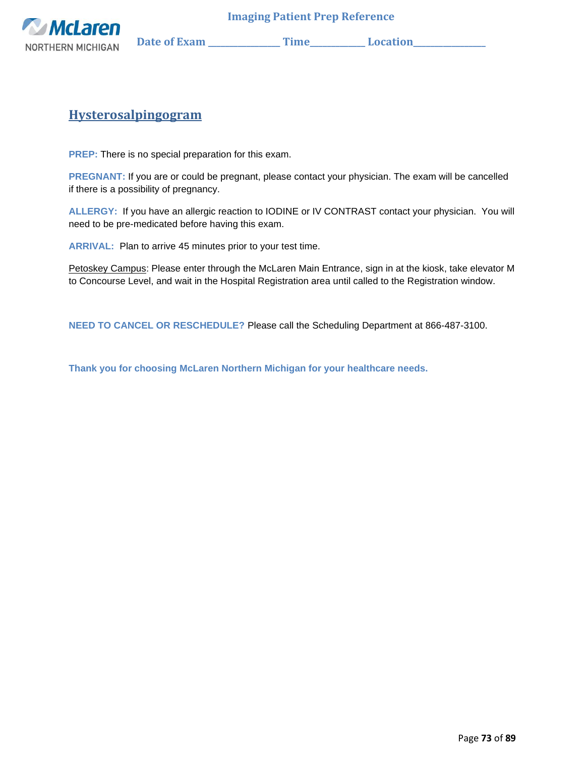Imaging Patient Prep Reference

Date of Exam ______________ Time__________ Location______________

## Hysterosalpingogram

**PREP:** There is no special preparation for this exam.

**PREGNANT:** If you are or could be pregnant, please contact your physician. The exam will be cancelled if there is a possibility of pregnancy.

**ALLERGY:** If you have an allergic reaction to IODINE or IV CONTRAST contact your physician. You will need to be pre-medicated before having this exam.

**ARRIVAL:** Plan to arrive 45 minutes prior to your test time.

Petoskey Campus: Please enter through the McLaren Main Entrance, sign in at the kiosk, take elevator M to Concourse Level, and wait in the Hospital Registration area until called to the Registration window.

**NEED TO CANCEL OR RESCHEDULE?** Please call the Scheduling Department at 866-487-3100.

**Thank you for choosing McLaren Northern Michigan for your healthcare needs.**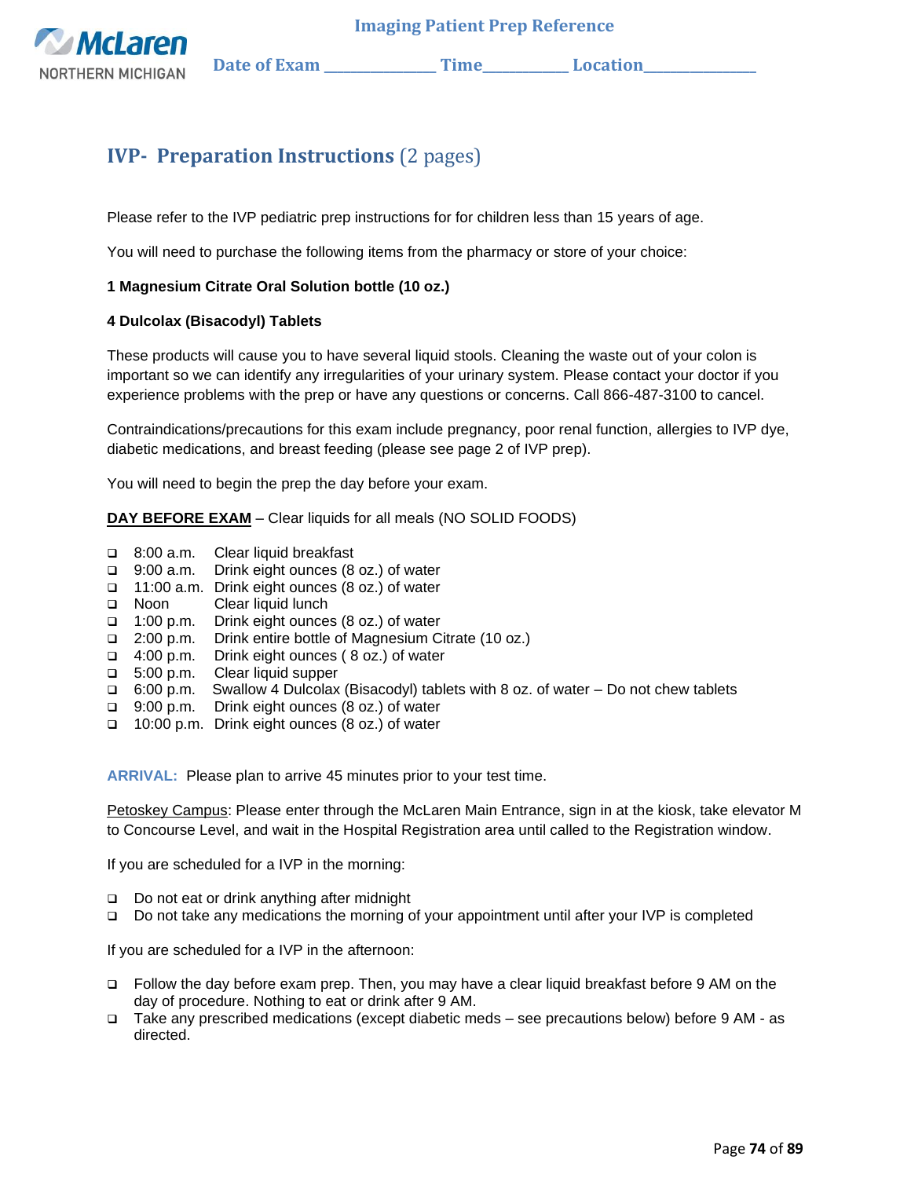Imaging Patient Prep Reference

Date of Exam ______________ Time__________ Location______________

## IVP- Preparation Instructions (2 pages)

Please refer to the IVP pediatric prep instructions for for children less than 15 years of age.

You will need to purchase the following items from the pharmacy or store of your choice:

**1 Magnesium Citrate Oral Solution bottle (10 oz.)**

**4 Dulcolax (Bisacodyl) Tablets**

These products will cause you to have several liquid stools. Cleaning the waste out of your colon is important so we can identify any irregularities of your urinary system. Please contact your doctor if you experience problems with the prep or have any questions or concerns. Call 866-487-3100 to cancel.

Contraindications/precautions for this exam include pregnancy, poor renal function, allergies to IVP dye, diabetic medications, and breast feeding (please see page 2 of IVP prep).

You will need to begin the prep the day before your exam.

**DAY BEFORE EXAM** – Clear liquids for all meals (NO SOLID FOODS)

- ❑ 8:00 a.m. Clear liquid breakfast
- ❑ 9:00 a.m. Drink eight ounces (8 oz.) of water
- ❑ 11:00 a.m. Drink eight ounces (8 oz.) of water
- ❑ Noon Clear liquid lunch
- ❑ 1:00 p.m. Drink eight ounces (8 oz.) of water
- ❑ 2:00 p.m. Drink entire bottle of Magnesium Citrate (10 oz.)
- ❑ 4:00 p.m. Drink eight ounces ( 8 oz.) of water
- ❑ 5:00 p.m. Clear liquid supper
- ❑ 6:00 p.m. Swallow 4 Dulcolax (Bisacodyl) tablets with 8 oz. of water – Do not chew tablets
- ❑ 9:00 p.m. Drink eight ounces (8 oz.) of water
- ❑ 10:00 p.m. Drink eight ounces (8 oz.) of water

**ARRIVAL:** Please plan to arrive 45 minutes prior to your test time.

Petoskey Campus: Please enter through the McLaren Main Entrance, sign in at the kiosk, take elevator M to Concourse Level, and wait in the Hospital Registration area until called to the Registration window.

If you are scheduled for a IVP in the morning:

- ❑ Do not eat or drink anything after midnight
- ❑ Do not take any medications the morning of your appointment until after your IVP is completed

If you are scheduled for a IVP in the afternoon:

- ❑ Follow the day before exam prep. Then, you may have a clear liquid breakfast before 9 AM on the day of procedure. Nothing to eat or drink after 9 AM.
- ❑ Take any prescribed medications (except diabetic meds – see precautions below) before 9 AM - as directed.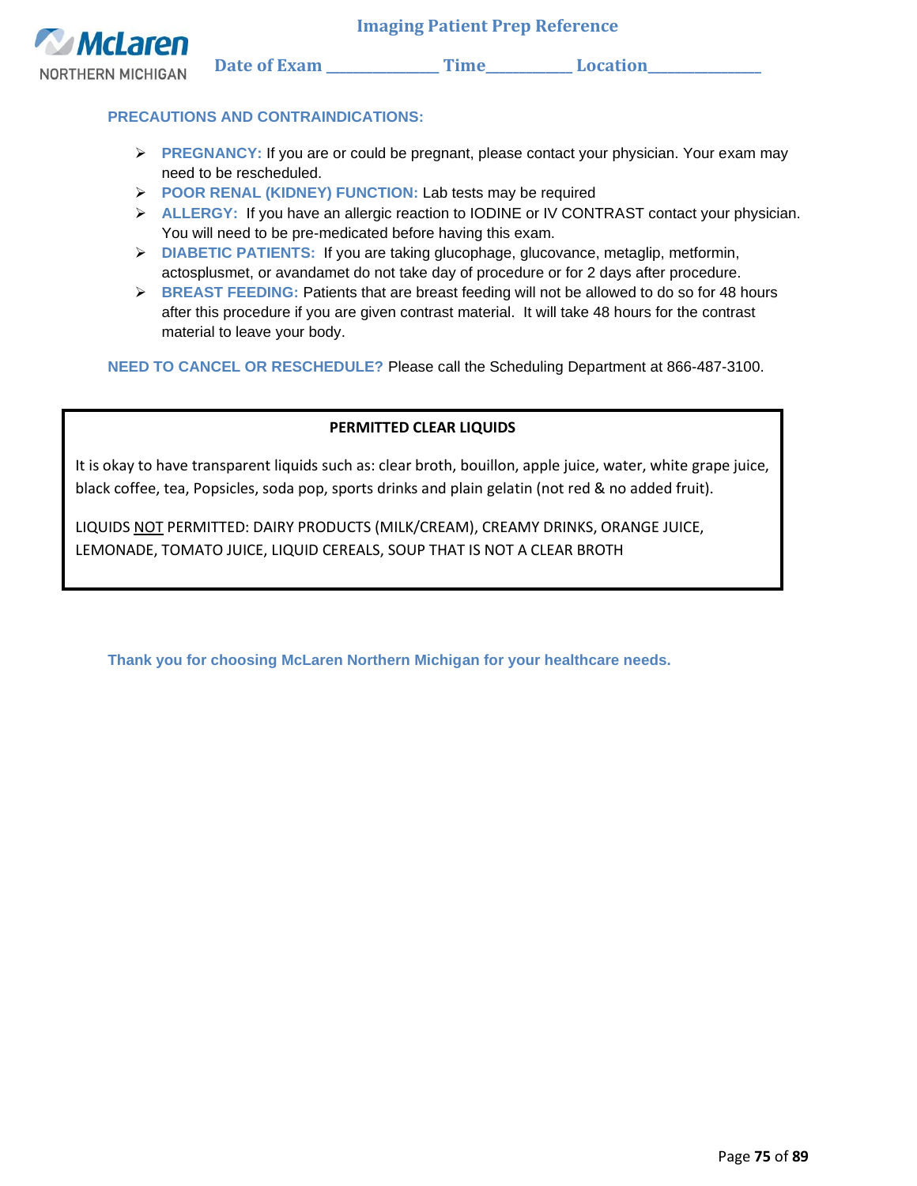McLaren NORTHERN MICHIGAN

**Imaging Patient Prep Reference**

**Date of Exam _____________ Time__________ Location_____________**

## PRECAUTIONS AND CONTRAINDICATIONS:

- **PREGNANCY:** If you are or could be pregnant, please contact your physician. Your exam may need to be rescheduled.
- **POOR RENAL (KIDNEY) FUNCTION:** Lab tests may be required
- **ALLERGY:** If you have an allergic reaction to IODINE or IV CONTRAST contact your physician. You will need to be pre-medicated before having this exam.
- **DIABETIC PATIENTS:** If you are taking glucophage, glucovance, metaglip, metformin, actosplusmet, or avandamet do not take day of procedure or for 2 days after procedure.
- **BREAST FEEDING:** Patients that are breast feeding will not be allowed to do so for 48 hours after this procedure if you are given contrast material. It will take 48 hours for the contrast material to leave your body.

**NEED TO CANCEL OR RESCHEDULE?** Please call the Scheduling Department at 866-487-3100.

### PERMITTED CLEAR LIQUIDS

It is okay to have transparent liquids such as: clear broth, bouillon, apple juice, water, white grape juice, black coffee, tea, Popsicles, soda pop, sports drinks and plain gelatin (not red & no added fruit).

LIQUIDS NOT PERMITTED: DAIRY PRODUCTS (MILK/CREAM), CREAMY DRINKS, ORANGE JUICE, LEMONADE, TOMATO JUICE, LIQUID CEREALS, SOUP THAT IS NOT A CLEAR BROTH

**Thank you for choosing McLaren Northern Michigan for your healthcare needs.**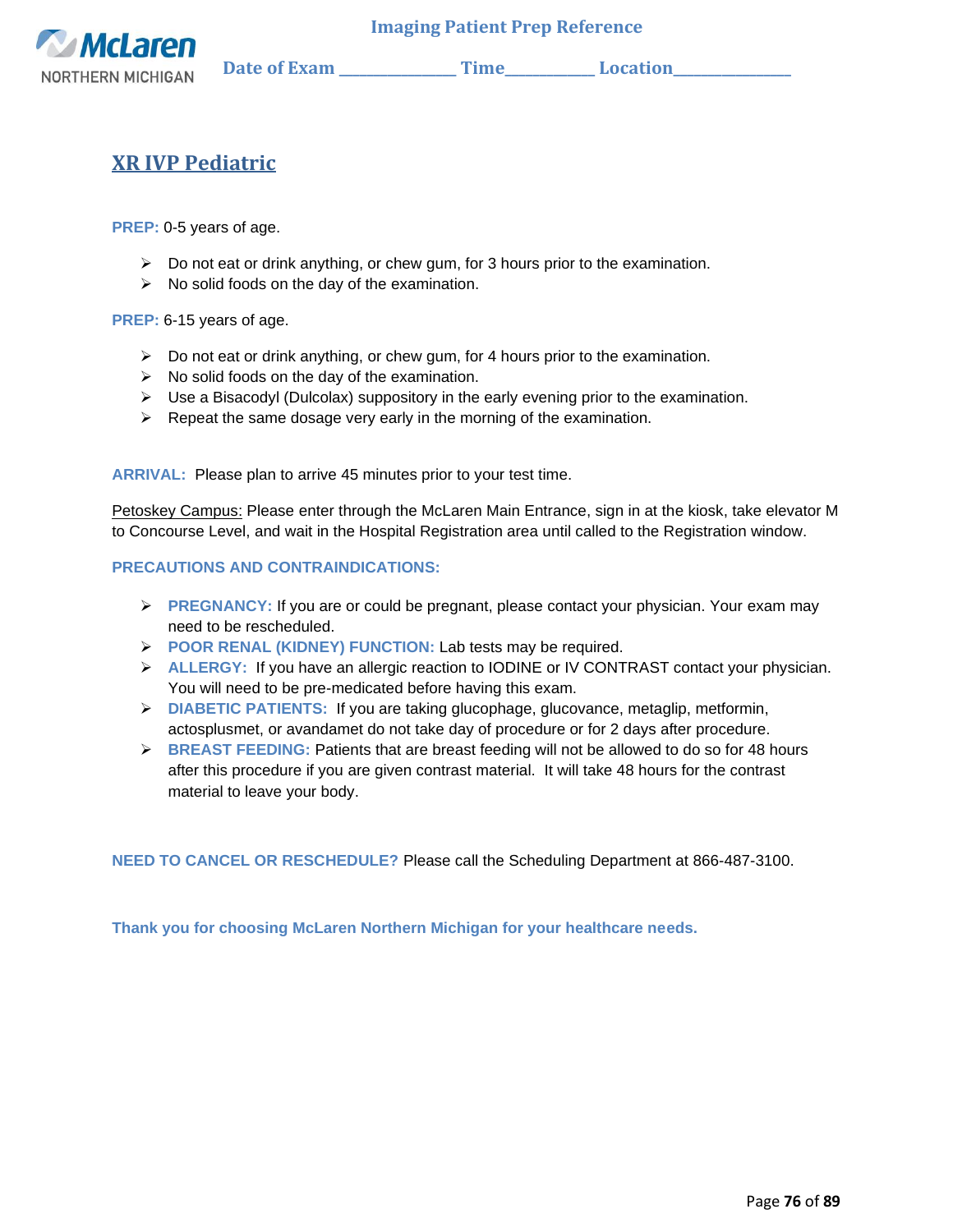Imaging Patient Prep Reference

Date of Exam ______________ Time__________ Location______________

# XR IVP Pediatric

**PREP:** 0-5 years of age.

- Do not eat or drink anything, or chew gum, for 3 hours prior to the examination.
- No solid foods on the day of the examination.

**PREP:** 6-15 years of age.

- Do not eat or drink anything, or chew gum, for 4 hours prior to the examination.
- No solid foods on the day of the examination.
- Use a Bisacodyl (Dulcolax) suppository in the early evening prior to the examination.
- Repeat the same dosage very early in the morning of the examination.

**ARRIVAL:** Please plan to arrive 45 minutes prior to your test time.

Petoskey Campus: Please enter through the McLaren Main Entrance, sign in at the kiosk, take elevator M to Concourse Level, and wait in the Hospital Registration area until called to the Registration window.

**PRECAUTIONS AND CONTRAINDICATIONS:**

- **PREGNANCY:** If you are or could be pregnant, please contact your physician. Your exam may need to be rescheduled.
- **POOR RENAL (KIDNEY) FUNCTION:** Lab tests may be required.
- **ALLERGY:** If you have an allergic reaction to IODINE or IV CONTRAST contact your physician. You will need to be pre-medicated before having this exam.
- **DIABETIC PATIENTS:** If you are taking glucophage, glucovance, metaglip, metformin, actosplusmet, or avandamet do not take day of procedure or for 2 days after procedure.
- **BREAST FEEDING:** Patients that are breast feeding will not be allowed to do so for 48 hours after this procedure if you are given contrast material. It will take 48 hours for the contrast material to leave your body.

**NEED TO CANCEL OR RESCHEDULE?** Please call the Scheduling Department at 866-487-3100.

**Thank you for choosing McLaren Northern Michigan for your healthcare needs.**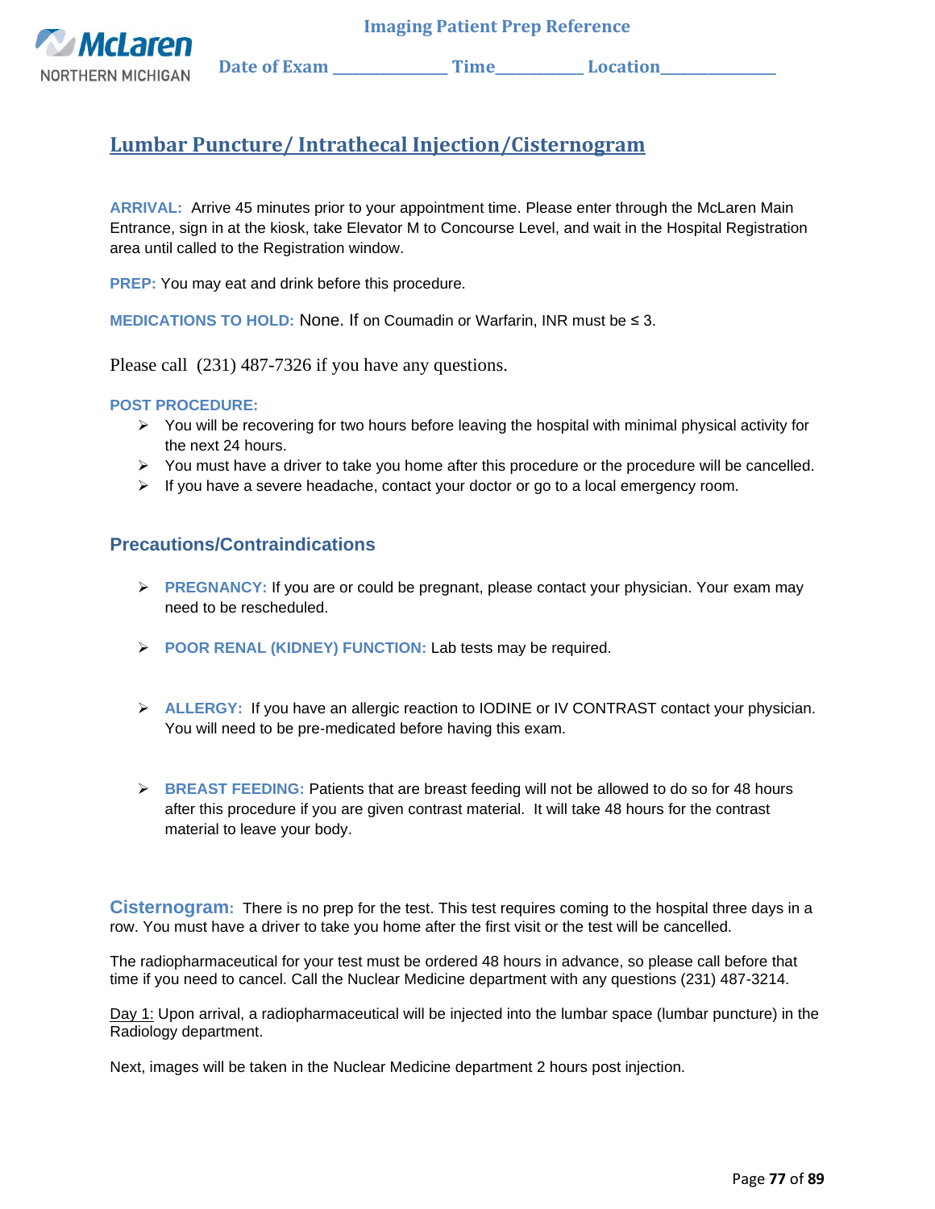Imaging Patient Prep Reference

Date of Exam ______________ Time___________ Location______________

## Lumbar Puncture/ Intrathecal Injection/Cisternogram

**ARRIVAL:** Arrive 45 minutes prior to your appointment time. Please enter through the McLaren Main Entrance, sign in at the kiosk, take Elevator M to Concourse Level, and wait in the Hospital Registration area until called to the Registration window.

**PREP:** You may eat and drink before this procedure.

**MEDICATIONS TO HOLD:** None. If on Coumadin or Warfarin, INR must be ≤ 3.

Please call (231) 487-7326 if you have any questions.

**POST PROCEDURE:**

- You will be recovering for two hours before leaving the hospital with minimal physical activity for the next 24 hours.
- You must have a driver to take you home after this procedure or the procedure will be cancelled.
- If you have a severe headache, contact your doctor or go to a local emergency room.

### Precautions/Contraindications

- **PREGNANCY:** If you are or could be pregnant, please contact your physician. Your exam may need to be rescheduled.
- **POOR RENAL (KIDNEY) FUNCTION:** Lab tests may be required.
- **ALLERGY:** If you have an allergic reaction to IODINE or IV CONTRAST contact your physician. You will need to be pre-medicated before having this exam.
- **BREAST FEEDING:** Patients that are breast feeding will not be allowed to do so for 48 hours after this procedure if you are given contrast material. It will take 48 hours for the contrast material to leave your body.

**Cisternogram:** There is no prep for the test. This test requires coming to the hospital three days in a row. You must have a driver to take you home after the first visit or the test will be cancelled.

The radiopharmaceutical for your test must be ordered 48 hours in advance, so please call before that time if you need to cancel. Call the Nuclear Medicine department with any questions (231) 487-3214.

Day 1: Upon arrival, a radiopharmaceutical will be injected into the lumbar space (lumbar puncture) in the Radiology department.

Next, images will be taken in the Nuclear Medicine department 2 hours post injection.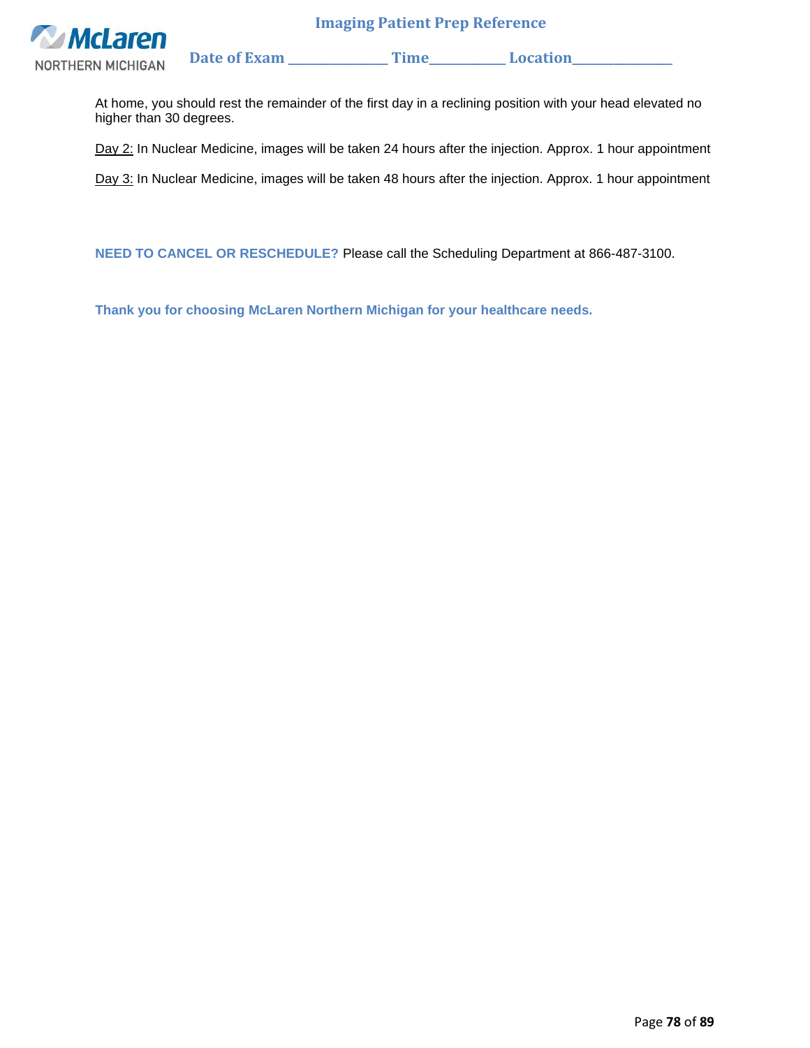At home, you should rest the remainder of the first day in a reclining position with your head elevated no higher than 30 degrees.

Day 2: In Nuclear Medicine, images will be taken 24 hours after the injection. Approx. 1 hour appointment

Day 3: In Nuclear Medicine, images will be taken 48 hours after the injection. Approx. 1 hour appointment

**NEED TO CANCEL OR RESCHEDULE?** Please call the Scheduling Department at 866-487-3100.

**Thank you for choosing McLaren Northern Michigan for your healthcare needs.**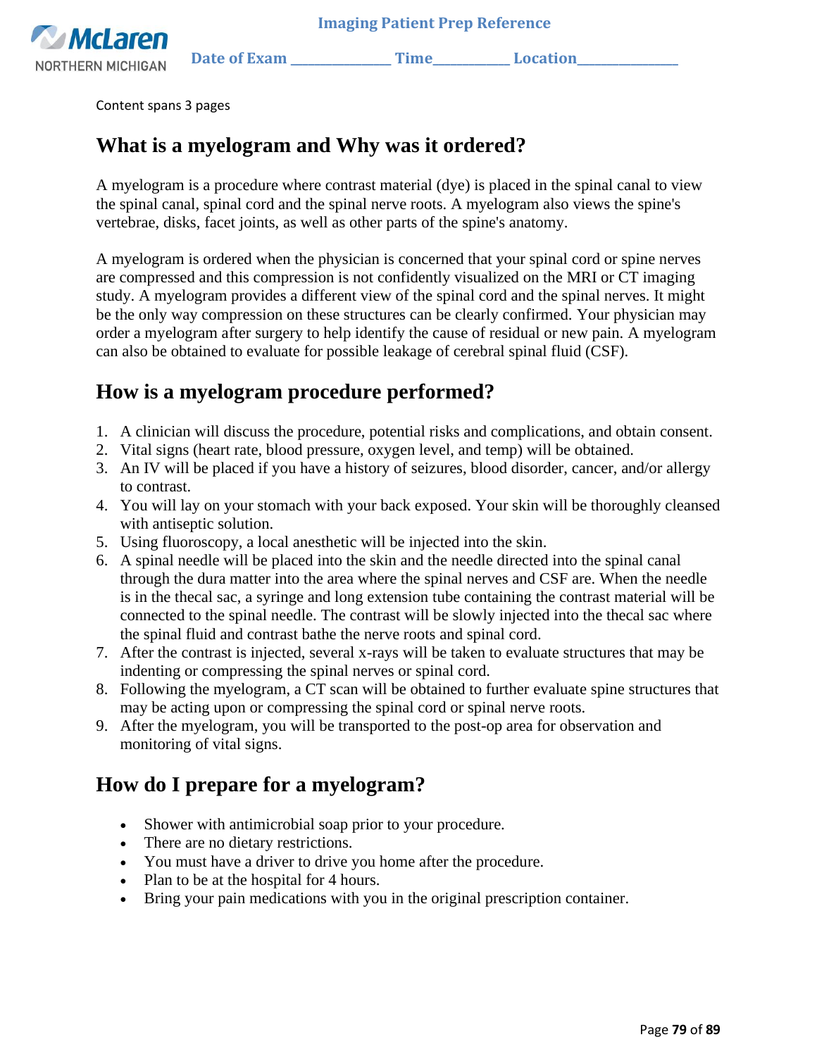Imaging Patient Prep Reference

Date of Exam _____________ Time__________ Location_____________

Content spans 3 pages

## What is a myelogram and Why was it ordered?

A myelogram is a procedure where contrast material (dye) is placed in the spinal canal to view the spinal canal, spinal cord and the spinal nerve roots. A myelogram also views the spine's vertebrae, disks, facet joints, as well as other parts of the spine's anatomy.

A myelogram is ordered when the physician is concerned that your spinal cord or spine nerves are compressed and this compression is not confidently visualized on the MRI or CT imaging study. A myelogram provides a different view of the spinal cord and the spinal nerves. It might be the only way compression on these structures can be clearly confirmed. Your physician may order a myelogram after surgery to help identify the cause of residual or new pain. A myelogram can also be obtained to evaluate for possible leakage of cerebral spinal fluid (CSF).

## How is a myelogram procedure performed?

1. A clinician will discuss the procedure, potential risks and complications, and obtain consent.
2. Vital signs (heart rate, blood pressure, oxygen level, and temp) will be obtained.
3. An IV will be placed if you have a history of seizures, blood disorder, cancer, and/or allergy to contrast.
4. You will lay on your stomach with your back exposed. Your skin will be thoroughly cleansed with antiseptic solution.
5. Using fluoroscopy, a local anesthetic will be injected into the skin.
6. A spinal needle will be placed into the skin and the needle directed into the spinal canal through the dura matter into the area where the spinal nerves and CSF are. When the needle is in the thecal sac, a syringe and long extension tube containing the contrast material will be connected to the spinal needle. The contrast will be slowly injected into the thecal sac where the spinal fluid and contrast bathe the nerve roots and spinal cord.
7. After the contrast is injected, several x-rays will be taken to evaluate structures that may be indenting or compressing the spinal nerves or spinal cord.
8. Following the myelogram, a CT scan will be obtained to further evaluate spine structures that may be acting upon or compressing the spinal cord or spinal nerve roots.
9. After the myelogram, you will be transported to the post-op area for observation and monitoring of vital signs.

## How do I prepare for a myelogram?

- Shower with antimicrobial soap prior to your procedure.
- There are no dietary restrictions.
- You must have a driver to drive you home after the procedure.
- Plan to be at the hospital for 4 hours.
- Bring your pain medications with you in the original prescription container.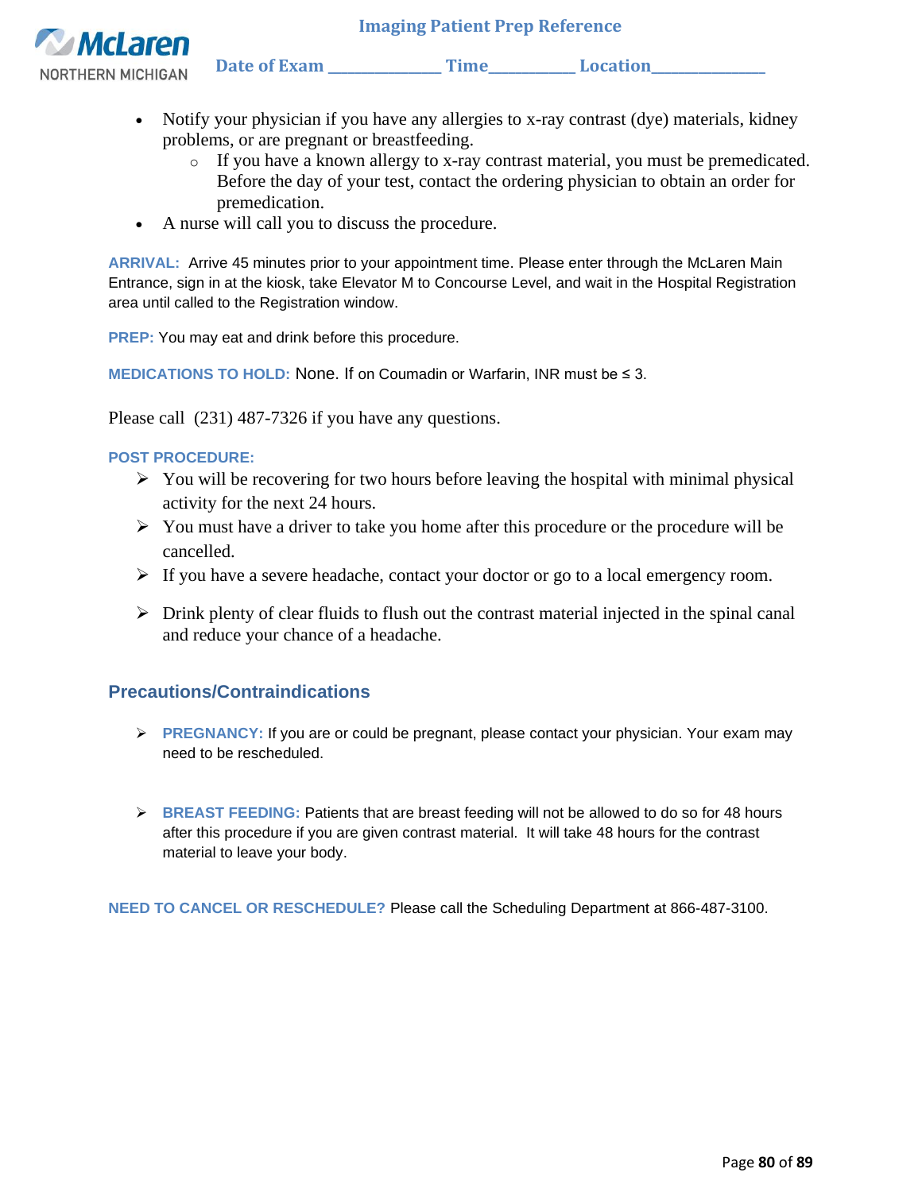**Imaging Patient Prep Reference**

**Date of Exam \_\_\_\_\_\_\_\_\_\_\_\_\_\_ Time\_\_\_\_\_\_\_\_\_\_\_ Location\_\_\_\_\_\_\_\_\_\_\_\_\_\_**

- Notify your physician if you have any allergies to x-ray contrast (dye) materials, kidney problems, or are pregnant or breastfeeding.
  - If you have a known allergy to x-ray contrast material, you must be premedicated. Before the day of your test, contact the ordering physician to obtain an order for premedication.
- A nurse will call you to discuss the procedure.

**ARRIVAL:** Arrive 45 minutes prior to your appointment time. Please enter through the McLaren Main Entrance, sign in at the kiosk, take Elevator M to Concourse Level, and wait in the Hospital Registration area until called to the Registration window.

**PREP:** You may eat and drink before this procedure.

**MEDICATIONS TO HOLD:** None. If on Coumadin or Warfarin, INR must be ≤ 3.

Please call (231) 487-7326 if you have any questions.

**POST PROCEDURE:**

- You will be recovering for two hours before leaving the hospital with minimal physical activity for the next 24 hours.
- You must have a driver to take you home after this procedure or the procedure will be cancelled.
- If you have a severe headache, contact your doctor or go to a local emergency room.
- Drink plenty of clear fluids to flush out the contrast material injected in the spinal canal and reduce your chance of a headache.

## Precautions/Contraindications

- **PREGNANCY:** If you are or could be pregnant, please contact your physician. Your exam may need to be rescheduled.
- **BREAST FEEDING:** Patients that are breast feeding will not be allowed to do so for 48 hours after this procedure if you are given contrast material. It will take 48 hours for the contrast material to leave your body.

**NEED TO CANCEL OR RESCHEDULE?** Please call the Scheduling Department at 866-487-3100.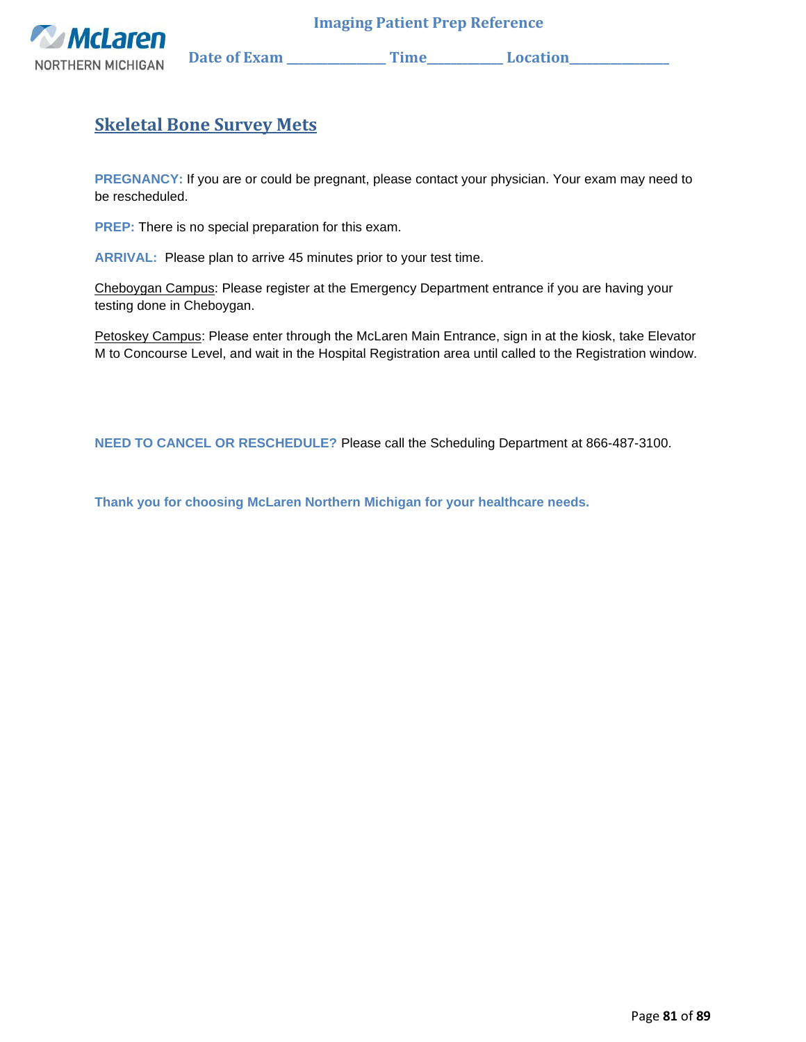Imaging Patient Prep Reference

Date of Exam _____________ Time__________ Location_____________

## Skeletal Bone Survey Mets

**PREGNANCY:** If you are or could be pregnant, please contact your physician. Your exam may need to be rescheduled.

**PREP:** There is no special preparation for this exam.

**ARRIVAL:** Please plan to arrive 45 minutes prior to your test time.

Cheboygan Campus: Please register at the Emergency Department entrance if you are having your testing done in Cheboygan.

Petoskey Campus: Please enter through the McLaren Main Entrance, sign in at the kiosk, take Elevator M to Concourse Level, and wait in the Hospital Registration area until called to the Registration window.

**NEED TO CANCEL OR RESCHEDULE?** Please call the Scheduling Department at 866-487-3100.

**Thank you for choosing McLaren Northern Michigan for your healthcare needs.**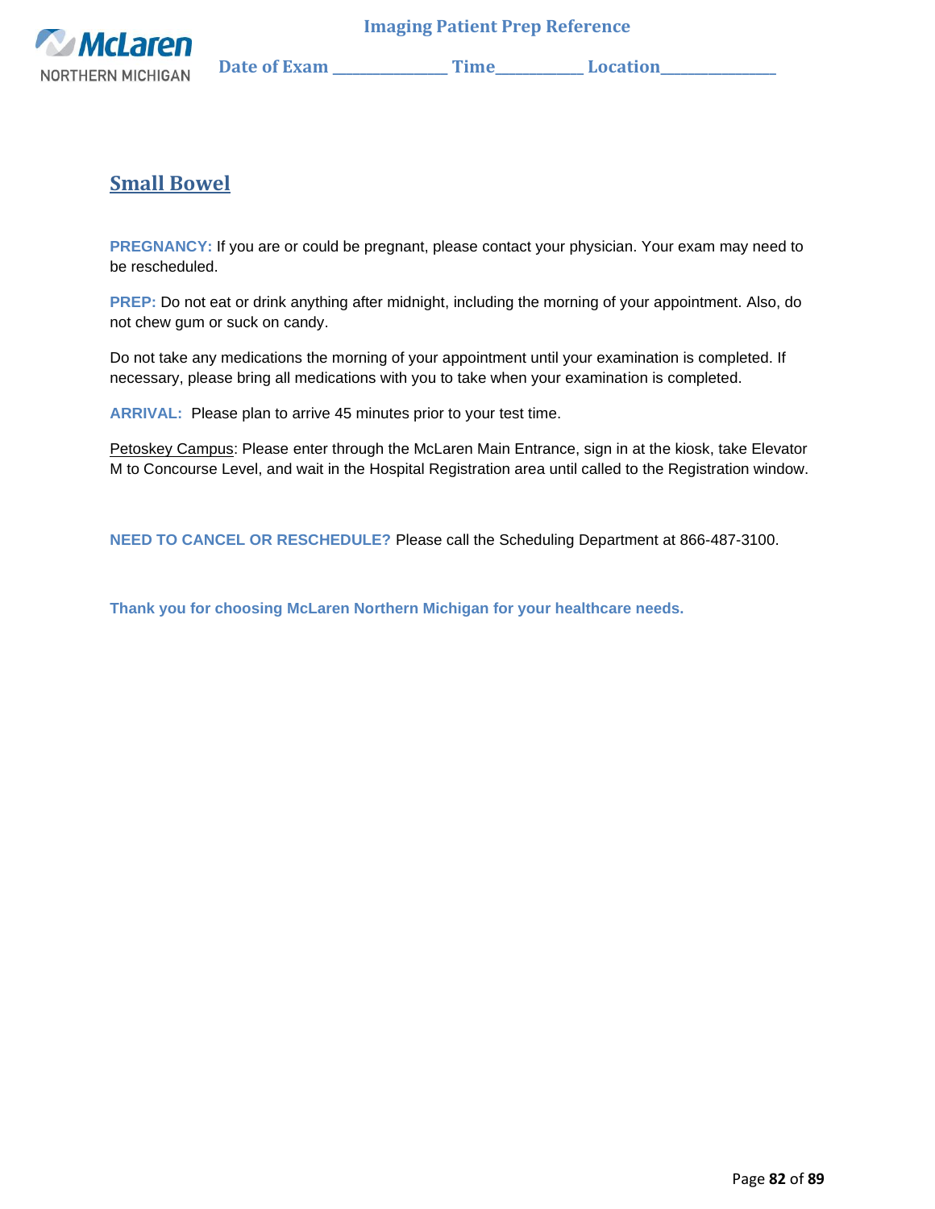## Small Bowel

**PREGNANCY:** If you are or could be pregnant, please contact your physician. Your exam may need to be rescheduled.

**PREP:** Do not eat or drink anything after midnight, including the morning of your appointment. Also, do not chew gum or suck on candy.

Do not take any medications the morning of your appointment until your examination is completed. If necessary, please bring all medications with you to take when your examination is completed.

**ARRIVAL:** Please plan to arrive 45 minutes prior to your test time.

Petoskey Campus: Please enter through the McLaren Main Entrance, sign in at the kiosk, take Elevator M to Concourse Level, and wait in the Hospital Registration area until called to the Registration window.

**NEED TO CANCEL OR RESCHEDULE?** Please call the Scheduling Department at 866-487-3100.

**Thank you for choosing McLaren Northern Michigan for your healthcare needs.**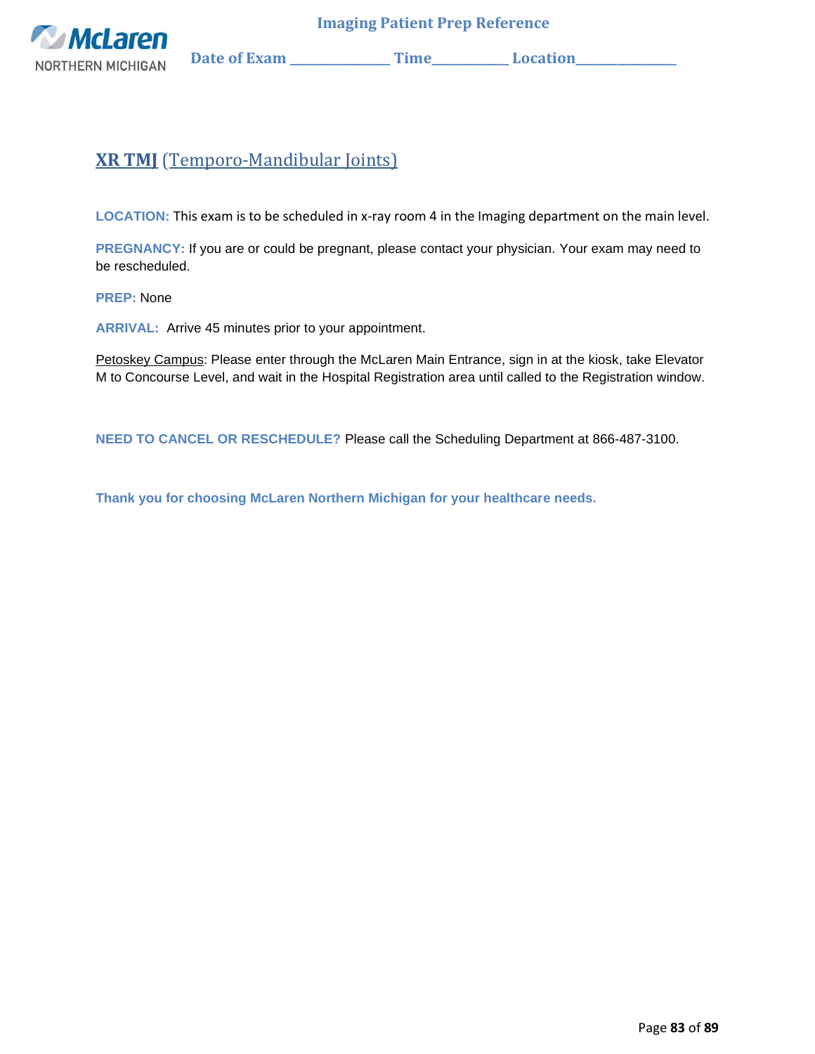# XR TMJ (Temporo-Mandibular Joints)

**LOCATION:** This exam is to be scheduled in x-ray room 4 in the Imaging department on the main level.

**PREGNANCY:** If you are or could be pregnant, please contact your physician. Your exam may need to be rescheduled.

**PREP:** None

**ARRIVAL:** Arrive 45 minutes prior to your appointment.

Petoskey Campus: Please enter through the McLaren Main Entrance, sign in at the kiosk, take Elevator M to Concourse Level, and wait in the Hospital Registration area until called to the Registration window.

**NEED TO CANCEL OR RESCHEDULE?** Please call the Scheduling Department at 866-487-3100.

**Thank you for choosing McLaren Northern Michigan for your healthcare needs.**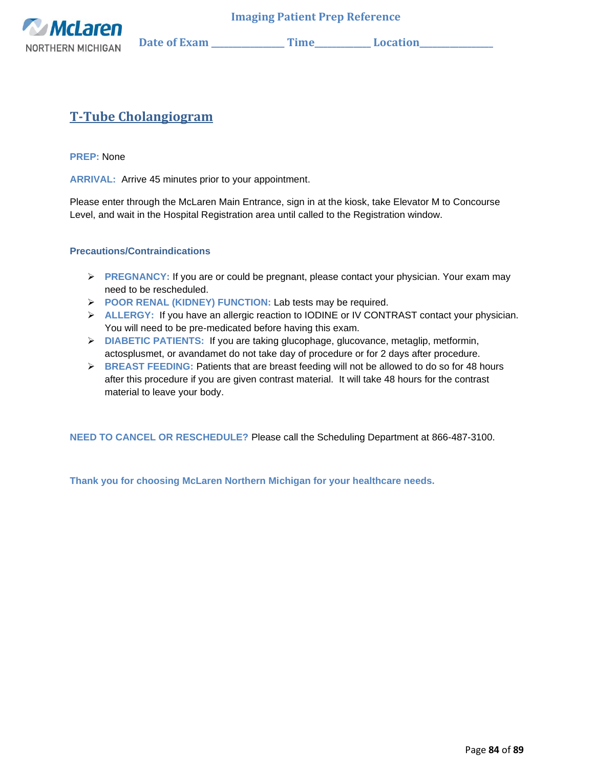# T-Tube Cholangiogram

**PREP:** None

**ARRIVAL:** Arrive 45 minutes prior to your appointment.

Please enter through the McLaren Main Entrance, sign in at the kiosk, take Elevator M to Concourse Level, and wait in the Hospital Registration area until called to the Registration window.

### Precautions/Contraindications

- **PREGNANCY:** If you are or could be pregnant, please contact your physician. Your exam may need to be rescheduled.
- **POOR RENAL (KIDNEY) FUNCTION:** Lab tests may be required.
- **ALLERGY:** If you have an allergic reaction to IODINE or IV CONTRAST contact your physician. You will need to be pre-medicated before having this exam.
- **DIABETIC PATIENTS:** If you are taking glucophage, glucovance, metaglip, metformin, actosplusmet, or avandamet do not take day of procedure or for 2 days after procedure.
- **BREAST FEEDING:** Patients that are breast feeding will not be allowed to do so for 48 hours after this procedure if you are given contrast material. It will take 48 hours for the contrast material to leave your body.

**NEED TO CANCEL OR RESCHEDULE?** Please call the Scheduling Department at 866-487-3100.

**Thank you for choosing McLaren Northern Michigan for your healthcare needs.**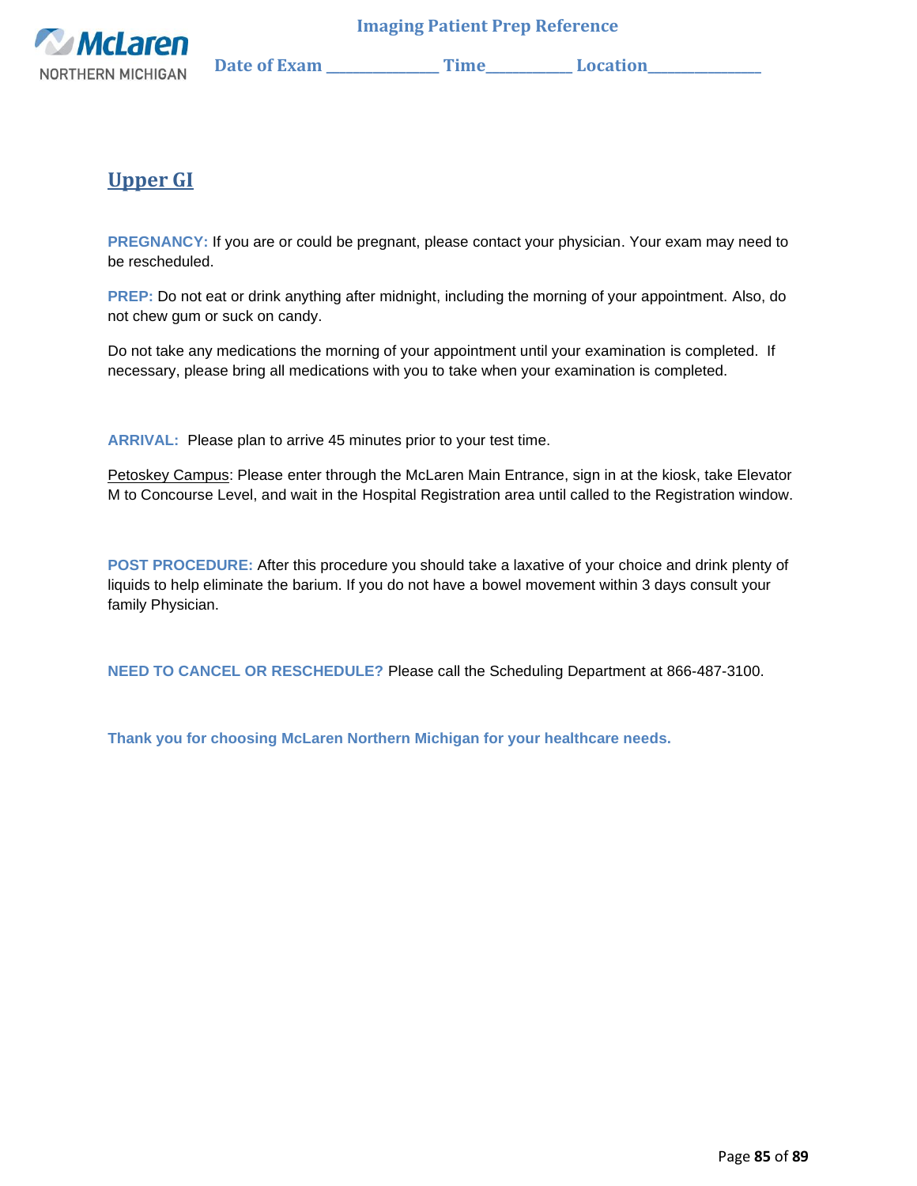## Upper GI

**PREGNANCY:** If you are or could be pregnant, please contact your physician. Your exam may need to be rescheduled.

**PREP:** Do not eat or drink anything after midnight, including the morning of your appointment. Also, do not chew gum or suck on candy.

Do not take any medications the morning of your appointment until your examination is completed. If necessary, please bring all medications with you to take when your examination is completed.

**ARRIVAL:** Please plan to arrive 45 minutes prior to your test time.

Petoskey Campus: Please enter through the McLaren Main Entrance, sign in at the kiosk, take Elevator M to Concourse Level, and wait in the Hospital Registration area until called to the Registration window.

**POST PROCEDURE:** After this procedure you should take a laxative of your choice and drink plenty of liquids to help eliminate the barium. If you do not have a bowel movement within 3 days consult your family Physician.

**NEED TO CANCEL OR RESCHEDULE?** Please call the Scheduling Department at 866-487-3100.

**Thank you for choosing McLaren Northern Michigan for your healthcare needs.**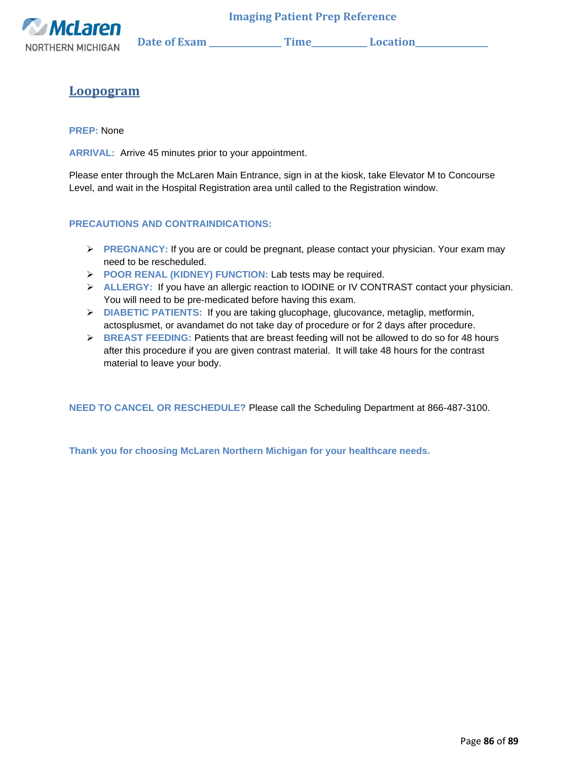**Imaging Patient Prep Reference**

**Date of Exam \_\_\_\_\_\_\_\_\_\_\_\_\_\_ Time\_\_\_\_\_\_\_\_\_\_\_ Location\_\_\_\_\_\_\_\_\_\_\_\_\_\_**

## Loopogram

**PREP:** None

**ARRIVAL:** Arrive 45 minutes prior to your appointment.

Please enter through the McLaren Main Entrance, sign in at the kiosk, take Elevator M to Concourse Level, and wait in the Hospital Registration area until called to the Registration window.

**PRECAUTIONS AND CONTRAINDICATIONS:**

- **PREGNANCY:** If you are or could be pregnant, please contact your physician. Your exam may need to be rescheduled.
- **POOR RENAL (KIDNEY) FUNCTION:** Lab tests may be required.
- **ALLERGY:** If you have an allergic reaction to IODINE or IV CONTRAST contact your physician. You will need to be pre-medicated before having this exam.
- **DIABETIC PATIENTS:** If you are taking glucophage, glucovance, metaglip, metformin, actosplusmet, or avandamet do not take day of procedure or for 2 days after procedure.
- **BREAST FEEDING:** Patients that are breast feeding will not be allowed to do so for 48 hours after this procedure if you are given contrast material. It will take 48 hours for the contrast material to leave your body.

**NEED TO CANCEL OR RESCHEDULE?** Please call the Scheduling Department at 866-487-3100.

**Thank you for choosing McLaren Northern Michigan for your healthcare needs.**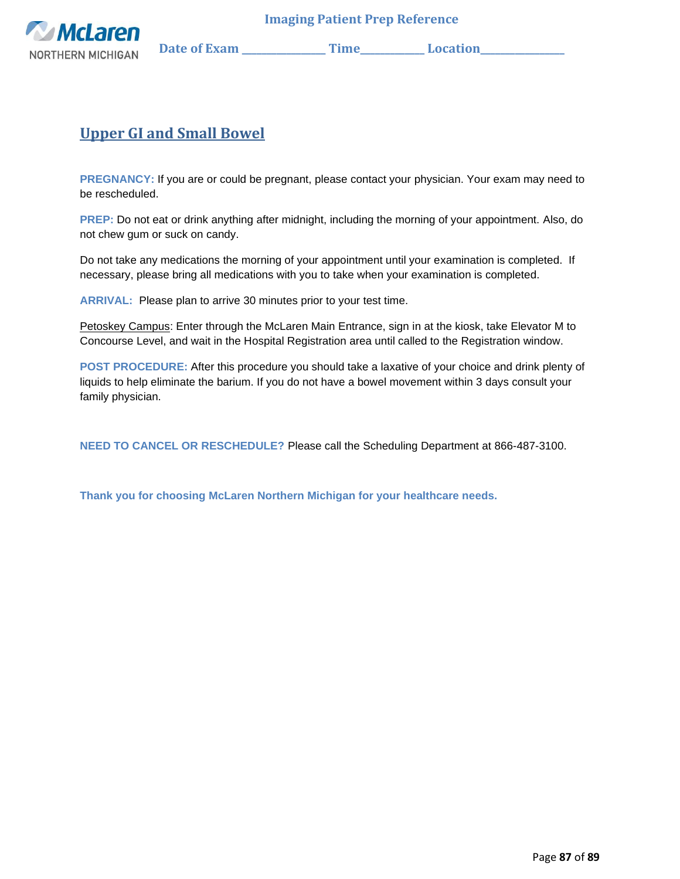## Upper GI and Small Bowel

**PREGNANCY:** If you are or could be pregnant, please contact your physician. Your exam may need to be rescheduled.

**PREP:** Do not eat or drink anything after midnight, including the morning of your appointment. Also, do not chew gum or suck on candy.

Do not take any medications the morning of your appointment until your examination is completed. If necessary, please bring all medications with you to take when your examination is completed.

**ARRIVAL:** Please plan to arrive 30 minutes prior to your test time.

Petoskey Campus: Enter through the McLaren Main Entrance, sign in at the kiosk, take Elevator M to Concourse Level, and wait in the Hospital Registration area until called to the Registration window.

**POST PROCEDURE:** After this procedure you should take a laxative of your choice and drink plenty of liquids to help eliminate the barium. If you do not have a bowel movement within 3 days consult your family physician.

**NEED TO CANCEL OR RESCHEDULE?** Please call the Scheduling Department at 866-487-3100.

**Thank you for choosing McLaren Northern Michigan for your healthcare needs.**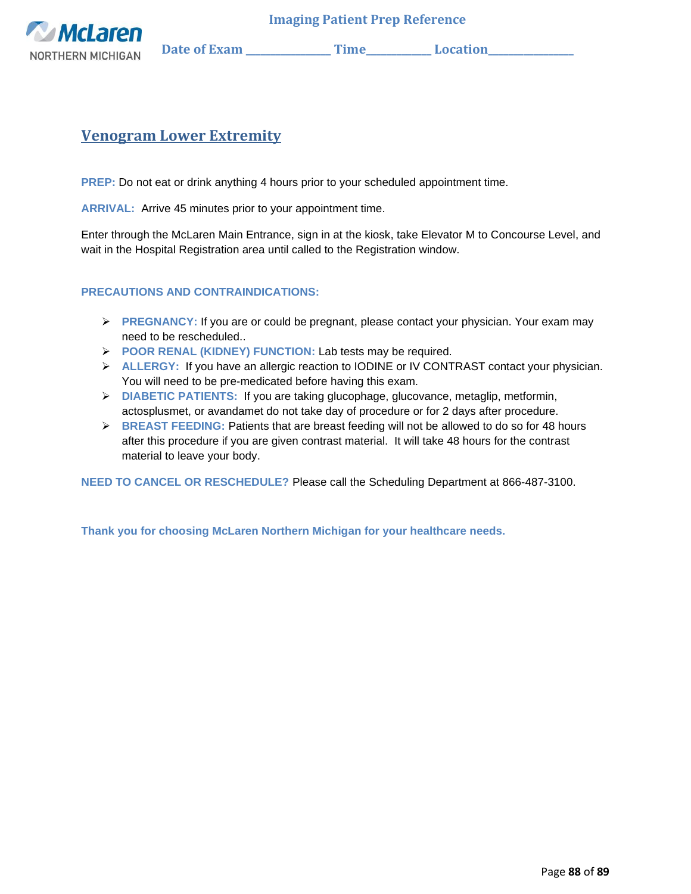## Venogram Lower Extremity

**PREP:** Do not eat or drink anything 4 hours prior to your scheduled appointment time.

**ARRIVAL:** Arrive 45 minutes prior to your appointment time.

Enter through the McLaren Main Entrance, sign in at the kiosk, take Elevator M to Concourse Level, and wait in the Hospital Registration area until called to the Registration window.

**PRECAUTIONS AND CONTRAINDICATIONS:**

- **PREGNANCY:** If you are or could be pregnant, please contact your physician. Your exam may need to be rescheduled..
- **POOR RENAL (KIDNEY) FUNCTION:** Lab tests may be required.
- **ALLERGY:** If you have an allergic reaction to IODINE or IV CONTRAST contact your physician. You will need to be pre-medicated before having this exam.
- **DIABETIC PATIENTS:** If you are taking glucophage, glucovance, metaglip, metformin, actosplusmet, or avandamet do not take day of procedure or for 2 days after procedure.
- **BREAST FEEDING:** Patients that are breast feeding will not be allowed to do so for 48 hours after this procedure if you are given contrast material. It will take 48 hours for the contrast material to leave your body.

**NEED TO CANCEL OR RESCHEDULE?** Please call the Scheduling Department at 866-487-3100.

**Thank you for choosing McLaren Northern Michigan for your healthcare needs.**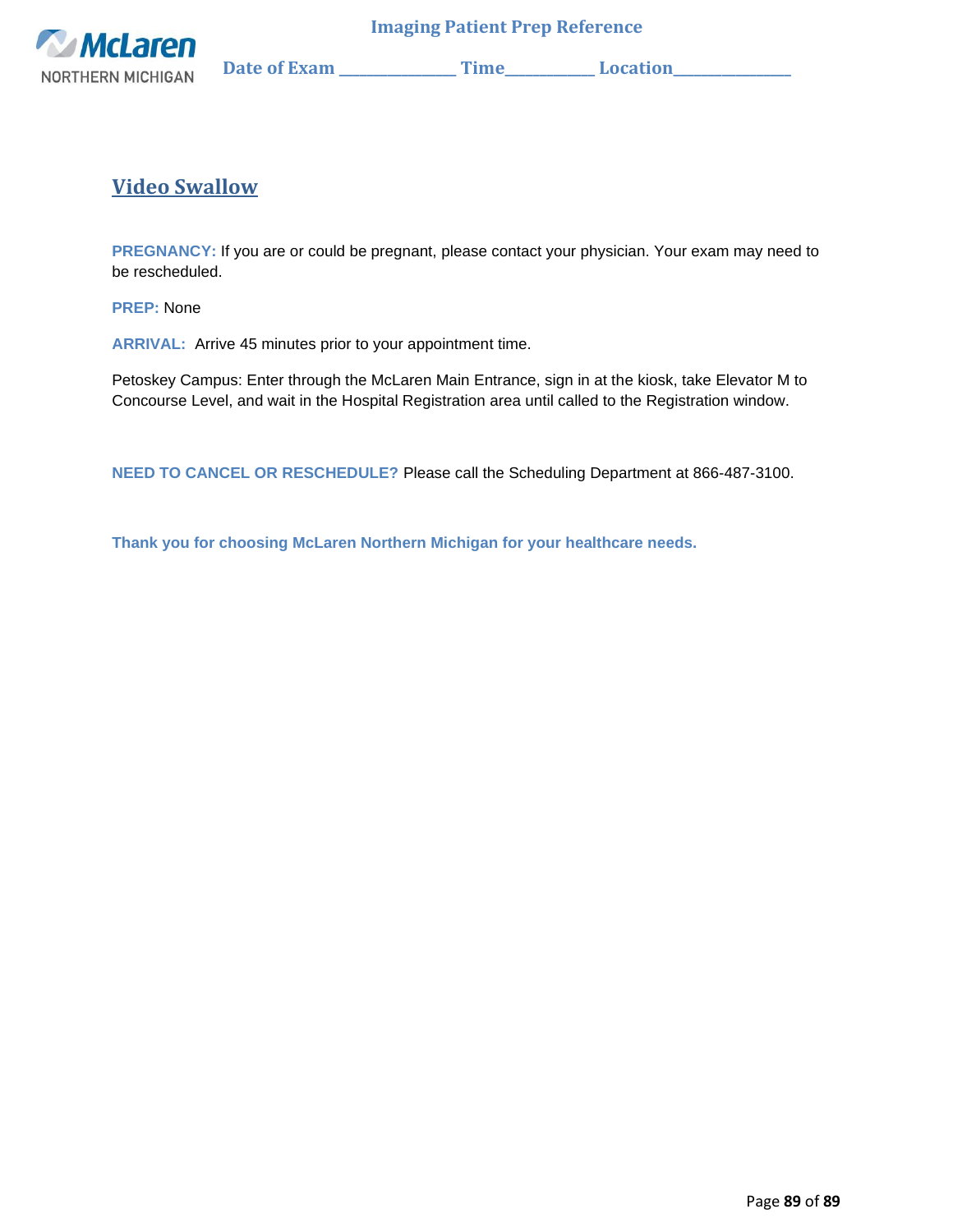## Video Swallow

**PREGNANCY:** If you are or could be pregnant, please contact your physician. Your exam may need to be rescheduled.

**PREP:** None

**ARRIVAL:** Arrive 45 minutes prior to your appointment time.

Petoskey Campus: Enter through the McLaren Main Entrance, sign in at the kiosk, take Elevator M to Concourse Level, and wait in the Hospital Registration area until called to the Registration window.

**NEED TO CANCEL OR RESCHEDULE?** Please call the Scheduling Department at 866-487-3100.

**Thank you for choosing McLaren Northern Michigan for your healthcare needs.**